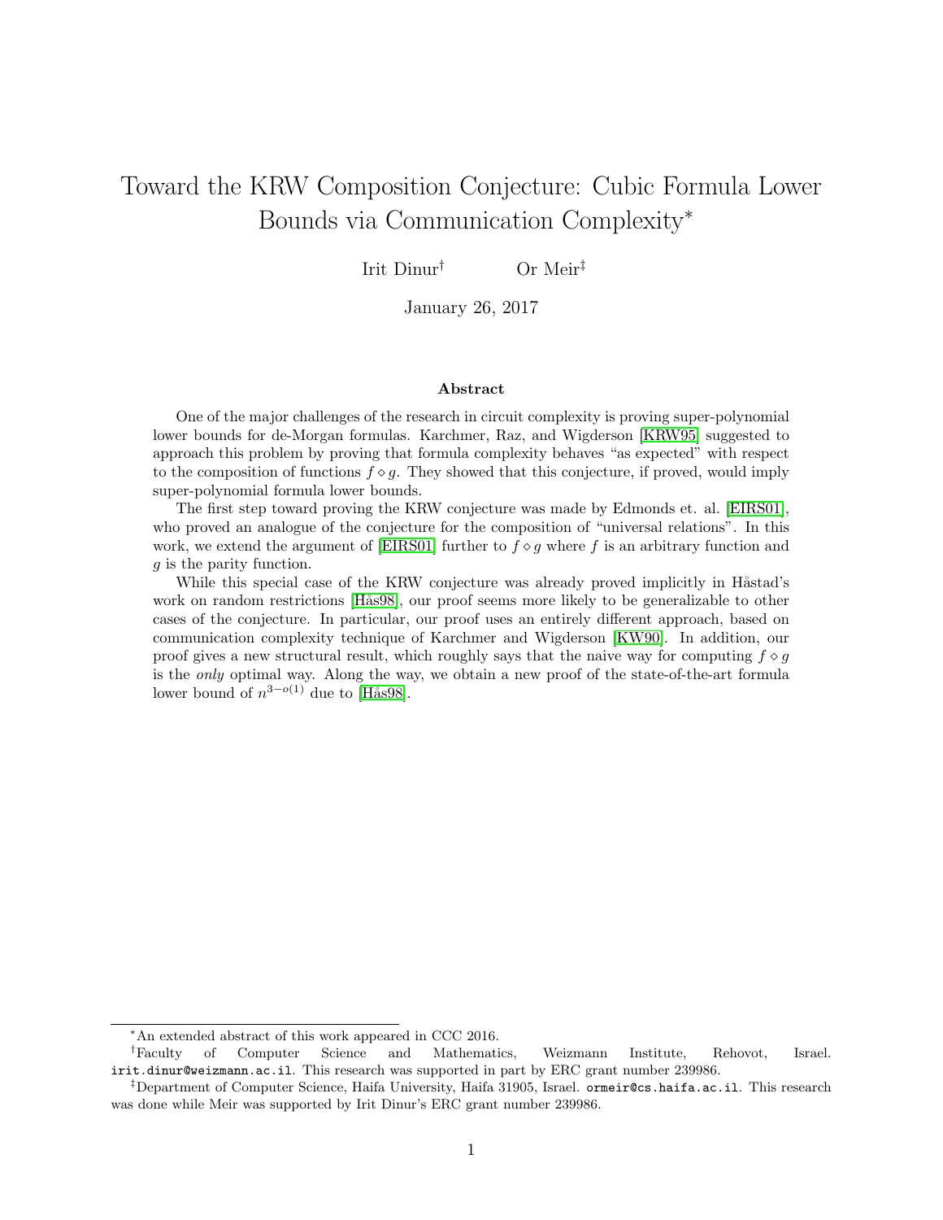# Toward the KRW Composition Conjecture: Cubic Formula Lower Bounds via Communication Complexity*

Irit Dinur† Or Meir‡

January 26, 2017

### Abstract

One of the major challenges of the research in circuit complexity is proving super-polynomial lower bounds for de-Morgan formulas. Karchmer, Raz, and Wigderson [KRW95] suggested to approach this problem by proving that formula complexity behaves "as expected" with respect to the composition of functions $f \diamond g$. They showed that this conjecture, if proved, would imply super-polynomial formula lower bounds.

The first step toward proving the KRW conjecture was made by Edmonds et. al. [EIRS01], who proved an analogue of the conjecture for the composition of "universal relations". In this work, we extend the argument of [EIRS01] further to $f \diamond g$ where $f$ is an arbitrary function and $g$ is the parity function.

While this special case of the KRW conjecture was already proved implicitly in Håstad's work on random restrictions [Hås98], our proof seems more likely to be generalizable to other cases of the conjecture. In particular, our proof uses an entirely different approach, based on communication complexity technique of Karchmer and Wigderson [KW90]. In addition, our proof gives a new structural result, which roughly says that the naive way for computing $f \diamond g$ is the *only* optimal way. Along the way, we obtain a new proof of the state-of-the-art formula lower bound of $n^{3-o(1)}$ due to [Hås98].

---

*An extended abstract of this work appeared in CCC 2016.

†Faculty of Computer Science and Mathematics, Weizmann Institute, Rehovot, Israel. irit.dinur@weizmann.ac.il. This research was supported in part by ERC grant number 239986.

‡Department of Computer Science, Haifa University, Haifa 31905, Israel. ormeir@cs.haifa.ac.il. This research was done while Meir was supported by Irit Dinur's ERC grant number 239986.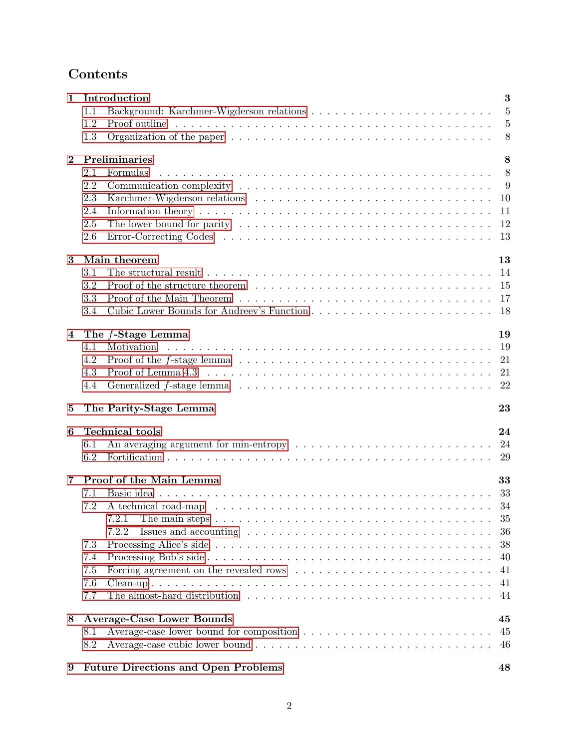# Contents

**1 Introduction** — 3
- 1.1 Background: Karchmer-Wigderson relations — 5
- 1.2 Proof outline — 5
- 1.3 Organization of the paper — 8

**2 Preliminaries** — 8
- 2.1 Formulas — 8
- 2.2 Communication complexity — 9
- 2.3 Karchmer-Wigderson relations — 10
- 2.4 Information theory — 11
- 2.5 The lower bound for parity — 12
- 2.6 Error-Correcting Codes — 13

**3 Main theorem** — 13
- 3.1 The structural result — 14
- 3.2 Proof of the structure theorem — 15
- 3.3 Proof of the Main Theorem — 17
- 3.4 Cubic Lower Bounds for Andreev's Function — 18

**4 The $f$-Stage Lemma** — 19
- 4.1 Motivation — 19
- 4.2 Proof of the $f$-stage lemma — 21
- 4.3 Proof of Lemma 4.3 — 21
- 4.4 Generalized $f$-stage lemma — 22

**5 The Parity-Stage Lemma** — 23

**6 Technical tools** — 24
- 6.1 An averaging argument for min-entropy — 24
- 6.2 Fortification — 29

**7 Proof of the Main Lemma** — 33
- 7.1 Basic idea — 33
- 7.2 A technical road-map — 34
  - 7.2.1 The main steps — 35
  - 7.2.2 Issues and accounting — 36
- 7.3 Processing Alice's side — 38
- 7.4 Processing Bob's side — 40
- 7.5 Forcing agreement on the revealed rows — 41
- 7.6 Clean-up — 41
- 7.7 The almost-hard distribution — 44

**8 Average-Case Lower Bounds** — 45
- 8.1 Average-case lower bound for composition — 45
- 8.2 Average-case cubic lower bound — 46

**9 Future Directions and Open Problems** — 48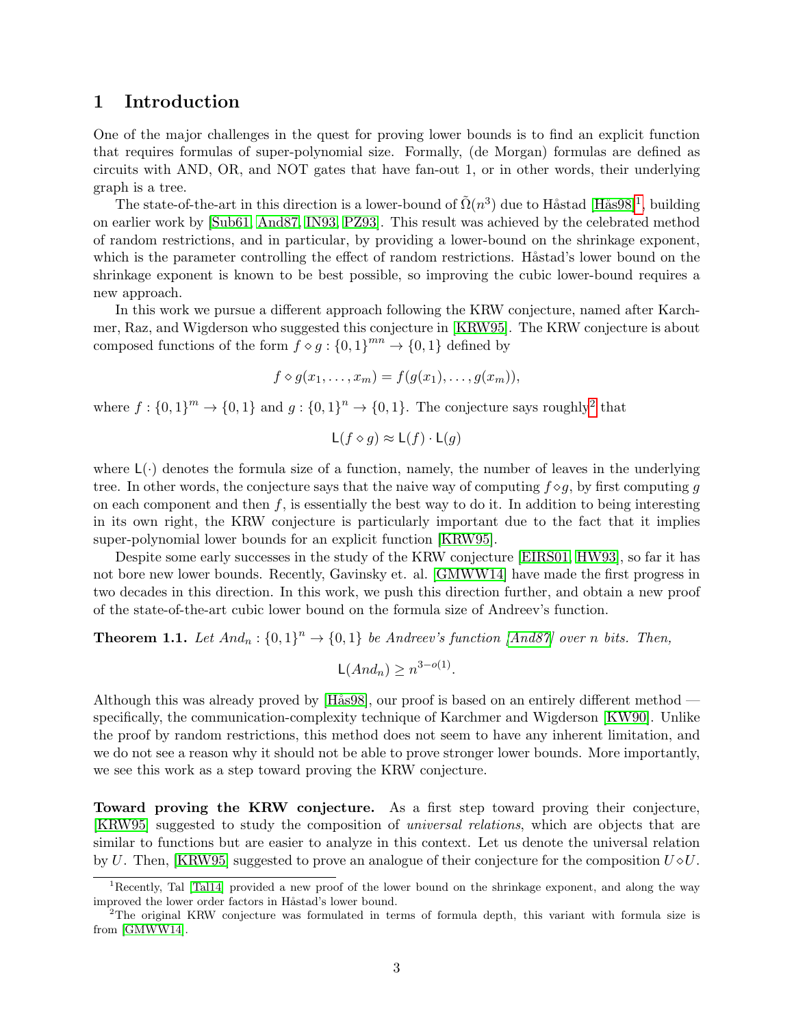# 1 Introduction

One of the major challenges in the quest for proving lower bounds is to find an explicit function that requires formulas of super-polynomial size. Formally, (de Morgan) formulas are defined as circuits with AND, OR, and NOT gates that have fan-out 1, or in other words, their underlying graph is a tree.

The state-of-the-art in this direction is a lower-bound of $\tilde{\Omega}(n^3)$ due to Håstad [Hås98][1], building on earlier work by [Sub61, And87, IN93, PZ93]. This result was achieved by the celebrated method of random restrictions, and in particular, by providing a lower-bound on the shrinkage exponent, which is the parameter controlling the effect of random restrictions. Håstad's lower bound on the shrinkage exponent is known to be best possible, so improving the cubic lower-bound requires a new approach.

In this work we pursue a different approach following the KRW conjecture, named after Karchmer, Raz, and Wigderson who suggested this conjecture in [KRW95]. The KRW conjecture is about composed functions of the form $f \diamond g : \{0,1\}^{mn} \to \{0,1\}$ defined by

$$f \diamond g(x_1, \ldots, x_m) = f(g(x_1), \ldots, g(x_m)),$$

where $f : \{0,1\}^m \to \{0,1\}$ and $g : \{0,1\}^n \to \{0,1\}$. The conjecture says roughly[2] that

$$\mathsf{L}(f \diamond g) \approx \mathsf{L}(f) \cdot \mathsf{L}(g)$$

where $\mathsf{L}(\cdot)$ denotes the formula size of a function, namely, the number of leaves in the underlying tree. In other words, the conjecture says that the naive way of computing $f \diamond g$, by first computing $g$ on each component and then $f$, is essentially the best way to do it. In addition to being interesting in its own right, the KRW conjecture is particularly important due to the fact that it implies super-polynomial lower bounds for an explicit function [KRW95].

Despite some early successes in the study of the KRW conjecture [EIRS01, HW93], so far it has not bore new lower bounds. Recently, Gavinsky et. al. [GMWW14] have made the first progress in two decades in this direction. In this work, we push this direction further, and obtain a new proof of the state-of-the-art cubic lower bound on the formula size of Andreev's function.

**Theorem 1.1.** *Let $And_n : \{0,1\}^n \to \{0,1\}$ be Andreev's function [And87] over $n$ bits. Then,*

$$\mathsf{L}(And_n) \geq n^{3-o(1)}.$$

Although this was already proved by [Hås98], our proof is based on an entirely different method — specifically, the communication-complexity technique of Karchmer and Wigderson [KW90]. Unlike the proof by random restrictions, this method does not seem to have any inherent limitation, and we do not see a reason why it should not be able to prove stronger lower bounds. More importantly, we see this work as a step toward proving the KRW conjecture.

**Toward proving the KRW conjecture.** As a first step toward proving their conjecture, [KRW95] suggested to study the composition of *universal relations*, which are objects that are similar to functions but are easier to analyze in this context. Let us denote the universal relation by $U$. Then, [KRW95] suggested to prove an analogue of their conjecture for the composition $U \diamond U$.

[1] Recently, Tal [Tal14] provided a new proof of the lower bound on the shrinkage exponent, and along the way improved the lower order factors in Håstad's lower bound.

[2] The original KRW conjecture was formulated in terms of formula depth, this variant with formula size is from [GMWW14].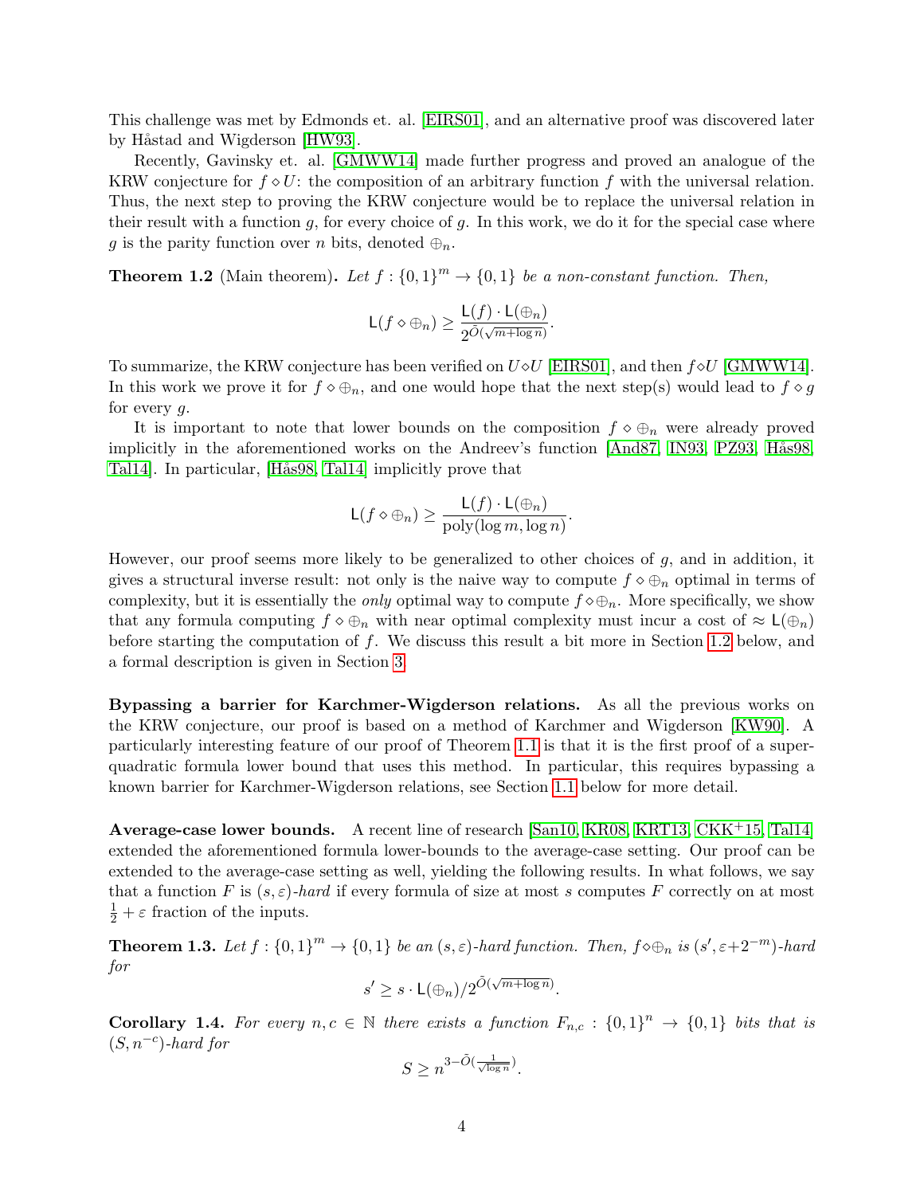This challenge was met by Edmonds et. al. [EIRS01], and an alternative proof was discovered later by Håstad and Wigderson [HW93].

Recently, Gavinsky et. al. [GMWW14] made further progress and proved an analogue of the KRW conjecture for $f \diamond U$: the composition of an arbitrary function $f$ with the universal relation. Thus, the next step to proving the KRW conjecture would be to replace the universal relation in their result with a function $g$, for every choice of $g$. In this work, we do it for the special case where $g$ is the parity function over $n$ bits, denoted $\oplus_n$.

**Theorem 1.2** (Main theorem). *Let $f : \{0,1\}^m \to \{0,1\}$ be a non-constant function. Then,*

$$\mathsf{L}(f \diamond \oplus_n) \geq \frac{\mathsf{L}(f) \cdot \mathsf{L}(\oplus_n)}{2^{\tilde{O}(\sqrt{m + \log n})}}.$$

To summarize, the KRW conjecture has been verified on $U \diamond U$ [EIRS01], and then $f \diamond U$ [GMWW14]. In this work we prove it for $f \diamond \oplus_n$, and one would hope that the next step(s) would lead to $f \diamond g$ for every $g$.

It is important to note that lower bounds on the composition $f \diamond \oplus_n$ were already proved implicitly in the aforementioned works on the Andreev's function [And87, IN93, PZ93, Hås98, Tal14]. In particular, [Hås98, Tal14] implicitly prove that

$$\mathsf{L}(f \diamond \oplus_n) \geq \frac{\mathsf{L}(f) \cdot \mathsf{L}(\oplus_n)}{\text{poly}(\log m, \log n)}.$$

However, our proof seems more likely to be generalized to other choices of $g$, and in addition, it gives a structural inverse result: not only is the naive way to compute $f \diamond \oplus_n$ optimal in terms of complexity, but it is essentially the *only* optimal way to compute $f \diamond \oplus_n$. More specifically, we show that any formula computing $f \diamond \oplus_n$ with near optimal complexity must incur a cost of $\approx \mathsf{L}(\oplus_n)$ before starting the computation of $f$. We discuss this result a bit more in Section 1.2 below, and a formal description is given in Section 3.

**Bypassing a barrier for Karchmer-Wigderson relations.** As all the previous works on the KRW conjecture, our proof is based on a method of Karchmer and Wigderson [KW90]. A particularly interesting feature of our proof of Theorem 1.1 is that it is the first proof of a super-quadratic formula lower bound that uses this method. In particular, this requires bypassing a known barrier for Karchmer-Wigderson relations, see Section 1.1 below for more detail.

**Average-case lower bounds.** A recent line of research [San10, KR08, KRT13, CKK+15, Tal14] extended the aforementioned formula lower-bounds to the average-case setting. Our proof can be extended to the average-case setting as well, yielding the following results. In what follows, we say that a function $F$ is $(s, \varepsilon)$*-hard* if every formula of size at most $s$ computes $F$ correctly on at most $\frac{1}{2} + \varepsilon$ fraction of the inputs.

**Theorem 1.3.** *Let $f : \{0,1\}^m \to \{0,1\}$ be an $(s, \varepsilon)$-hard function. Then, $f \diamond \oplus_n$ is $(s', \varepsilon + 2^{-m})$-hard for*

$$s' \geq s \cdot \mathsf{L}(\oplus_n)/2^{\tilde{O}(\sqrt{m + \log n})}.$$

**Corollary 1.4.** *For every $n, c \in \mathbb{N}$ there exists a function $F_{n,c} : \{0,1\}^n \to \{0,1\}$ bits that is $(S, n^{-c})$-hard for*

$$S \geq n^{3 - \tilde{O}(\frac{1}{\sqrt{\log n}})}.$$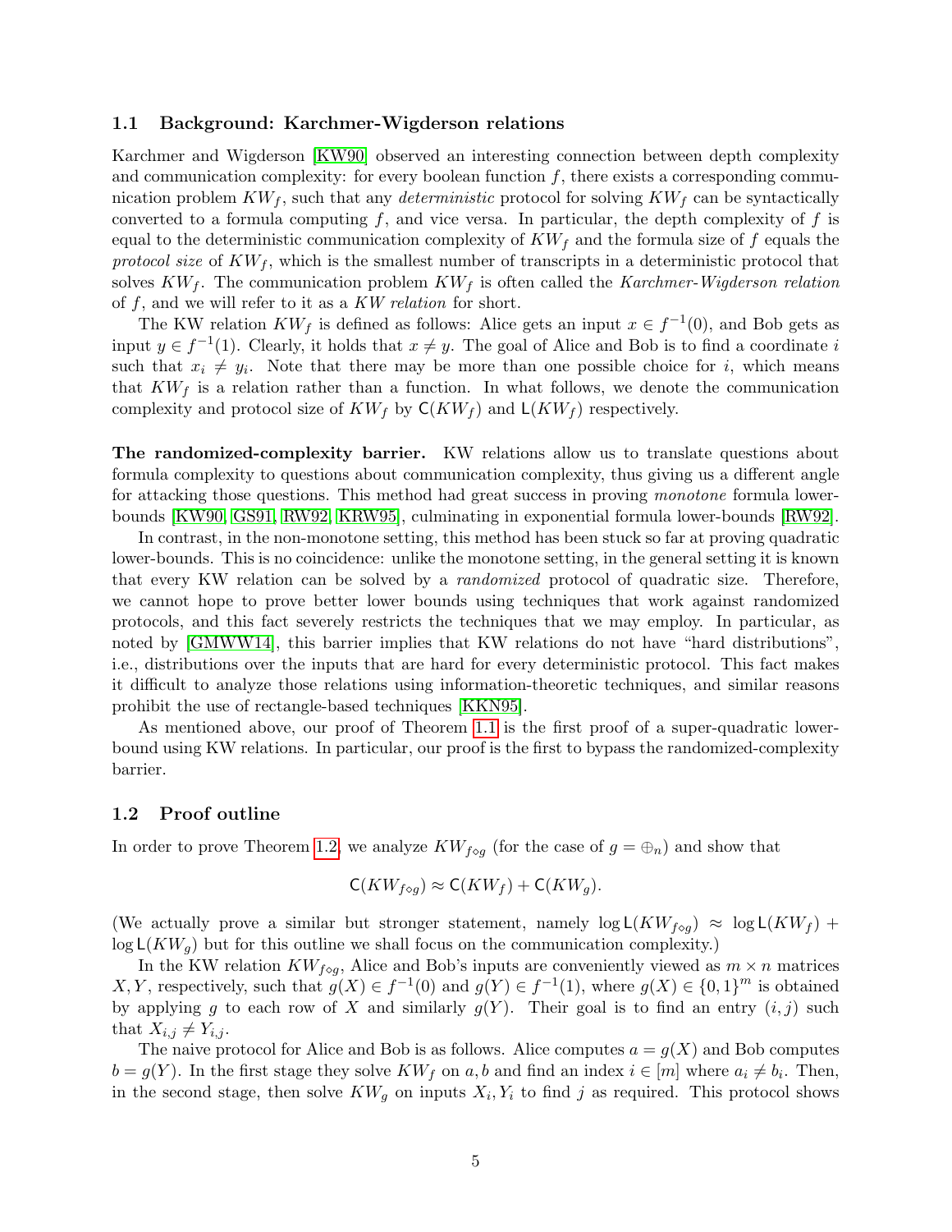### 1.1 Background: Karchmer-Wigderson relations

Karchmer and Wigderson [KW90] observed an interesting connection between depth complexity and communication complexity: for every boolean function $f$, there exists a corresponding communication problem $KW_f$, such that any *deterministic* protocol for solving $KW_f$ can be syntactically converted to a formula computing $f$, and vice versa. In particular, the depth complexity of $f$ is equal to the deterministic communication complexity of $KW_f$ and the formula size of $f$ equals the *protocol size* of $KW_f$, which is the smallest number of transcripts in a deterministic protocol that solves $KW_f$. The communication problem $KW_f$ is often called the *Karchmer-Wigderson relation* of $f$, and we will refer to it as a *KW relation* for short.

The KW relation $KW_f$ is defined as follows: Alice gets an input $x \in f^{-1}(0)$, and Bob gets as input $y \in f^{-1}(1)$. Clearly, it holds that $x \neq y$. The goal of Alice and Bob is to find a coordinate $i$ such that $x_i \neq y_i$. Note that there may be more than one possible choice for $i$, which means that $KW_f$ is a relation rather than a function. In what follows, we denote the communication complexity and protocol size of $KW_f$ by $\mathsf{C}(KW_f)$ and $\mathsf{L}(KW_f)$ respectively.

**The randomized-complexity barrier.** KW relations allow us to translate questions about formula complexity to questions about communication complexity, thus giving us a different angle for attacking those questions. This method had great success in proving *monotone* formula lower-bounds [KW90, GS91, RW92, KRW95], culminating in exponential formula lower-bounds [RW92].

In contrast, in the non-monotone setting, this method has been stuck so far at proving quadratic lower-bounds. This is no coincidence: unlike the monotone setting, in the general setting it is known that every KW relation can be solved by a *randomized* protocol of quadratic size. Therefore, we cannot hope to prove better lower bounds using techniques that work against randomized protocols, and this fact severely restricts the techniques that we may employ. In particular, as noted by [GMWW14], this barrier implies that KW relations do not have "hard distributions", i.e., distributions over the inputs that are hard for every deterministic protocol. This fact makes it difficult to analyze those relations using information-theoretic techniques, and similar reasons prohibit the use of rectangle-based techniques [KKN95].

As mentioned above, our proof of Theorem 1.1 is the first proof of a super-quadratic lower-bound using KW relations. In particular, our proof is the first to bypass the randomized-complexity barrier.

### 1.2 Proof outline

In order to prove Theorem 1.2, we analyze $KW_{f \diamond g}$ (for the case of $g = \oplus_n$) and show that

$$\mathsf{C}(KW_{f \diamond g}) \approx \mathsf{C}(KW_f) + \mathsf{C}(KW_g).$$

(We actually prove a similar but stronger statement, namely $\log \mathsf{L}(KW_{f \diamond g}) \approx \log \mathsf{L}(KW_f) + \log \mathsf{L}(KW_g)$ but for this outline we shall focus on the communication complexity.)

In the KW relation $KW_{f \diamond g}$, Alice and Bob's inputs are conveniently viewed as $m \times n$ matrices $X, Y$, respectively, such that $g(X) \in f^{-1}(0)$ and $g(Y) \in f^{-1}(1)$, where $g(X) \in \{0,1\}^m$ is obtained by applying $g$ to each row of $X$ and similarly $g(Y)$. Their goal is to find an entry $(i,j)$ such that $X_{i,j} \neq Y_{i,j}$.

The naive protocol for Alice and Bob is as follows. Alice computes $a = g(X)$ and Bob computes $b = g(Y)$. In the first stage they solve $KW_f$ on $a, b$ and find an index $i \in [m]$ where $a_i \neq b_i$. Then, in the second stage, then solve $KW_g$ on inputs $X_i, Y_i$ to find $j$ as required. This protocol shows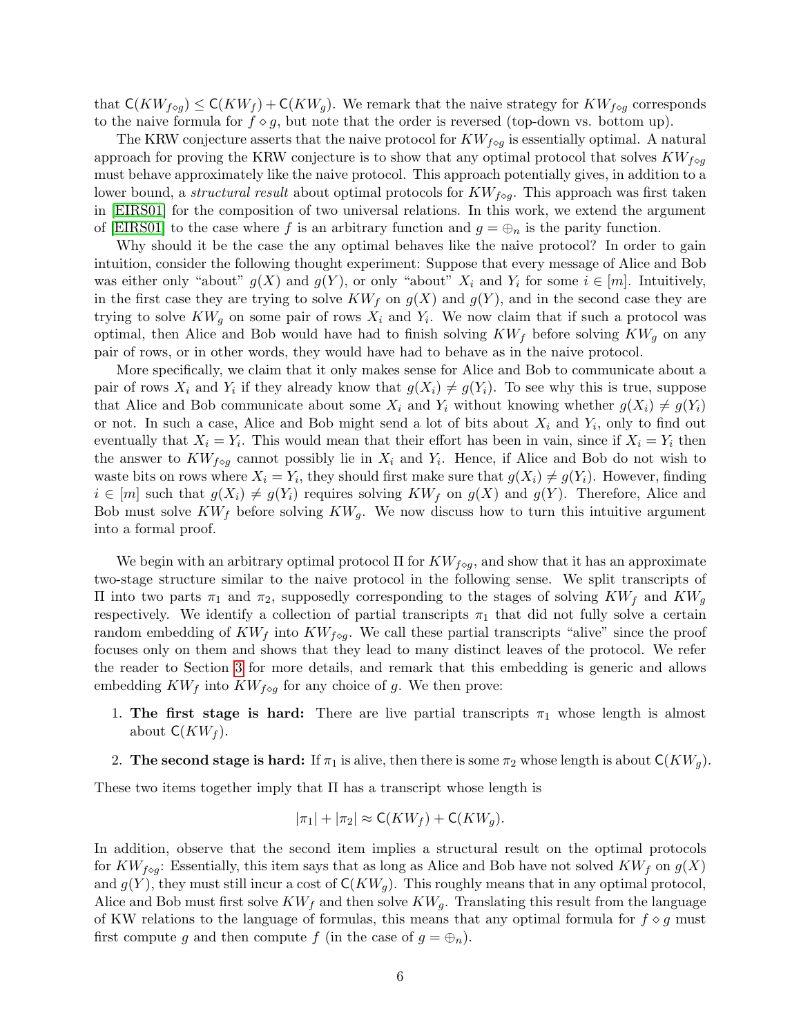that $\mathsf{C}(KW_{f\diamond g}) \leq \mathsf{C}(KW_f) + \mathsf{C}(KW_g)$. We remark that the naive strategy for $KW_{f\diamond g}$ corresponds to the naive formula for $f \diamond g$, but note that the order is reversed (top-down vs. bottom up).

The KRW conjecture asserts that the naive protocol for $KW_{f\diamond g}$ is essentially optimal. A natural approach for proving the KRW conjecture is to show that any optimal protocol that solves $KW_{f\diamond g}$ must behave approximately like the naive protocol. This approach potentially gives, in addition to a lower bound, a *structural result* about optimal protocols for $KW_{f\diamond g}$. This approach was first taken in [EIRS01] for the composition of two universal relations. In this work, we extend the argument of [EIRS01] to the case where $f$ is an arbitrary function and $g = \oplus_n$ is the parity function.

Why should it be the case the any optimal behaves like the naive protocol? In order to gain intuition, consider the following thought experiment: Suppose that every message of Alice and Bob was either only "about" $g(X)$ and $g(Y)$, or only "about" $X_i$ and $Y_i$ for some $i \in [m]$. Intuitively, in the first case they are trying to solve $KW_f$ on $g(X)$ and $g(Y)$, and in the second case they are trying to solve $KW_g$ on some pair of rows $X_i$ and $Y_i$. We now claim that if such a protocol was optimal, then Alice and Bob would have had to finish solving $KW_f$ before solving $KW_g$ on any pair of rows, or in other words, they would have had to behave as in the naive protocol.

More specifically, we claim that it only makes sense for Alice and Bob to communicate about a pair of rows $X_i$ and $Y_i$ if they already know that $g(X_i) \neq g(Y_i)$. To see why this is true, suppose that Alice and Bob communicate about some $X_i$ and $Y_i$ without knowing whether $g(X_i) \neq g(Y_i)$ or not. In such a case, Alice and Bob might send a lot of bits about $X_i$ and $Y_i$, only to find out eventually that $X_i = Y_i$. This would mean that their effort has been in vain, since if $X_i = Y_i$ then the answer to $KW_{f\diamond g}$ cannot possibly lie in $X_i$ and $Y_i$. Hence, if Alice and Bob do not wish to waste bits on rows where $X_i = Y_i$, they should first make sure that $g(X_i) \neq g(Y_i)$. However, finding $i \in [m]$ such that $g(X_i) \neq g(Y_i)$ requires solving $KW_f$ on $g(X)$ and $g(Y)$. Therefore, Alice and Bob must solve $KW_f$ before solving $KW_g$. We now discuss how to turn this intuitive argument into a formal proof.

We begin with an arbitrary optimal protocol $\Pi$ for $KW_{f\diamond g}$, and show that it has an approximate two-stage structure similar to the naive protocol in the following sense. We split transcripts of $\Pi$ into two parts $\pi_1$ and $\pi_2$, supposedly corresponding to the stages of solving $KW_f$ and $KW_g$ respectively. We identify a collection of partial transcripts $\pi_1$ that did not fully solve a certain random embedding of $KW_f$ into $KW_{f\diamond g}$. We call these partial transcripts "alive" since the proof focuses only on them and shows that they lead to many distinct leaves of the protocol. We refer the reader to Section 3 for more details, and remark that this embedding is generic and allows embedding $KW_f$ into $KW_{f\diamond g}$ for any choice of $g$. We then prove:

1. **The first stage is hard:** There are live partial transcripts $\pi_1$ whose length is almost about $\mathsf{C}(KW_f)$.
2. **The second stage is hard:** If $\pi_1$ is alive, then there is some $\pi_2$ whose length is about $\mathsf{C}(KW_g)$.

These two items together imply that $\Pi$ has a transcript whose length is

$$|\pi_1| + |\pi_2| \approx \mathsf{C}(KW_f) + \mathsf{C}(KW_g).$$

In addition, observe that the second item implies a structural result on the optimal protocols for $KW_{f\diamond g}$: Essentially, this item says that as long as Alice and Bob have not solved $KW_f$ on $g(X)$ and $g(Y)$, they must still incur a cost of $\mathsf{C}(KW_g)$. This roughly means that in any optimal protocol, Alice and Bob must first solve $KW_f$ and then solve $KW_g$. Translating this result from the language of KW relations to the language of formulas, this means that any optimal formula for $f \diamond g$ must first compute $g$ and then compute $f$ (in the case of $g = \oplus_n$).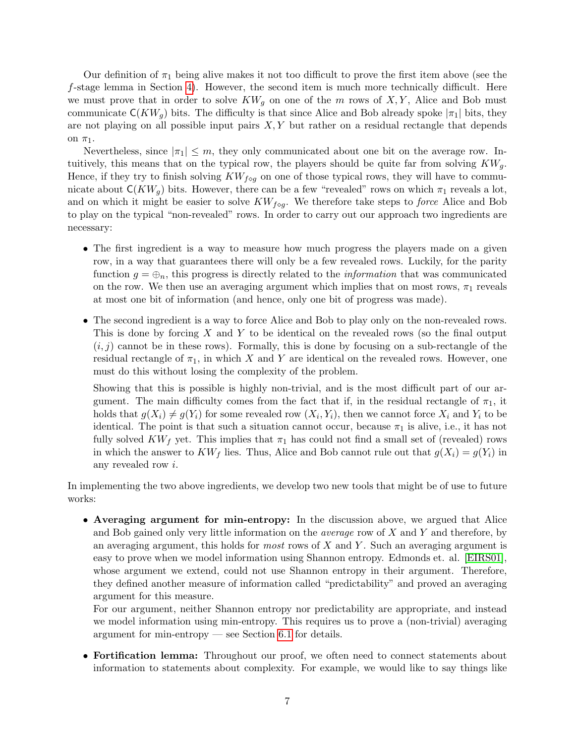Our definition of $\pi_1$ being alive makes it not too difficult to prove the first item above (see the $f$-stage lemma in Section 4). However, the second item is much more technically difficult. Here we must prove that in order to solve $KW_g$ on one of the $m$ rows of $X, Y$, Alice and Bob must communicate $\mathsf{C}(KW_g)$ bits. The difficulty is that since Alice and Bob already spoke $|\pi_1|$ bits, they are not playing on all possible input pairs $X, Y$ but rather on a residual rectangle that depends on $\pi_1$.

Nevertheless, since $|\pi_1| \leq m$, they only communicated about one bit on the average row. Intuitively, this means that on the typical row, the players should be quite far from solving $KW_g$. Hence, if they try to finish solving $KW_{f \diamond g}$ on one of those typical rows, they will have to communicate about $\mathsf{C}(KW_g)$ bits. However, there can be a few "revealed" rows on which $\pi_1$ reveals a lot, and on which it might be easier to solve $KW_{f \diamond g}$. We therefore take steps to *force* Alice and Bob to play on the typical "non-revealed" rows. In order to carry out our approach two ingredients are necessary:

- The first ingredient is a way to measure how much progress the players made on a given row, in a way that guarantees there will only be a few revealed rows. Luckily, for the parity function $g = \oplus_n$, this progress is directly related to the *information* that was communicated on the row. We then use an averaging argument which implies that on most rows, $\pi_1$ reveals at most one bit of information (and hence, only one bit of progress was made).

- The second ingredient is a way to force Alice and Bob to play only on the non-revealed rows. This is done by forcing $X$ and $Y$ to be identical on the revealed rows (so the final output $(i, j)$ cannot be in these rows). Formally, this is done by focusing on a sub-rectangle of the residual rectangle of $\pi_1$, in which $X$ and $Y$ are identical on the revealed rows. However, one must do this without losing the complexity of the problem.

  Showing that this is possible is highly non-trivial, and is the most difficult part of our argument. The main difficulty comes from the fact that if, in the residual rectangle of $\pi_1$, it holds that $g(X_i) \neq g(Y_i)$ for some revealed row $(X_i, Y_i)$, then we cannot force $X_i$ and $Y_i$ to be identical. The point is that such a situation cannot occur, because $\pi_1$ is alive, i.e., it has not fully solved $KW_f$ yet. This implies that $\pi_1$ has could not find a small set of (revealed) rows in which the answer to $KW_f$ lies. Thus, Alice and Bob cannot rule out that $g(X_i) = g(Y_i)$ in any revealed row $i$.

In implementing the two above ingredients, we develop two new tools that might be of use to future works:

- **Averaging argument for min-entropy:** In the discussion above, we argued that Alice and Bob gained only very little information on the *average* row of $X$ and $Y$ and therefore, by an averaging argument, this holds for *most* rows of $X$ and $Y$. Such an averaging argument is easy to prove when we model information using Shannon entropy. Edmonds et. al. [EIRS01], whose argument we extend, could not use Shannon entropy in their argument. Therefore, they defined another measure of information called "predictability" and proved an averaging argument for this measure.

  For our argument, neither Shannon entropy nor predictability are appropriate, and instead we model information using min-entropy. This requires us to prove a (non-trivial) averaging argument for min-entropy — see Section 6.1 for details.

- **Fortification lemma:** Throughout our proof, we often need to connect statements about information to statements about complexity. For example, we would like to say things like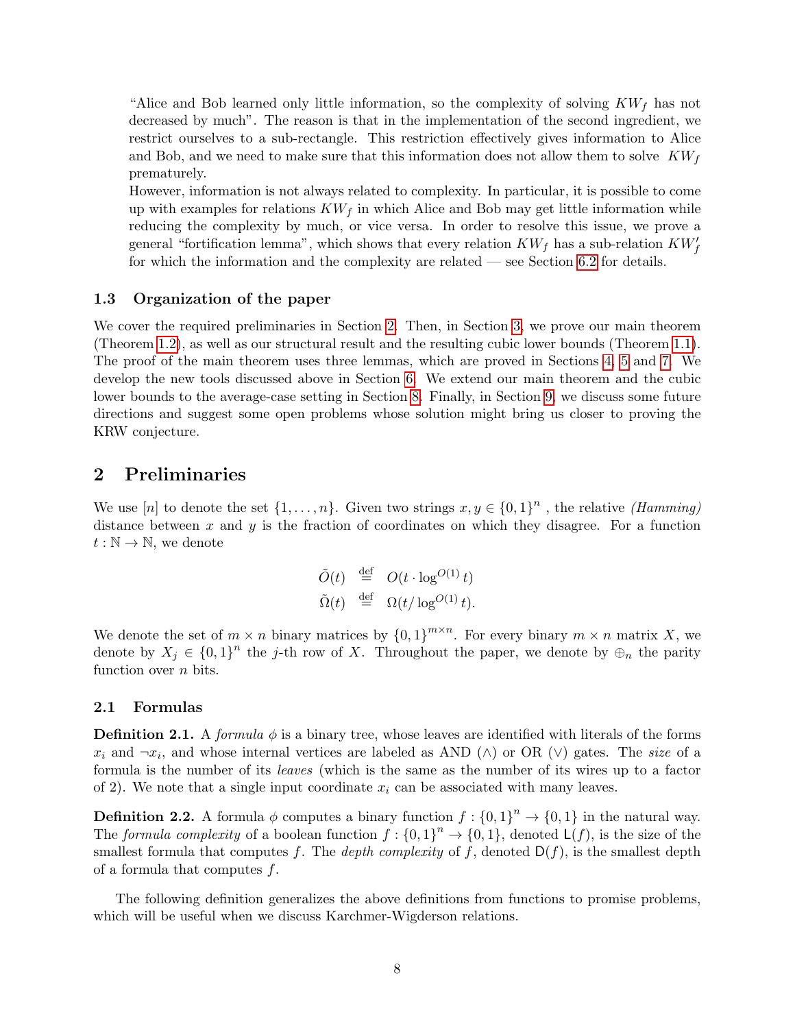"Alice and Bob learned only little information, so the complexity of solving $KW_f$ has not decreased by much". The reason is that in the implementation of the second ingredient, we restrict ourselves to a sub-rectangle. This restriction effectively gives information to Alice and Bob, and we need to make sure that this information does not allow them to solve $KW_f$ prematurely.

However, information is not always related to complexity. In particular, it is possible to come up with examples for relations $KW_f$ in which Alice and Bob may get little information while reducing the complexity by much, or vice versa. In order to resolve this issue, we prove a general "fortification lemma", which shows that every relation $KW_f$ has a sub-relation $KW'_f$ for which the information and the complexity are related — see Section 6.2 for details.

### 1.3 Organization of the paper

We cover the required preliminaries in Section 2. Then, in Section 3, we prove our main theorem (Theorem 1.2), as well as our structural result and the resulting cubic lower bounds (Theorem 1.1). The proof of the main theorem uses three lemmas, which are proved in Sections 4, 5 and 7. We develop the new tools discussed above in Section 6. We extend our main theorem and the cubic lower bounds to the average-case setting in Section 8. Finally, in Section 9, we discuss some future directions and suggest some open problems whose solution might bring us closer to proving the KRW conjecture.

## 2 Preliminaries

We use $[n]$ to denote the set $\{1, \ldots, n\}$. Given two strings $x, y \in \{0,1\}^n$ , the relative *(Hamming)* distance between $x$ and $y$ is the fraction of coordinates on which they disagree. For a function $t : \mathbb{N} \to \mathbb{N}$, we denote

$$\tilde{O}(t) \stackrel{\text{def}}{=} O(t \cdot \log^{O(1)} t)$$
$$\tilde{\Omega}(t) \stackrel{\text{def}}{=} \Omega(t / \log^{O(1)} t).$$

We denote the set of $m \times n$ binary matrices by $\{0,1\}^{m \times n}$. For every binary $m \times n$ matrix $X$, we denote by $X_j \in \{0,1\}^n$ the $j$-th row of $X$. Throughout the paper, we denote by $\oplus_n$ the parity function over $n$ bits.

### 2.1 Formulas

**Definition 2.1.** A *formula* $\phi$ is a binary tree, whose leaves are identified with literals of the forms $x_i$ and $\neg x_i$, and whose internal vertices are labeled as AND ($\wedge$) or OR ($\vee$) gates. The *size* of a formula is the number of its *leaves* (which is the same as the number of its wires up to a factor of 2). We note that a single input coordinate $x_i$ can be associated with many leaves.

**Definition 2.2.** A formula $\phi$ computes a binary function $f : \{0,1\}^n \to \{0,1\}$ in the natural way. The *formula complexity* of a boolean function $f : \{0,1\}^n \to \{0,1\}$, denoted $\mathsf{L}(f)$, is the size of the smallest formula that computes $f$. The *depth complexity* of $f$, denoted $\mathsf{D}(f)$, is the smallest depth of a formula that computes $f$.

The following definition generalizes the above definitions from functions to promise problems, which will be useful when we discuss Karchmer-Wigderson relations.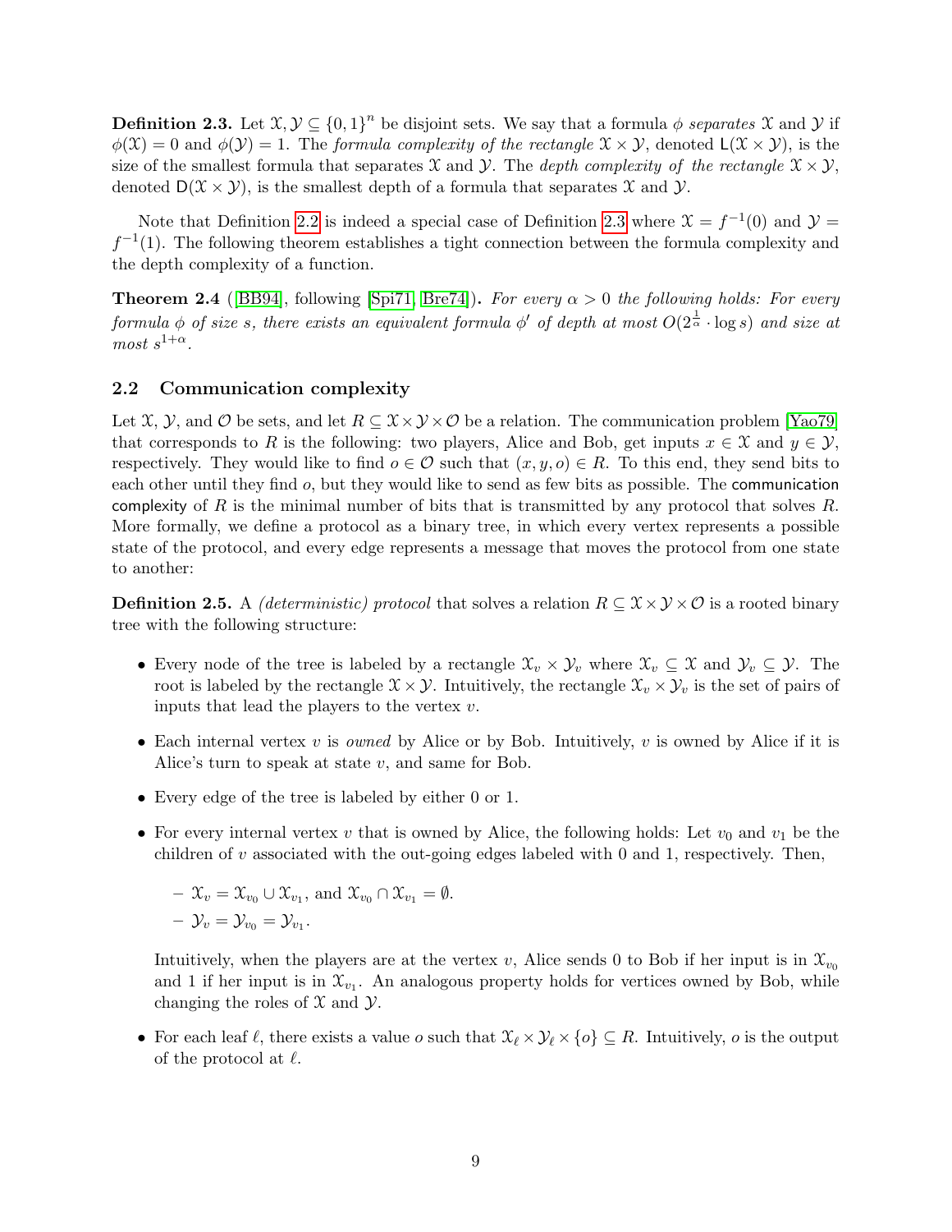**Definition 2.3.** Let $\mathcal{X}, \mathcal{Y} \subseteq \{0,1\}^n$ be disjoint sets. We say that a formula $\phi$ *separates* $\mathcal{X}$ and $\mathcal{Y}$ if $\phi(\mathcal{X}) = 0$ and $\phi(\mathcal{Y}) = 1$. The *formula complexity of the rectangle* $\mathcal{X} \times \mathcal{Y}$, denoted $\mathsf{L}(\mathcal{X} \times \mathcal{Y})$, is the size of the smallest formula that separates $\mathcal{X}$ and $\mathcal{Y}$. The *depth complexity of the rectangle* $\mathcal{X} \times \mathcal{Y}$, denoted $\mathsf{D}(\mathcal{X} \times \mathcal{Y})$, is the smallest depth of a formula that separates $\mathcal{X}$ and $\mathcal{Y}$.

Note that Definition 2.2 is indeed a special case of Definition 2.3 where $\mathcal{X} = f^{-1}(0)$ and $\mathcal{Y} = f^{-1}(1)$. The following theorem establishes a tight connection between the formula complexity and the depth complexity of a function.

**Theorem 2.4** ([BB94], following [Spi71, Bre74]). *For every $\alpha > 0$ the following holds: For every formula $\phi$ of size $s$, there exists an equivalent formula $\phi'$ of depth at most $O(2^{\frac{1}{\alpha}} \cdot \log s)$ and size at most $s^{1+\alpha}$.*

## 2.2 Communication complexity

Let $\mathcal{X}$, $\mathcal{Y}$, and $\mathcal{O}$ be sets, and let $R \subseteq \mathcal{X} \times \mathcal{Y} \times \mathcal{O}$ be a relation. The communication problem [Yao79] that corresponds to $R$ is the following: two players, Alice and Bob, get inputs $x \in \mathcal{X}$ and $y \in \mathcal{Y}$, respectively. They would like to find $o \in \mathcal{O}$ such that $(x, y, o) \in R$. To this end, they send bits to each other until they find $o$, but they would like to send as few bits as possible. The communication complexity of $R$ is the minimal number of bits that is transmitted by any protocol that solves $R$. More formally, we define a protocol as a binary tree, in which every vertex represents a possible state of the protocol, and every edge represents a message that moves the protocol from one state to another:

**Definition 2.5.** A *(deterministic) protocol* that solves a relation $R \subseteq \mathcal{X} \times \mathcal{Y} \times \mathcal{O}$ is a rooted binary tree with the following structure:

- Every node of the tree is labeled by a rectangle $\mathcal{X}_v \times \mathcal{Y}_v$ where $\mathcal{X}_v \subseteq \mathcal{X}$ and $\mathcal{Y}_v \subseteq \mathcal{Y}$. The root is labeled by the rectangle $\mathcal{X} \times \mathcal{Y}$. Intuitively, the rectangle $\mathcal{X}_v \times \mathcal{Y}_v$ is the set of pairs of inputs that lead the players to the vertex $v$.
- Each internal vertex $v$ is *owned* by Alice or by Bob. Intuitively, $v$ is owned by Alice if it is Alice's turn to speak at state $v$, and same for Bob.
- Every edge of the tree is labeled by either 0 or 1.
- For every internal vertex $v$ that is owned by Alice, the following holds: Let $v_0$ and $v_1$ be the children of $v$ associated with the out-going edges labeled with 0 and 1, respectively. Then,
  - $\mathcal{X}_v = \mathcal{X}_{v_0} \cup \mathcal{X}_{v_1}$, and $\mathcal{X}_{v_0} \cap \mathcal{X}_{v_1} = \emptyset$.
  - $\mathcal{Y}_v = \mathcal{Y}_{v_0} = \mathcal{Y}_{v_1}$.

  Intuitively, when the players are at the vertex $v$, Alice sends 0 to Bob if her input is in $\mathcal{X}_{v_0}$ and 1 if her input is in $\mathcal{X}_{v_1}$. An analogous property holds for vertices owned by Bob, while changing the roles of $\mathcal{X}$ and $\mathcal{Y}$.
- For each leaf $\ell$, there exists a value $o$ such that $\mathcal{X}_\ell \times \mathcal{Y}_\ell \times \{o\} \subseteq R$. Intuitively, $o$ is the output of the protocol at $\ell$.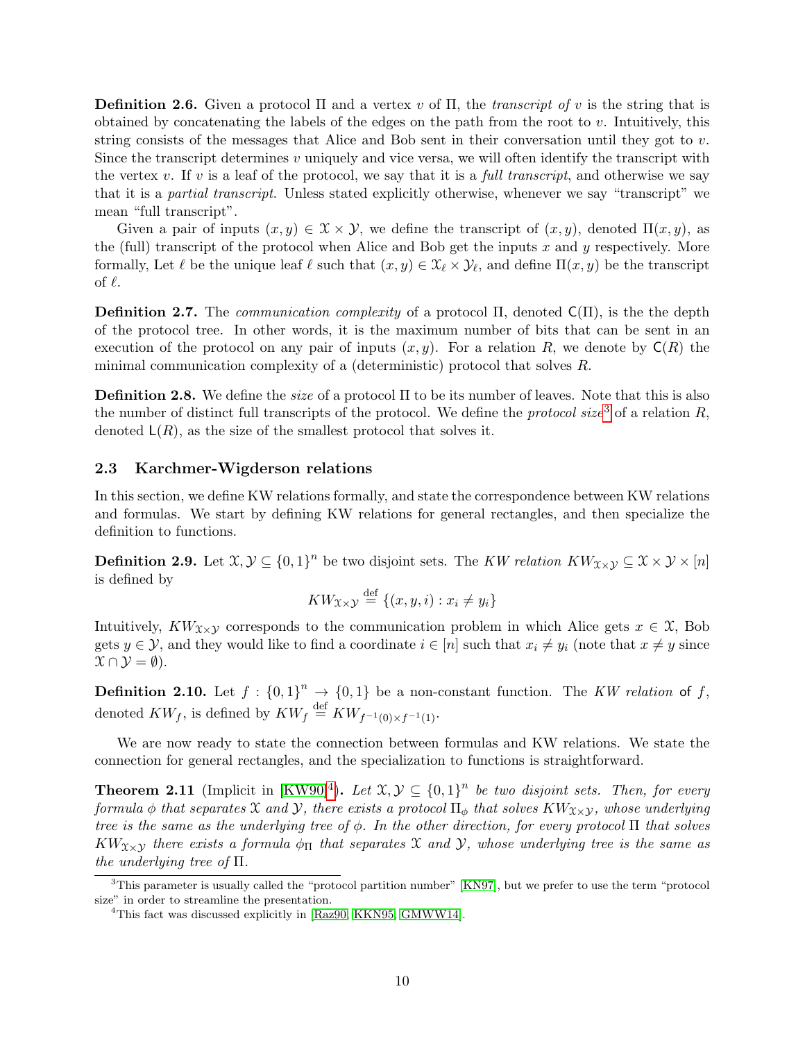**Definition 2.6.** Given a protocol $\Pi$ and a vertex $v$ of $\Pi$, the *transcript of* $v$ is the string that is obtained by concatenating the labels of the edges on the path from the root to $v$. Intuitively, this string consists of the messages that Alice and Bob sent in their conversation until they got to $v$. Since the transcript determines $v$ uniquely and vice versa, we will often identify the transcript with the vertex $v$. If $v$ is a leaf of the protocol, we say that it is a *full transcript*, and otherwise we say that it is a *partial transcript*. Unless stated explicitly otherwise, whenever we say "transcript" we mean "full transcript".

Given a pair of inputs $(x, y) \in \mathcal{X} \times \mathcal{Y}$, we define the transcript of $(x, y)$, denoted $\Pi(x, y)$, as the (full) transcript of the protocol when Alice and Bob get the inputs $x$ and $y$ respectively. More formally, Let $\ell$ be the unique leaf $\ell$ such that $(x, y) \in \mathcal{X}_\ell \times \mathcal{Y}_\ell$, and define $\Pi(x, y)$ be the transcript of $\ell$.

**Definition 2.7.** The *communication complexity* of a protocol $\Pi$, denoted $\mathsf{C}(\Pi)$, is the the depth of the protocol tree. In other words, it is the maximum number of bits that can be sent in an execution of the protocol on any pair of inputs $(x, y)$. For a relation $R$, we denote by $\mathsf{C}(R)$ the minimal communication complexity of a (deterministic) protocol that solves $R$.

**Definition 2.8.** We define the *size* of a protocol $\Pi$ to be its number of leaves. Note that this is also the number of distinct full transcripts of the protocol. We define the *protocol size*[3] of a relation $R$, denoted $\mathsf{L}(R)$, as the size of the smallest protocol that solves it.

### 2.3 Karchmer-Wigderson relations

In this section, we define KW relations formally, and state the correspondence between KW relations and formulas. We start by defining KW relations for general rectangles, and then specialize the definition to functions.

**Definition 2.9.** Let $\mathcal{X}, \mathcal{Y} \subseteq \{0,1\}^n$ be two disjoint sets. The *KW relation* $KW_{\mathcal{X}\times\mathcal{Y}} \subseteq \mathcal{X} \times \mathcal{Y} \times [n]$ is defined by

$$KW_{\mathcal{X}\times\mathcal{Y}} \stackrel{\text{def}}{=} \{(x, y, i) : x_i \neq y_i\}$$

Intuitively, $KW_{\mathcal{X}\times\mathcal{Y}}$ corresponds to the communication problem in which Alice gets $x \in \mathcal{X}$, Bob gets $y \in \mathcal{Y}$, and they would like to find a coordinate $i \in [n]$ such that $x_i \neq y_i$ (note that $x \neq y$ since $\mathcal{X} \cap \mathcal{Y} = \emptyset$).

**Definition 2.10.** Let $f : \{0,1\}^n \to \{0,1\}$ be a non-constant function. The *KW relation* of $f$, denoted $KW_f$, is defined by $KW_f \stackrel{\text{def}}{=} KW_{f^{-1}(0)\times f^{-1}(1)}$.

We are now ready to state the connection between formulas and KW relations. We state the connection for general rectangles, and the specialization to functions is straightforward.

**Theorem 2.11** (Implicit in [KW90][4])**.** *Let $\mathcal{X}, \mathcal{Y} \subseteq \{0,1\}^n$ be two disjoint sets. Then, for every formula $\phi$ that separates $\mathcal{X}$ and $\mathcal{Y}$, there exists a protocol $\Pi_\phi$ that solves $KW_{\mathcal{X}\times\mathcal{Y}}$, whose underlying tree is the same as the underlying tree of $\phi$. In the other direction, for every protocol $\Pi$ that solves $KW_{\mathcal{X}\times\mathcal{Y}}$ there exists a formula $\phi_\Pi$ that separates $\mathcal{X}$ and $\mathcal{Y}$, whose underlying tree is the same as the underlying tree of $\Pi$.*

---

[3] This parameter is usually called the "protocol partition number" [KN97], but we prefer to use the term "protocol size" in order to streamline the presentation.

[4] This fact was discussed explicitly in [Raz90, KKN95, GMWW14].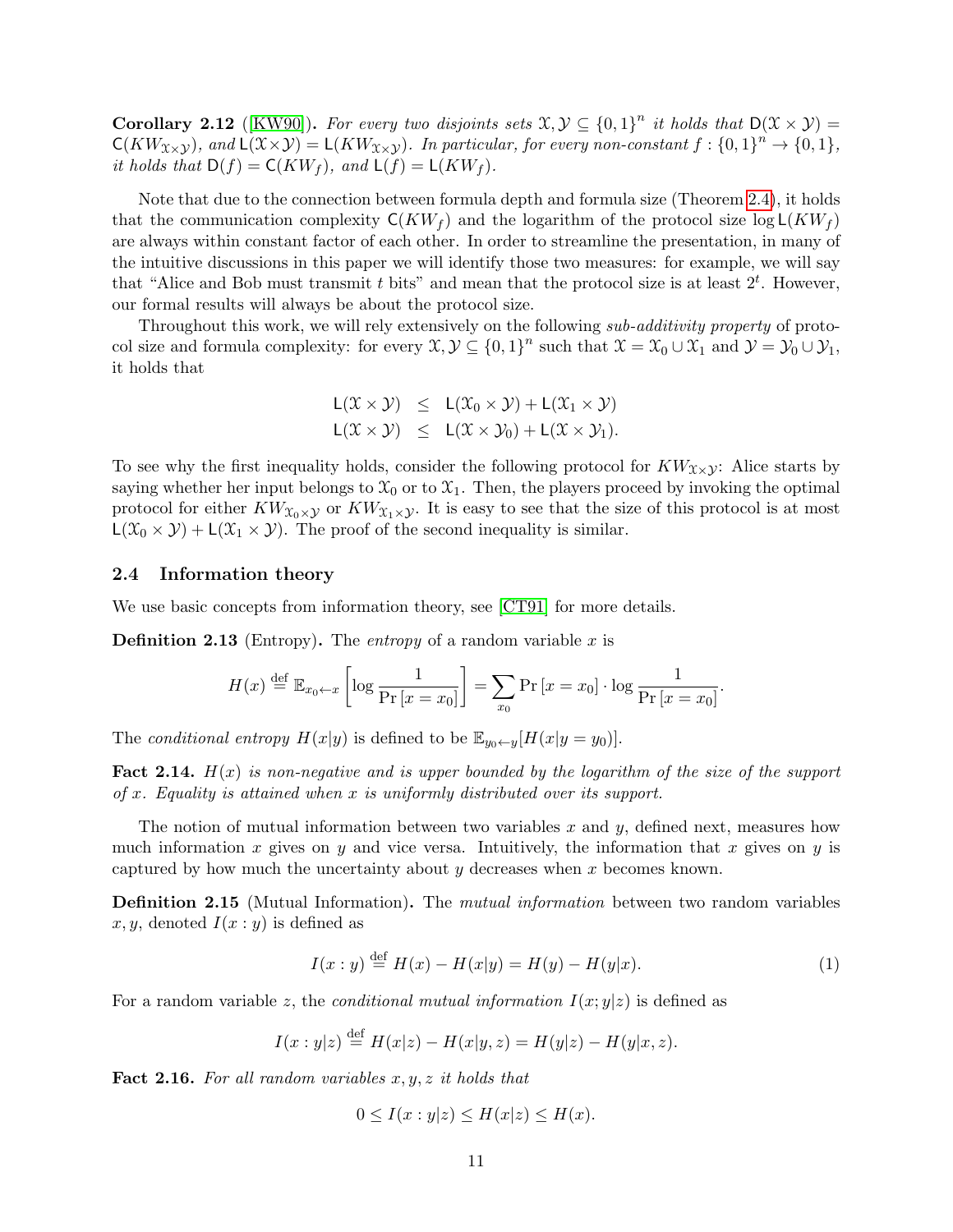**Corollary 2.12** ([KW90]). *For every two disjoints sets $\mathcal{X}, \mathcal{Y} \subseteq \{0,1\}^n$ it holds that $\mathsf{D}(\mathcal{X} \times \mathcal{Y}) = \mathsf{C}(KW_{\mathcal{X} \times \mathcal{Y}})$, and $\mathsf{L}(\mathcal{X} \times \mathcal{Y}) = \mathsf{L}(KW_{\mathcal{X} \times \mathcal{Y}})$. In particular, for every non-constant $f : \{0,1\}^n \to \{0,1\}$, it holds that $\mathsf{D}(f) = \mathsf{C}(KW_f)$, and $\mathsf{L}(f) = \mathsf{L}(KW_f)$.*

Note that due to the connection between formula depth and formula size (Theorem 2.4), it holds that the communication complexity $\mathsf{C}(KW_f)$ and the logarithm of the protocol size $\log \mathsf{L}(KW_f)$ are always within constant factor of each other. In order to streamline the presentation, in many of the intuitive discussions in this paper we will identify those two measures: for example, we will say that "Alice and Bob must transmit $t$ bits" and mean that the protocol size is at least $2^t$. However, our formal results will always be about the protocol size.

Throughout this work, we will rely extensively on the following *sub-additivity property* of protocol size and formula complexity: for every $\mathcal{X}, \mathcal{Y} \subseteq \{0,1\}^n$ such that $\mathcal{X} = \mathcal{X}_0 \cup \mathcal{X}_1$ and $\mathcal{Y} = \mathcal{Y}_0 \cup \mathcal{Y}_1$, it holds that

$$
\begin{aligned}
\mathsf{L}(\mathcal{X} \times \mathcal{Y}) &\leq \mathsf{L}(\mathcal{X}_0 \times \mathcal{Y}) + \mathsf{L}(\mathcal{X}_1 \times \mathcal{Y}) \\
\mathsf{L}(\mathcal{X} \times \mathcal{Y}) &\leq \mathsf{L}(\mathcal{X} \times \mathcal{Y}_0) + \mathsf{L}(\mathcal{X} \times \mathcal{Y}_1).
\end{aligned}
$$

To see why the first inequality holds, consider the following protocol for $KW_{\mathcal{X} \times \mathcal{Y}}$: Alice starts by saying whether her input belongs to $\mathcal{X}_0$ or to $\mathcal{X}_1$. Then, the players proceed by invoking the optimal protocol for either $KW_{\mathcal{X}_0 \times \mathcal{Y}}$ or $KW_{\mathcal{X}_1 \times \mathcal{Y}}$. It is easy to see that the size of this protocol is at most $\mathsf{L}(\mathcal{X}_0 \times \mathcal{Y}) + \mathsf{L}(\mathcal{X}_1 \times \mathcal{Y})$. The proof of the second inequality is similar.

## 2.4 Information theory

We use basic concepts from information theory, see [CT91] for more details.

**Definition 2.13** (Entropy)**.** The *entropy* of a random variable $x$ is

$$
H(x) \stackrel{\text{def}}{=} \mathbb{E}_{x_0 \leftarrow x}\left[\log \frac{1}{\Pr\left[x = x_0\right]}\right] = \sum_{x_0} \Pr\left[x = x_0\right] \cdot \log \frac{1}{\Pr\left[x = x_0\right]}.
$$

The *conditional entropy* $H(x|y)$ is defined to be $\mathbb{E}_{y_0 \leftarrow y}[H(x|y = y_0)]$.

**Fact 2.14.** *$H(x)$ is non-negative and is upper bounded by the logarithm of the size of the support of $x$. Equality is attained when $x$ is uniformly distributed over its support.*

The notion of mutual information between two variables $x$ and $y$, defined next, measures how much information $x$ gives on $y$ and vice versa. Intuitively, the information that $x$ gives on $y$ is captured by how much the uncertainty about $y$ decreases when $x$ becomes known.

**Definition 2.15** (Mutual Information)**.** The *mutual information* between two random variables $x, y$, denoted $I(x : y)$ is defined as

$$
I(x : y) \stackrel{\text{def}}{=} H(x) - H(x|y) = H(y) - H(y|x). \tag{1}
$$

For a random variable $z$, the *conditional mutual information* $I(x; y|z)$ is defined as

$$
I(x : y|z) \stackrel{\text{def}}{=} H(x|z) - H(x|y, z) = H(y|z) - H(y|x, z).
$$

**Fact 2.16.** *For all random variables $x, y, z$ it holds that*

$$
0 \leq I(x : y|z) \leq H(x|z) \leq H(x).
$$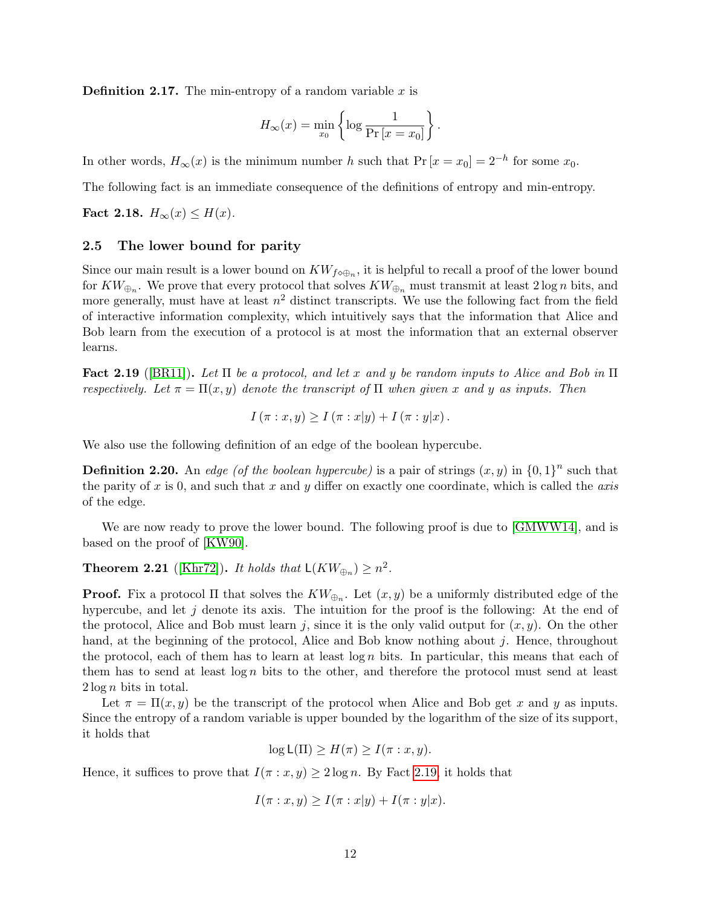**Definition 2.17.** The min-entropy of a random variable $x$ is

$$H_\infty(x) = \min_{x_0} \left\{ \log \frac{1}{\Pr[x = x_0]} \right\}.$$

In other words, $H_\infty(x)$ is the minimum number $h$ such that $\Pr[x = x_0] = 2^{-h}$ for some $x_0$.

The following fact is an immediate consequence of the definitions of entropy and min-entropy.

**Fact 2.18.** *$H_\infty(x) \leq H(x)$.*

### 2.5 The lower bound for parity

Since our main result is a lower bound on $KW_{f \diamond \oplus_n}$, it is helpful to recall a proof of the lower bound for $KW_{\oplus_n}$. We prove that every protocol that solves $KW_{\oplus_n}$ must transmit at least $2 \log n$ bits, and more generally, must have at least $n^2$ distinct transcripts. We use the following fact from the field of interactive information complexity, which intuitively says that the information that Alice and Bob learn from the execution of a protocol is at most the information that an external observer learns.

**Fact 2.19** ([BR11]). *Let $\Pi$ be a protocol, and let $x$ and $y$ be random inputs to Alice and Bob in $\Pi$ respectively. Let $\pi = \Pi(x, y)$ denote the transcript of $\Pi$ when given $x$ and $y$ as inputs. Then*

$$I(\pi : x, y) \geq I(\pi : x|y) + I(\pi : y|x).$$

We also use the following definition of an edge of the boolean hypercube.

**Definition 2.20.** An *edge (of the boolean hypercube)* is a pair of strings $(x, y)$ in $\{0,1\}^n$ such that the parity of $x$ is 0, and such that $x$ and $y$ differ on exactly one coordinate, which is called the *axis* of the edge.

We are now ready to prove the lower bound. The following proof is due to [GMWW14], and is based on the proof of [KW90].

**Theorem 2.21** ([Khr72]). *It holds that $\mathsf{L}(KW_{\oplus_n}) \geq n^2$.*

**Proof.** Fix a protocol $\Pi$ that solves the $KW_{\oplus_n}$. Let $(x, y)$ be a uniformly distributed edge of the hypercube, and let $j$ denote its axis. The intuition for the proof is the following: At the end of the protocol, Alice and Bob must learn $j$, since it is the only valid output for $(x, y)$. On the other hand, at the beginning of the protocol, Alice and Bob know nothing about $j$. Hence, throughout the protocol, each of them has to learn at least $\log n$ bits. In particular, this means that each of them has to send at least $\log n$ bits to the other, and therefore the protocol must send at least $2 \log n$ bits in total.

Let $\pi = \Pi(x, y)$ be the transcript of the protocol when Alice and Bob get $x$ and $y$ as inputs. Since the entropy of a random variable is upper bounded by the logarithm of the size of its support, it holds that

$$\log \mathsf{L}(\Pi) \geq H(\pi) \geq I(\pi : x, y).$$

Hence, it suffices to prove that $I(\pi : x, y) \geq 2 \log n$. By Fact 2.19, it holds that

$$I(\pi : x, y) \geq I(\pi : x|y) + I(\pi : y|x).$$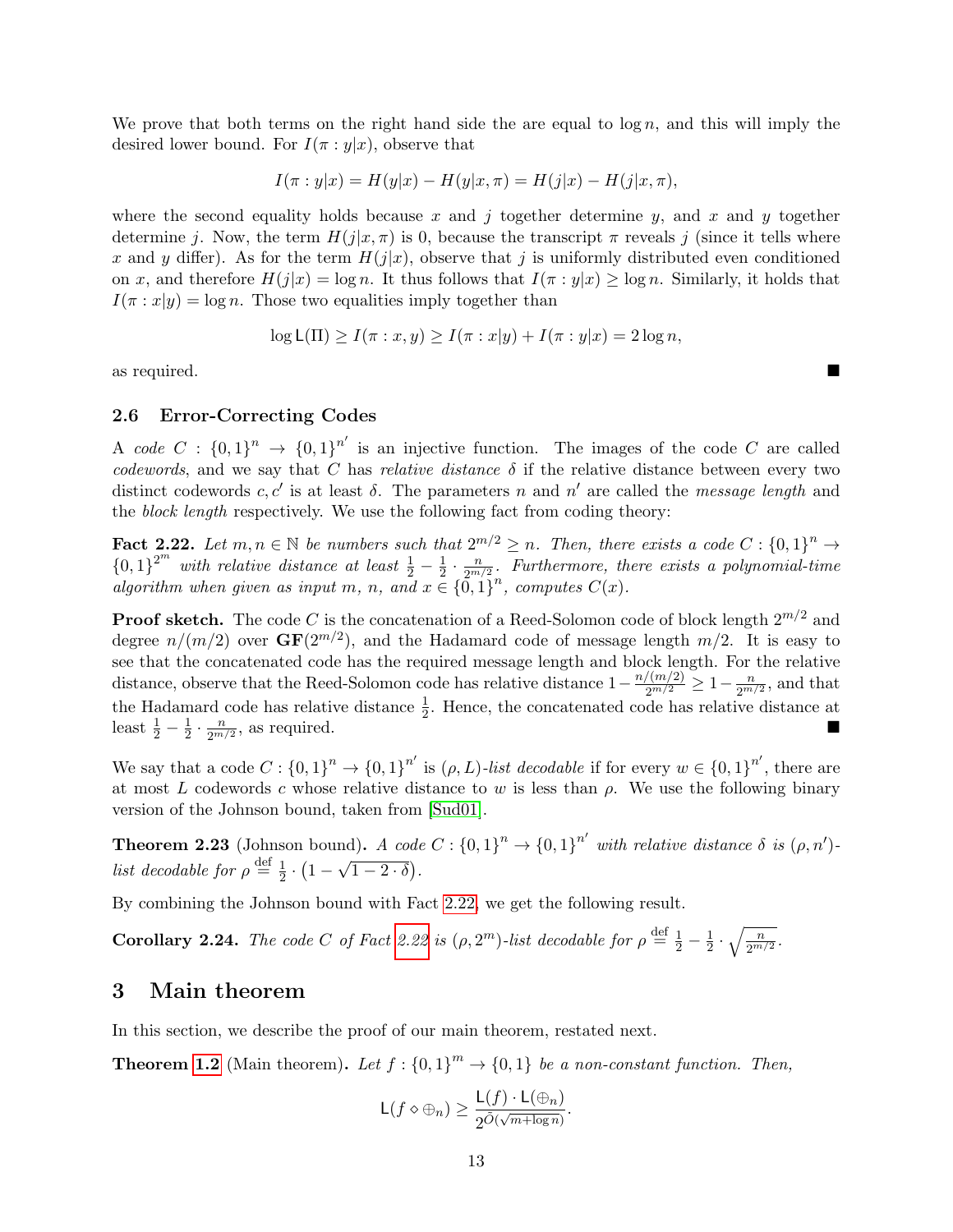We prove that both terms on the right hand side the are equal to $\log n$, and this will imply the desired lower bound. For $I(\pi : y|x)$, observe that

$$I(\pi : y|x) = H(y|x) - H(y|x, \pi) = H(j|x) - H(j|x, \pi),$$

where the second equality holds because $x$ and $j$ together determine $y$, and $x$ and $y$ together determine $j$. Now, the term $H(j|x, \pi)$ is 0, because the transcript $\pi$ reveals $j$ (since it tells where $x$ and $y$ differ). As for the term $H(j|x)$, observe that $j$ is uniformly distributed even conditioned on $x$, and therefore $H(j|x) = \log n$. It thus follows that $I(\pi : y|x) \geq \log n$. Similarly, it holds that $I(\pi : x|y) = \log n$. Those two equalities imply together than

$$\log \mathsf{L}(\Pi) \geq I(\pi : x, y) \geq I(\pi : x|y) + I(\pi : y|x) = 2 \log n,$$

as required. ■

### 2.6 Error-Correcting Codes

A *code* $C : \{0,1\}^n \to \{0,1\}^{n'}$ is an injective function. The images of the code $C$ are called *codewords*, and we say that $C$ has *relative distance* $\delta$ if the relative distance between every two distinct codewords $c, c'$ is at least $\delta$. The parameters $n$ and $n'$ are called the *message length* and the *block length* respectively. We use the following fact from coding theory:

**Fact 2.22.** *Let $m, n \in \mathbb{N}$ be numbers such that $2^{m/2} \geq n$. Then, there exists a code $C : \{0,1\}^n \to \{0,1\}^{2^m}$ with relative distance at least $\frac{1}{2} - \frac{1}{2} \cdot \frac{n}{2^{m/2}}$. Furthermore, there exists a polynomial-time algorithm when given as input $m$, $n$, and $x \in \{0,1\}^n$, computes $C(x)$.*

**Proof sketch.** The code $C$ is the concatenation of a Reed-Solomon code of block length $2^{m/2}$ and degree $n/(m/2)$ over $\mathbf{GF}(2^{m/2})$, and the Hadamard code of message length $m/2$. It is easy to see that the concatenated code has the required message length and block length. For the relative distance, observe that the Reed-Solomon code has relative distance $1 - \frac{n/(m/2)}{2^{m/2}} \geq 1 - \frac{n}{2^{m/2}}$, and that the Hadamard code has relative distance $\frac{1}{2}$. Hence, the concatenated code has relative distance at least $\frac{1}{2} - \frac{1}{2} \cdot \frac{n}{2^{m/2}}$, as required. ■

We say that a code $C : \{0,1\}^n \to \{0,1\}^{n'}$ is $(\rho, L)$*-list decodable* if for every $w \in \{0,1\}^{n'}$, there are at most $L$ codewords $c$ whose relative distance to $w$ is less than $\rho$. We use the following binary version of the Johnson bound, taken from [Sud01].

**Theorem 2.23** (Johnson bound)**.** *A code $C : \{0,1\}^n \to \{0,1\}^{n'}$ with relative distance $\delta$ is $(\rho, n')$-list decodable for $\rho \stackrel{\text{def}}{=} \frac{1}{2} \cdot \left(1 - \sqrt{1 - 2 \cdot \delta}\right)$.*

By combining the Johnson bound with Fact 2.22, we get the following result.

**Corollary 2.24.** *The code $C$ of Fact 2.22 is $(\rho, 2^m)$-list decodable for $\rho \stackrel{\text{def}}{=} \frac{1}{2} - \frac{1}{2} \cdot \sqrt{\frac{n}{2^{m/2}}}$.*

## 3 Main theorem

In this section, we describe the proof of our main theorem, restated next.

**Theorem 1.2** (Main theorem)**.** *Let $f : \{0,1\}^m \to \{0,1\}$ be a non-constant function. Then,*

$$\mathsf{L}(f \diamond \oplus_n) \geq \frac{\mathsf{L}(f) \cdot \mathsf{L}(\oplus_n)}{2^{\tilde{O}(\sqrt{m + \log n})}}.$$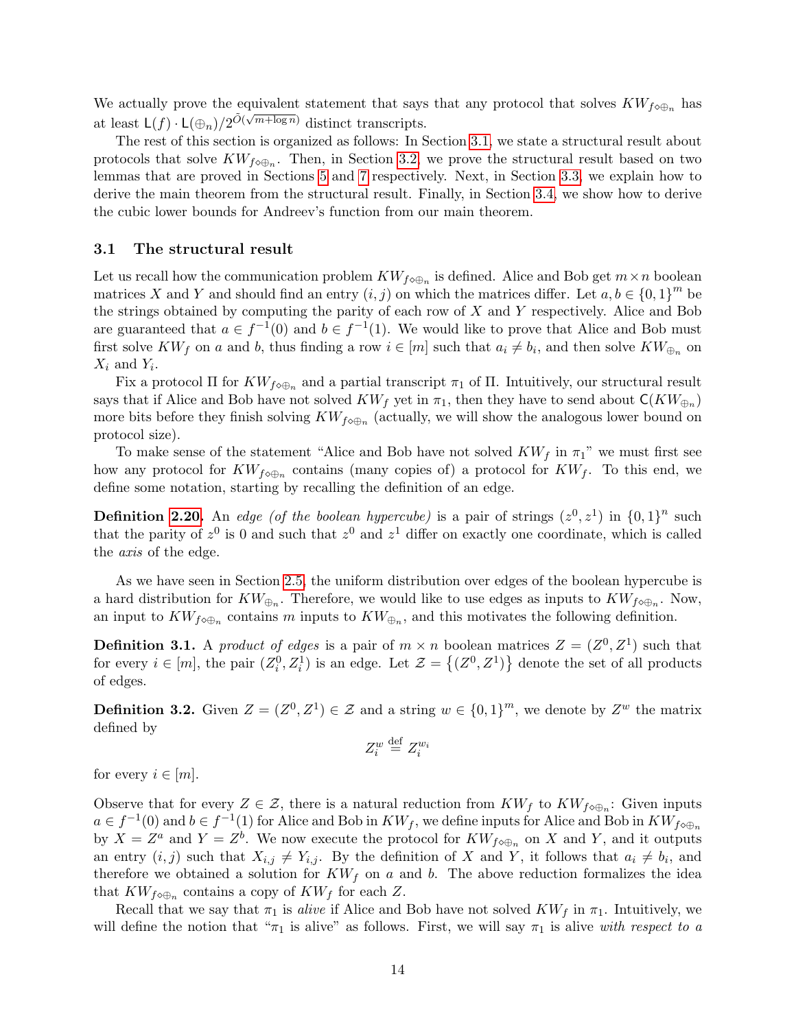We actually prove the equivalent statement that says that any protocol that solves $KW_{f \diamond \oplus_n}$ has at least $\mathsf{L}(f) \cdot \mathsf{L}(\oplus_n)/2^{\tilde{O}(\sqrt{m+\log n})}$ distinct transcripts.

The rest of this section is organized as follows: In Section 3.1, we state a structural result about protocols that solve $KW_{f \diamond \oplus_n}$. Then, in Section 3.2, we prove the structural result based on two lemmas that are proved in Sections 5 and 7 respectively. Next, in Section 3.3, we explain how to derive the main theorem from the structural result. Finally, in Section 3.4, we show how to derive the cubic lower bounds for Andreev's function from our main theorem.

### 3.1 The structural result

Let us recall how the communication problem $KW_{f \diamond \oplus_n}$ is defined. Alice and Bob get $m \times n$ boolean matrices $X$ and $Y$ and should find an entry $(i, j)$ on which the matrices differ. Let $a, b \in \{0,1\}^m$ be the strings obtained by computing the parity of each row of $X$ and $Y$ respectively. Alice and Bob are guaranteed that $a \in f^{-1}(0)$ and $b \in f^{-1}(1)$. We would like to prove that Alice and Bob must first solve $KW_f$ on $a$ and $b$, thus finding a row $i \in [m]$ such that $a_i \neq b_i$, and then solve $KW_{\oplus_n}$ on $X_i$ and $Y_i$.

Fix a protocol $\Pi$ for $KW_{f \diamond \oplus_n}$ and a partial transcript $\pi_1$ of $\Pi$. Intuitively, our structural result says that if Alice and Bob have not solved $KW_f$ yet in $\pi_1$, then they have to send about $\mathsf{C}(KW_{\oplus_n})$ more bits before they finish solving $KW_{f \diamond \oplus_n}$ (actually, we will show the analogous lower bound on protocol size).

To make sense of the statement "Alice and Bob have not solved $KW_f$ in $\pi_1$" we must first see how any protocol for $KW_{f \diamond \oplus_n}$ contains (many copies of) a protocol for $KW_f$. To this end, we define some notation, starting by recalling the definition of an edge.

**Definition 2.20.** An *edge (of the boolean hypercube)* is a pair of strings $(z^0, z^1)$ in $\{0,1\}^n$ such that the parity of $z^0$ is 0 and such that $z^0$ and $z^1$ differ on exactly one coordinate, which is called the *axis* of the edge.

As we have seen in Section 2.5, the uniform distribution over edges of the boolean hypercube is a hard distribution for $KW_{\oplus_n}$. Therefore, we would like to use edges as inputs to $KW_{f \diamond \oplus_n}$. Now, an input to $KW_{f \diamond \oplus_n}$ contains $m$ inputs to $KW_{\oplus_n}$, and this motivates the following definition.

**Definition 3.1.** A *product of edges* is a pair of $m \times n$ boolean matrices $Z = (Z^0, Z^1)$ such that for every $i \in [m]$, the pair $(Z^0_i, Z^1_i)$ is an edge. Let $\mathcal{Z} = \{(Z^0, Z^1)\}$ denote the set of all products of edges.

**Definition 3.2.** Given $Z = (Z^0, Z^1) \in \mathcal{Z}$ and a string $w \in \{0,1\}^m$, we denote by $Z^w$ the matrix defined by

$$Z^w_i \stackrel{\text{def}}{=} Z^{w_i}_i$$

for every $i \in [m]$.

Observe that for every $Z \in \mathcal{Z}$, there is a natural reduction from $KW_f$ to $KW_{f \diamond \oplus_n}$: Given inputs $a \in f^{-1}(0)$ and $b \in f^{-1}(1)$ for Alice and Bob in $KW_f$, we define inputs for Alice and Bob in $KW_{f \diamond \oplus_n}$ by $X = Z^a$ and $Y = Z^b$. We now execute the protocol for $KW_{f \diamond \oplus_n}$ on $X$ and $Y$, and it outputs an entry $(i, j)$ such that $X_{i,j} \neq Y_{i,j}$. By the definition of $X$ and $Y$, it follows that $a_i \neq b_i$, and therefore we obtained a solution for $KW_f$ on $a$ and $b$. The above reduction formalizes the idea that $KW_{f \diamond \oplus_n}$ contains a copy of $KW_f$ for each $Z$.

Recall that we say that $\pi_1$ is *alive* if Alice and Bob have not solved $KW_f$ in $\pi_1$. Intuitively, we will define the notion that "$\pi_1$ is alive" as follows. First, we will say $\pi_1$ is alive *with respect to a*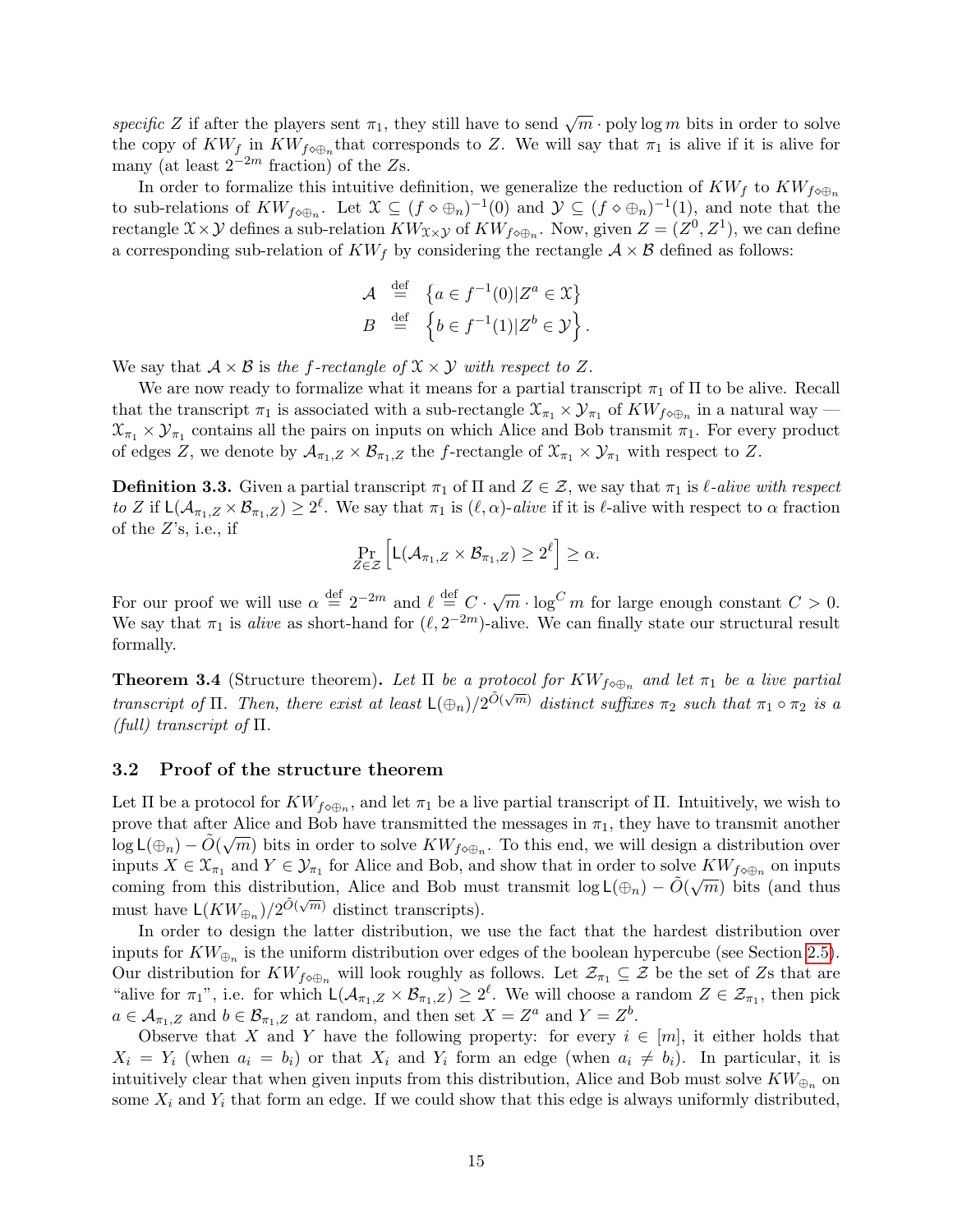*specific* $Z$ if after the players sent $\pi_1$, they still have to send $\sqrt{m} \cdot \text{poly} \log m$ bits in order to solve the copy of $KW_f$ in $KW_{f \diamond \oplus_n}$ that corresponds to $Z$. We will say that $\pi_1$ is alive if it is alive for many (at least $2^{-2m}$ fraction) of the $Z$s.

In order to formalize this intuitive definition, we generalize the reduction of $KW_f$ to $KW_{f \diamond \oplus_n}$ to sub-relations of $KW_{f \diamond \oplus_n}$. Let $\mathcal{X} \subseteq (f \diamond \oplus_n)^{-1}(0)$ and $\mathcal{Y} \subseteq (f \diamond \oplus_n)^{-1}(1)$, and note that the rectangle $\mathcal{X} \times \mathcal{Y}$ defines a sub-relation $KW_{\mathcal{X} \times \mathcal{Y}}$ of $KW_{f \diamond \oplus_n}$. Now, given $Z = (Z^0, Z^1)$, we can define a corresponding sub-relation of $KW_f$ by considering the rectangle $\mathcal{A} \times \mathcal{B}$ defined as follows:

$$
\begin{aligned}
\mathcal{A} &\stackrel{\text{def}}{=} \left\{ a \in f^{-1}(0) | Z^a \in \mathcal{X} \right\} \\
B &\stackrel{\text{def}}{=} \left\{ b \in f^{-1}(1) | Z^b \in \mathcal{Y} \right\}.
\end{aligned}
$$

We say that $\mathcal{A} \times \mathcal{B}$ is *the $f$-rectangle of $\mathcal{X} \times \mathcal{Y}$ with respect to $Z$.*

We are now ready to formalize what it means for a partial transcript $\pi_1$ of $\Pi$ to be alive. Recall that the transcript $\pi_1$ is associated with a sub-rectangle $\mathcal{X}_{\pi_1} \times \mathcal{Y}_{\pi_1}$ of $KW_{f \diamond \oplus_n}$ in a natural way — $\mathcal{X}_{\pi_1} \times \mathcal{Y}_{\pi_1}$ contains all the pairs on inputs on which Alice and Bob transmit $\pi_1$. For every product of edges $Z$, we denote by $\mathcal{A}_{\pi_1, Z} \times \mathcal{B}_{\pi_1, Z}$ the $f$-rectangle of $\mathcal{X}_{\pi_1} \times \mathcal{Y}_{\pi_1}$ with respect to $Z$.

**Definition 3.3.** Given a partial transcript $\pi_1$ of $\Pi$ and $Z \in \mathcal{Z}$, we say that $\pi_1$ is *$\ell$-alive with respect to $Z$* if $\mathsf{L}(\mathcal{A}_{\pi_1, Z} \times \mathcal{B}_{\pi_1, Z}) \geq 2^\ell$. We say that $\pi_1$ is *$(\ell, \alpha)$-alive* if it is $\ell$-alive with respect to $\alpha$ fraction of the $Z$'s, i.e., if

$$
\Pr_{Z \in \mathcal{Z}} \left[ \mathsf{L}(\mathcal{A}_{\pi_1, Z} \times \mathcal{B}_{\pi_1, Z}) \geq 2^\ell \right] \geq \alpha.
$$

For our proof we will use $\alpha \stackrel{\text{def}}{=} 2^{-2m}$ and $\ell \stackrel{\text{def}}{=} C \cdot \sqrt{m} \cdot \log^C m$ for large enough constant $C > 0$. We say that $\pi_1$ is *alive* as short-hand for $(\ell, 2^{-2m})$-alive. We can finally state our structural result formally.

**Theorem 3.4** (Structure theorem)**.** *Let $\Pi$ be a protocol for $KW_{f \diamond \oplus_n}$ and let $\pi_1$ be a live partial transcript of $\Pi$. Then, there exist at least $\mathsf{L}(\oplus_n)/2^{\tilde{O}(\sqrt{m})}$ distinct suffixes $\pi_2$ such that $\pi_1 \circ \pi_2$ is a (full) transcript of $\Pi$.*

### 3.2 Proof of the structure theorem

Let $\Pi$ be a protocol for $KW_{f \diamond \oplus_n}$, and let $\pi_1$ be a live partial transcript of $\Pi$. Intuitively, we wish to prove that after Alice and Bob have transmitted the messages in $\pi_1$, they have to transmit another $\log \mathsf{L}(\oplus_n) - \tilde{O}(\sqrt{m})$ bits in order to solve $KW_{f \diamond \oplus_n}$. To this end, we will design a distribution over inputs $X \in \mathcal{X}_{\pi_1}$ and $Y \in \mathcal{Y}_{\pi_1}$ for Alice and Bob, and show that in order to solve $KW_{f \diamond \oplus_n}$ on inputs coming from this distribution, Alice and Bob must transmit $\log \mathsf{L}(\oplus_n) - \tilde{O}(\sqrt{m})$ bits (and thus must have $\mathsf{L}(KW_{\oplus_n})/2^{\tilde{O}(\sqrt{m})}$ distinct transcripts).

In order to design the latter distribution, we use the fact that the hardest distribution over inputs for $KW_{\oplus_n}$ is the uniform distribution over edges of the boolean hypercube (see Section 2.5). Our distribution for $KW_{f \diamond \oplus_n}$ will look roughly as follows. Let $\mathcal{Z}_{\pi_1} \subseteq \mathcal{Z}$ be the set of $Z$s that are "alive for $\pi_1$", i.e. for which $\mathsf{L}(\mathcal{A}_{\pi_1, Z} \times \mathcal{B}_{\pi_1, Z}) \geq 2^\ell$. We will choose a random $Z \in \mathcal{Z}_{\pi_1}$, then pick $a \in \mathcal{A}_{\pi_1, Z}$ and $b \in \mathcal{B}_{\pi_1, Z}$ at random, and then set $X = Z^a$ and $Y = Z^b$.

Observe that $X$ and $Y$ have the following property: for every $i \in [m]$, it either holds that $X_i = Y_i$ (when $a_i = b_i$) or that $X_i$ and $Y_i$ form an edge (when $a_i \neq b_i$). In particular, it is intuitively clear that when given inputs from this distribution, Alice and Bob must solve $KW_{\oplus_n}$ on some $X_i$ and $Y_i$ that form an edge. If we could show that this edge is always uniformly distributed,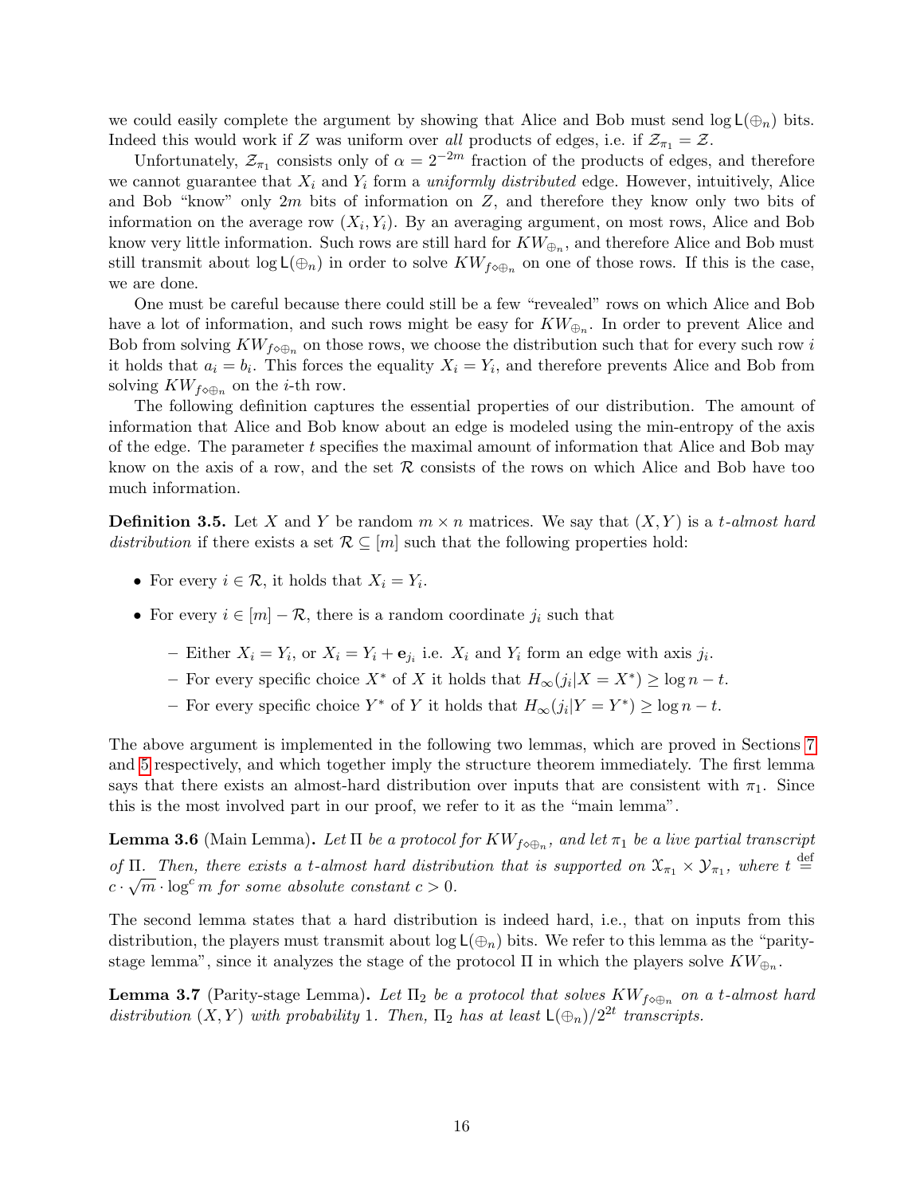we could easily complete the argument by showing that Alice and Bob must send $\log \mathsf{L}(\oplus_n)$ bits. Indeed this would work if $Z$ was uniform over *all* products of edges, i.e. if $\mathcal{Z}_{\pi_1} = \mathcal{Z}$.

Unfortunately, $\mathcal{Z}_{\pi_1}$ consists only of $\alpha = 2^{-2m}$ fraction of the products of edges, and therefore we cannot guarantee that $X_i$ and $Y_i$ form a *uniformly distributed* edge. However, intuitively, Alice and Bob "know" only $2m$ bits of information on $Z$, and therefore they know only two bits of information on the average row $(X_i, Y_i)$. By an averaging argument, on most rows, Alice and Bob know very little information. Such rows are still hard for $KW_{\oplus_n}$, and therefore Alice and Bob must still transmit about $\log \mathsf{L}(\oplus_n)$ in order to solve $KW_{f \diamond \oplus_n}$ on one of those rows. If this is the case, we are done.

One must be careful because there could still be a few "revealed" rows on which Alice and Bob have a lot of information, and such rows might be easy for $KW_{\oplus_n}$. In order to prevent Alice and Bob from solving $KW_{f \diamond \oplus_n}$ on those rows, we choose the distribution such that for every such row $i$ it holds that $a_i = b_i$. This forces the equality $X_i = Y_i$, and therefore prevents Alice and Bob from solving $KW_{f \diamond \oplus_n}$ on the $i$-th row.

The following definition captures the essential properties of our distribution. The amount of information that Alice and Bob know about an edge is modeled using the min-entropy of the axis of the edge. The parameter $t$ specifies the maximal amount of information that Alice and Bob may know on the axis of a row, and the set $\mathcal{R}$ consists of the rows on which Alice and Bob have too much information.

**Definition 3.5.** Let $X$ and $Y$ be random $m \times n$ matrices. We say that $(X, Y)$ is a *$t$-almost hard distribution* if there exists a set $\mathcal{R} \subseteq [m]$ such that the following properties hold:

- For every $i \in \mathcal{R}$, it holds that $X_i = Y_i$.
- For every $i \in [m] - \mathcal{R}$, there is a random coordinate $j_i$ such that
  - Either $X_i = Y_i$, or $X_i = Y_i + \mathbf{e}_{j_i}$ i.e. $X_i$ and $Y_i$ form an edge with axis $j_i$.
  - For every specific choice $X^*$ of $X$ it holds that $H_\infty(j_i | X = X^*) \geq \log n - t$.
  - For every specific choice $Y^*$ of $Y$ it holds that $H_\infty(j_i | Y = Y^*) \geq \log n - t$.

The above argument is implemented in the following two lemmas, which are proved in Sections 7 and 5 respectively, and which together imply the structure theorem immediately. The first lemma says that there exists an almost-hard distribution over inputs that are consistent with $\pi_1$. Since this is the most involved part in our proof, we refer to it as the "main lemma".

**Lemma 3.6** (Main Lemma)**.** *Let $\Pi$ be a protocol for $KW_{f \diamond \oplus_n}$, and let $\pi_1$ be a live partial transcript of $\Pi$. Then, there exists a $t$-almost hard distribution that is supported on $\mathcal{X}_{\pi_1} \times \mathcal{Y}_{\pi_1}$, where $t \stackrel{\text{def}}{=} c \cdot \sqrt{m} \cdot \log^c m$ for some absolute constant $c > 0$.*

The second lemma states that a hard distribution is indeed hard, i.e., that on inputs from this distribution, the players must transmit about $\log \mathsf{L}(\oplus_n)$ bits. We refer to this lemma as the "parity-stage lemma", since it analyzes the stage of the protocol $\Pi$ in which the players solve $KW_{\oplus_n}$.

**Lemma 3.7** (Parity-stage Lemma)**.** *Let $\Pi_2$ be a protocol that solves $KW_{f \diamond \oplus_n}$ on a $t$-almost hard distribution $(X, Y)$ with probability 1. Then, $\Pi_2$ has at least $\mathsf{L}(\oplus_n)/2^{2t}$ transcripts.*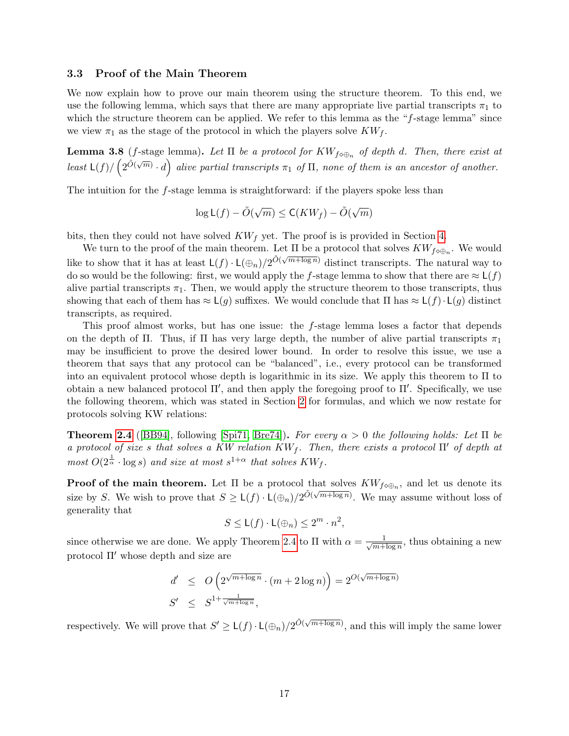### 3.3 Proof of the Main Theorem

We now explain how to prove our main theorem using the structure theorem. To this end, we use the following lemma, which says that there are many appropriate live partial transcripts $\pi_1$ to which the structure theorem can be applied. We refer to this lemma as the "$f$-stage lemma" since we view $\pi_1$ as the stage of the protocol in which the players solve $KW_f$.

**Lemma 3.8** ($f$-stage lemma)**.** *Let $\Pi$ be a protocol for $KW_{f\diamond\oplus_n}$ of depth $d$. Then, there exist at least $\mathsf{L}(f)/\left(2^{\tilde{O}(\sqrt{m})}\cdot d\right)$ alive partial transcripts $\pi_1$ of $\Pi$, none of them is an ancestor of another.*

The intuition for the $f$-stage lemma is straightforward: if the players spoke less than

$$\log\mathsf{L}(f)-\tilde{O}(\sqrt{m})\leq\mathsf{C}(KW_f)-\tilde{O}(\sqrt{m})$$

bits, then they could not have solved $KW_f$ yet. The proof is is provided in Section 4.

We turn to the proof of the main theorem. Let $\Pi$ be a protocol that solves $KW_{f\diamond\oplus_n}$. We would like to show that it has at least $\mathsf{L}(f)\cdot\mathsf{L}(\oplus_n)/2^{\tilde{O}(\sqrt{m+\log n})}$ distinct transcripts. The natural way to do so would be the following: first, we would apply the $f$-stage lemma to show that there are $\approx\mathsf{L}(f)$ alive partial transcripts $\pi_1$. Then, we would apply the structure theorem to those transcripts, thus showing that each of them has $\approx\mathsf{L}(g)$ suffixes. We would conclude that $\Pi$ has $\approx\mathsf{L}(f)\cdot\mathsf{L}(g)$ distinct transcripts, as required.

This proof almost works, but has one issue: the $f$-stage lemma loses a factor that depends on the depth of $\Pi$. Thus, if $\Pi$ has very large depth, the number of alive partial transcripts $\pi_1$ may be insufficient to prove the desired lower bound. In order to resolve this issue, we use a theorem that says that any protocol can be "balanced", i.e., every protocol can be transformed into an equivalent protocol whose depth is logarithmic in its size. We apply this theorem to $\Pi$ to obtain a new balanced protocol $\Pi'$, and then apply the foregoing proof to $\Pi'$. Specifically, we use the following theorem, which was stated in Section 2 for formulas, and which we now restate for protocols solving KW relations:

**Theorem 2.4** ([BB94], following [Spi71, Bre74])**.** *For every $\alpha>0$ the following holds: Let $\Pi$ be a protocol of size $s$ that solves a KW relation $KW_f$. Then, there exists a protocol $\Pi'$ of depth at most $O(2^{\frac{1}{\alpha}}\cdot\log s)$ and size at most $s^{1+\alpha}$ that solves $KW_f$.*

**Proof of the main theorem.** Let $\Pi$ be a protocol that solves $KW_{f\diamond\oplus_n}$, and let us denote its size by $S$. We wish to prove that $S\geq\mathsf{L}(f)\cdot\mathsf{L}(\oplus_n)/2^{\tilde{O}(\sqrt{m+\log n})}$. We may assume without loss of generality that

$$S\leq\mathsf{L}(f)\cdot\mathsf{L}(\oplus_n)\leq 2^m\cdot n^2,$$

since otherwise we are done. We apply Theorem 2.4 to $\Pi$ with $\alpha=\frac{1}{\sqrt{m+\log n}}$, thus obtaining a new protocol $\Pi'$ whose depth and size are

$$\begin{aligned} d' &\leq O\left(2^{\sqrt{m+\log n}}\cdot(m+2\log n)\right)=2^{O(\sqrt{m+\log n})}\\ S' &\leq S^{1+\frac{1}{\sqrt{m+\log n}}}, \end{aligned}$$

respectively. We will prove that $S'\geq\mathsf{L}(f)\cdot\mathsf{L}(\oplus_n)/2^{\tilde{O}(\sqrt{m+\log n})}$, and this will imply the same lower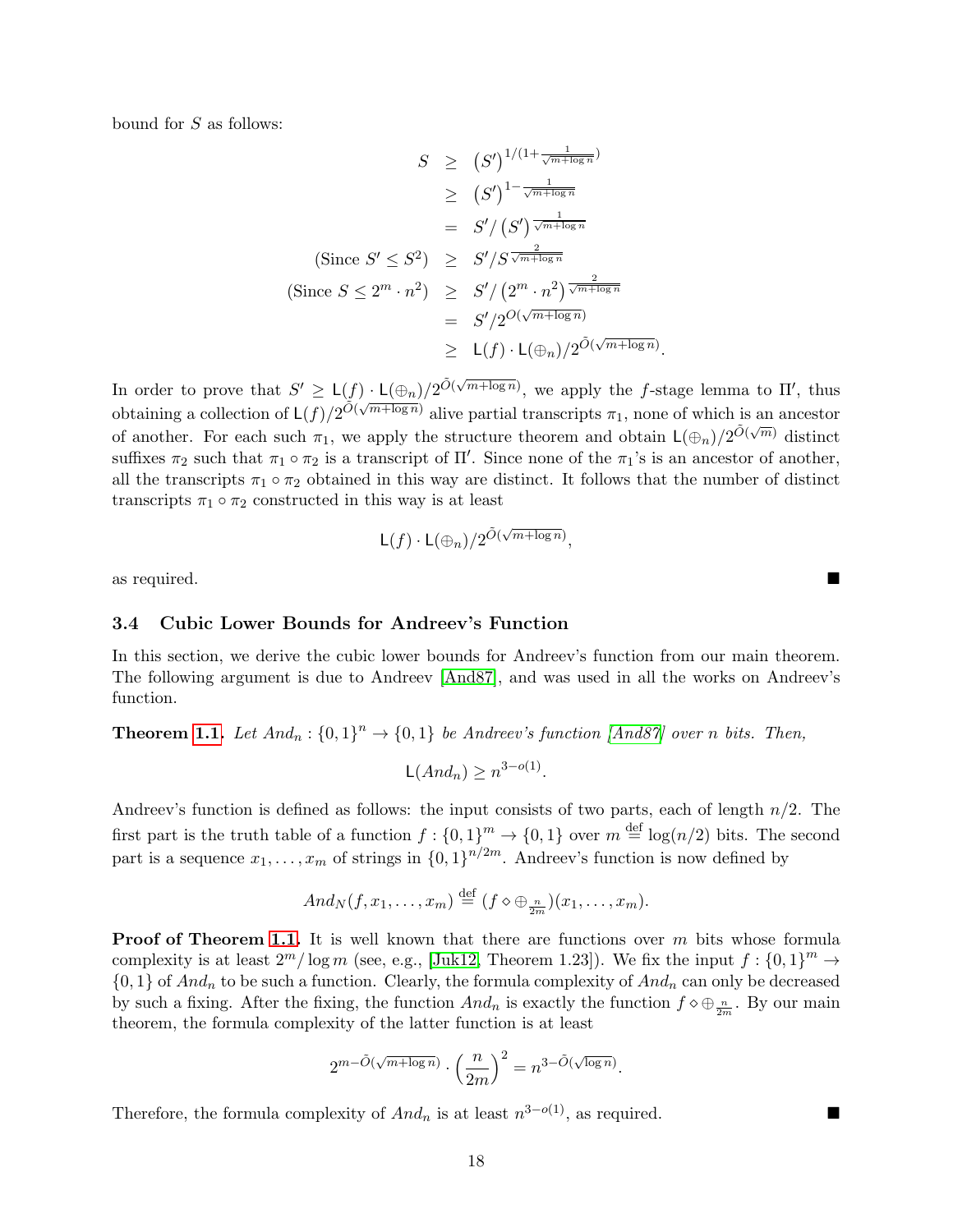bound for $S$ as follows:

$$
\begin{aligned}
S &\geq \left(S'\right)^{1/(1+\frac{1}{\sqrt{m+\log n}})} \\
&\geq \left(S'\right)^{1-\frac{1}{\sqrt{m+\log n}}} \\
&= S'/\left(S'\right)^{\frac{1}{\sqrt{m+\log n}}} \\
\text{(Since } S' \leq S^2\text{)} \quad &\geq S'/S^{\frac{2}{\sqrt{m+\log n}}} \\
\text{(Since } S \leq 2^m \cdot n^2\text{)} \quad &\geq S'/\left(2^m \cdot n^2\right)^{\frac{2}{\sqrt{m+\log n}}} \\
&= S'/2^{O(\sqrt{m+\log n})} \\
&\geq \mathsf{L}(f) \cdot \mathsf{L}(\oplus_n)/2^{\tilde{O}(\sqrt{m+\log n})}.
\end{aligned}
$$

In order to prove that $S' \geq \mathsf{L}(f) \cdot \mathsf{L}(\oplus_n)/2^{\tilde{O}(\sqrt{m+\log n})}$, we apply the $f$-stage lemma to $\Pi'$, thus obtaining a collection of $\mathsf{L}(f)/2^{\tilde{O}(\sqrt{m+\log n})}$ alive partial transcripts $\pi_1$, none of which is an ancestor of another. For each such $\pi_1$, we apply the structure theorem and obtain $\mathsf{L}(\oplus_n)/2^{\tilde{O}(\sqrt{m})}$ distinct suffixes $\pi_2$ such that $\pi_1 \circ \pi_2$ is a transcript of $\Pi'$. Since none of the $\pi_1$'s is an ancestor of another, all the transcripts $\pi_1 \circ \pi_2$ obtained in this way are distinct. It follows that the number of distinct transcripts $\pi_1 \circ \pi_2$ constructed in this way is at least

$$\mathsf{L}(f) \cdot \mathsf{L}(\oplus_n)/2^{\tilde{O}(\sqrt{m+\log n})},$$

as required. ■

### 3.4 Cubic Lower Bounds for Andreev's Function

In this section, we derive the cubic lower bounds for Andreev's function from our main theorem. The following argument is due to Andreev [And87], and was used in all the works on Andreev's function.

**Theorem 1.1.** *Let $And_n : \{0,1\}^n \to \{0,1\}$ be Andreev's function [And87] over $n$ bits. Then,*

$$\mathsf{L}(And_n) \geq n^{3-o(1)}.$$

Andreev's function is defined as follows: the input consists of two parts, each of length $n/2$. The first part is the truth table of a function $f : \{0,1\}^m \to \{0,1\}$ over $m \stackrel{\text{def}}{=} \log(n/2)$ bits. The second part is a sequence $x_1, \ldots, x_m$ of strings in $\{0,1\}^{n/2m}$. Andreev's function is now defined by

$$And_N(f, x_1, \ldots, x_m) \stackrel{\text{def}}{=} (f \diamond \oplus_{\frac{n}{2m}})(x_1, \ldots, x_m).$$

**Proof of Theorem 1.1.** It is well known that there are functions over $m$ bits whose formula complexity is at least $2^m/\log m$ (see, e.g., [Juk12, Theorem 1.23]). We fix the input $f : \{0,1\}^m \to \{0,1\}$ of $And_n$ to be such a function. Clearly, the formula complexity of $And_n$ can only be decreased by such a fixing. After the fixing, the function $And_n$ is exactly the function $f \diamond \oplus_{\frac{n}{2m}}$. By our main theorem, the formula complexity of the latter function is at least

$$2^{m-\tilde{O}(\sqrt{m+\log n})} \cdot \left(\frac{n}{2m}\right)^2 = n^{3-\tilde{O}(\sqrt{\log n})}.$$

Therefore, the formula complexity of $And_n$ is at least $n^{3-o(1)}$, as required. ■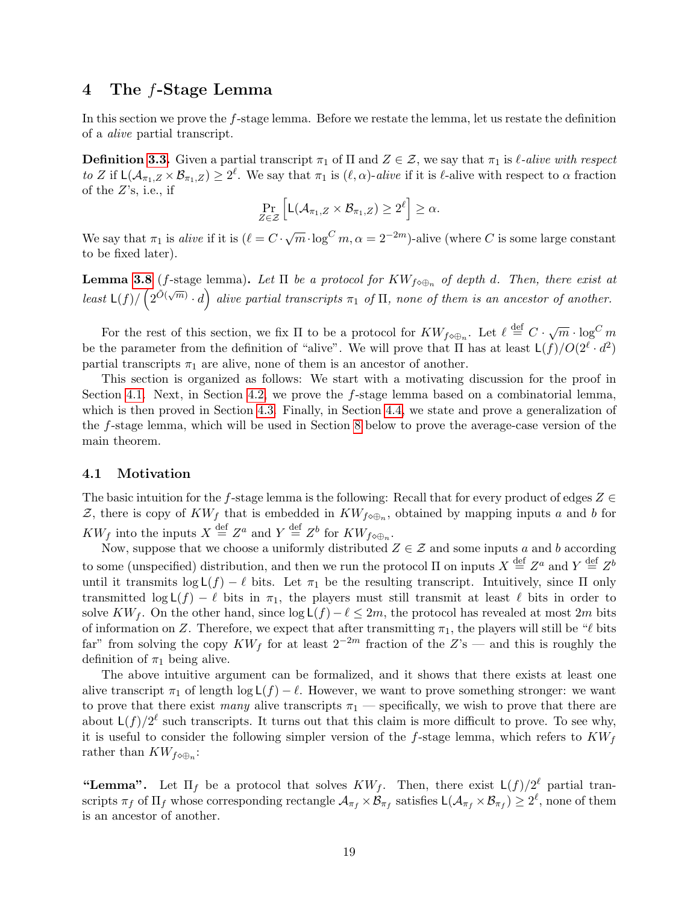# 4 The $f$-Stage Lemma

In this section we prove the $f$-stage lemma. Before we restate the lemma, let us restate the definition of a *alive* partial transcript.

**Definition 3.3.** Given a partial transcript $\pi_1$ of $\Pi$ and $Z \in \mathcal{Z}$, we say that $\pi_1$ is *$\ell$-alive with respect to $Z$* if $\mathsf{L}(\mathcal{A}_{\pi_1,Z} \times \mathcal{B}_{\pi_1,Z}) \geq 2^{\ell}$. We say that $\pi_1$ is $(\ell, \alpha)$*-alive* if it is $\ell$-alive with respect to $\alpha$ fraction of the $Z$'s, i.e., if

$$\Pr_{Z \in \mathcal{Z}}\left[\mathsf{L}(\mathcal{A}_{\pi_1,Z} \times \mathcal{B}_{\pi_1,Z}) \geq 2^{\ell}\right] \geq \alpha.$$

We say that $\pi_1$ is *alive* if it is $(\ell = C \cdot \sqrt{m} \cdot \log^C m, \alpha = 2^{-2m})$-alive (where $C$ is some large constant to be fixed later).

**Lemma 3.8** ($f$-stage lemma)**.** *Let $\Pi$ be a protocol for $KW_{f\diamond\oplus_n}$ of depth $d$. Then, there exist at least $\mathsf{L}(f)/\left(2^{\tilde{O}(\sqrt{m})} \cdot d\right)$ alive partial transcripts $\pi_1$ of $\Pi$, none of them is an ancestor of another.*

For the rest of this section, we fix $\Pi$ to be a protocol for $KW_{f\diamond\oplus_n}$. Let $\ell \stackrel{\text{def}}{=} C \cdot \sqrt{m} \cdot \log^C m$ be the parameter from the definition of "alive". We will prove that $\Pi$ has at least $\mathsf{L}(f)/O(2^{\ell} \cdot d^2)$ partial transcripts $\pi_1$ are alive, none of them is an ancestor of another.

This section is organized as follows: We start with a motivating discussion for the proof in Section 4.1. Next, in Section 4.2, we prove the $f$-stage lemma based on a combinatorial lemma, which is then proved in Section 4.3. Finally, in Section 4.4, we state and prove a generalization of the $f$-stage lemma, which will be used in Section 8 below to prove the average-case version of the main theorem.

## 4.1 Motivation

The basic intuition for the $f$-stage lemma is the following: Recall that for every product of edges $Z \in \mathcal{Z}$, there is copy of $KW_f$ that is embedded in $KW_{f\diamond\oplus_n}$, obtained by mapping inputs $a$ and $b$ for $KW_f$ into the inputs $X \stackrel{\text{def}}{=} Z^a$ and $Y \stackrel{\text{def}}{=} Z^b$ for $KW_{f\diamond\oplus_n}$.

Now, suppose that we choose a uniformly distributed $Z \in \mathcal{Z}$ and some inputs $a$ and $b$ according to some (unspecified) distribution, and then we run the protocol $\Pi$ on inputs $X \stackrel{\text{def}}{=} Z^a$ and $Y \stackrel{\text{def}}{=} Z^b$ until it transmits $\log \mathsf{L}(f) - \ell$ bits. Let $\pi_1$ be the resulting transcript. Intuitively, since $\Pi$ only transmitted $\log \mathsf{L}(f) - \ell$ bits in $\pi_1$, the players must still transmit at least $\ell$ bits in order to solve $KW_f$. On the other hand, since $\log \mathsf{L}(f) - \ell \leq 2m$, the protocol has revealed at most $2m$ bits of information on $Z$. Therefore, we expect that after transmitting $\pi_1$, the players will still be "$\ell$ bits far" from solving the copy $KW_f$ for at least $2^{-2m}$ fraction of the $Z$'s — and this is roughly the definition of $\pi_1$ being alive.

The above intuitive argument can be formalized, and it shows that there exists at least one alive transcript $\pi_1$ of length $\log \mathsf{L}(f) - \ell$. However, we want to prove something stronger: we want to prove that there exist *many* alive transcripts $\pi_1$ — specifically, we wish to prove that there are about $\mathsf{L}(f)/2^{\ell}$ such transcripts. It turns out that this claim is more difficult to prove. To see why, it is useful to consider the following simpler version of the $f$-stage lemma, which refers to $KW_f$ rather than $KW_{f\diamond\oplus_n}$:

**"Lemma".** Let $\Pi_f$ be a protocol that solves $KW_f$. Then, there exist $\mathsf{L}(f)/2^{\ell}$ partial transcripts $\pi_f$ of $\Pi_f$ whose corresponding rectangle $\mathcal{A}_{\pi_f} \times \mathcal{B}_{\pi_f}$ satisfies $\mathsf{L}(\mathcal{A}_{\pi_f} \times \mathcal{B}_{\pi_f}) \geq 2^{\ell}$, none of them is an ancestor of another.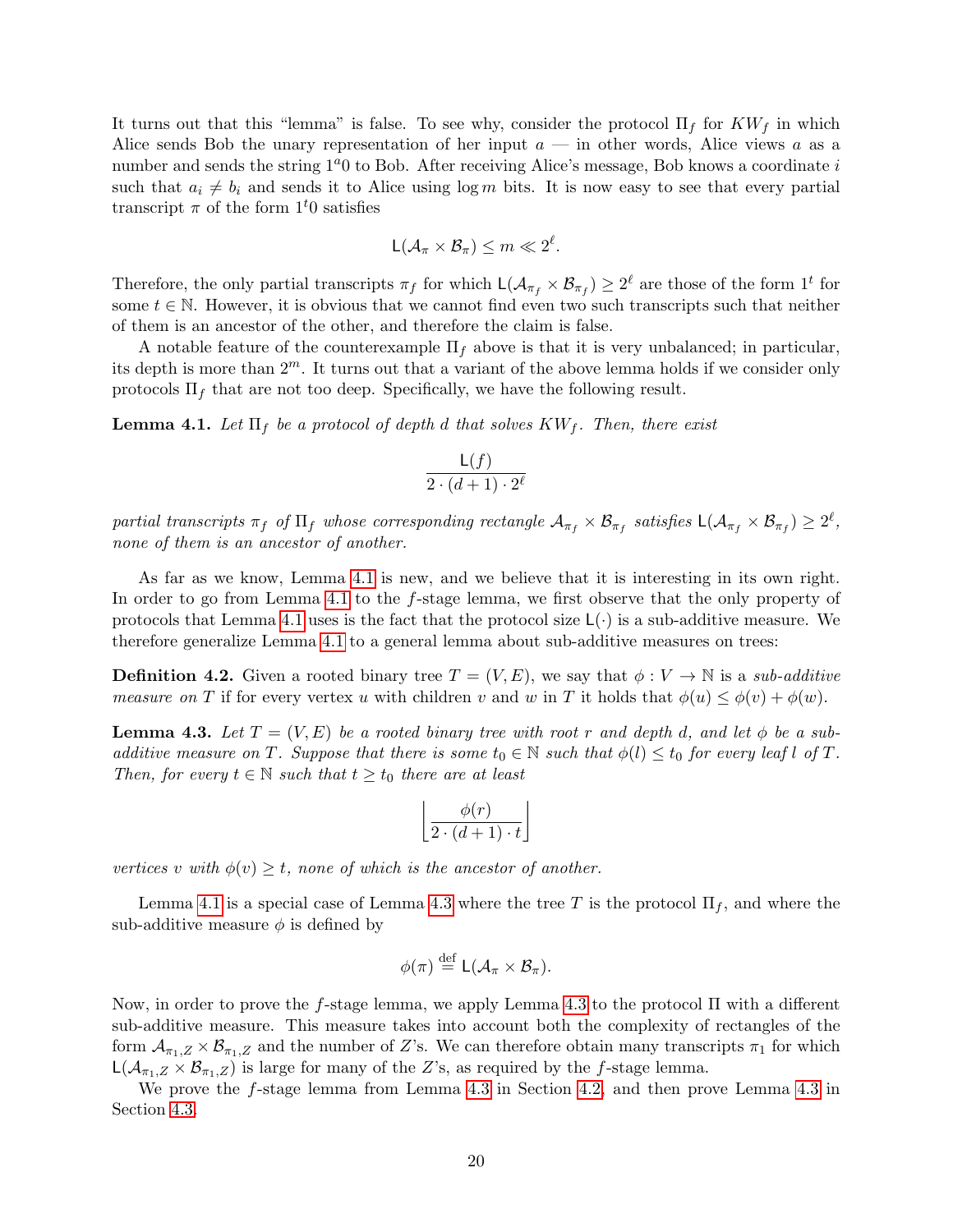It turns out that this "lemma" is false. To see why, consider the protocol $\Pi_f$ for $KW_f$ in which Alice sends Bob the unary representation of her input $a$ — in other words, Alice views $a$ as a number and sends the string $1^a0$ to Bob. After receiving Alice's message, Bob knows a coordinate $i$ such that $a_i \neq b_i$ and sends it to Alice using $\log m$ bits. It is now easy to see that every partial transcript $\pi$ of the form $1^t0$ satisfies

$$\mathsf{L}(\mathcal{A}_\pi \times \mathcal{B}_\pi) \leq m \ll 2^\ell.$$

Therefore, the only partial transcripts $\pi_f$ for which $\mathsf{L}(\mathcal{A}_{\pi_f} \times \mathcal{B}_{\pi_f}) \geq 2^\ell$ are those of the form $1^t$ for some $t \in \mathbb{N}$. However, it is obvious that we cannot find even two such transcripts such that neither of them is an ancestor of the other, and therefore the claim is false.

A notable feature of the counterexample $\Pi_f$ above is that it is very unbalanced; in particular, its depth is more than $2^m$. It turns out that a variant of the above lemma holds if we consider only protocols $\Pi_f$ that are not too deep. Specifically, we have the following result.

**Lemma 4.1.** *Let $\Pi_f$ be a protocol of depth $d$ that solves $KW_f$. Then, there exist*

$$\frac{\mathsf{L}(f)}{2 \cdot (d+1) \cdot 2^\ell}$$

*partial transcripts $\pi_f$ of $\Pi_f$ whose corresponding rectangle $\mathcal{A}_{\pi_f} \times \mathcal{B}_{\pi_f}$ satisfies $\mathsf{L}(\mathcal{A}_{\pi_f} \times \mathcal{B}_{\pi_f}) \geq 2^\ell$, none of them is an ancestor of another.*

As far as we know, Lemma 4.1 is new, and we believe that it is interesting in its own right. In order to go from Lemma 4.1 to the $f$-stage lemma, we first observe that the only property of protocols that Lemma 4.1 uses is the fact that the protocol size $\mathsf{L}(\cdot)$ is a sub-additive measure. We therefore generalize Lemma 4.1 to a general lemma about sub-additive measures on trees:

**Definition 4.2.** Given a rooted binary tree $T = (V, E)$, we say that $\phi : V \to \mathbb{N}$ is a *sub-additive measure on* $T$ if for every vertex $u$ with children $v$ and $w$ in $T$ it holds that $\phi(u) \leq \phi(v) + \phi(w)$.

**Lemma 4.3.** *Let $T = (V, E)$ be a rooted binary tree with root $r$ and depth $d$, and let $\phi$ be a sub-additive measure on $T$. Suppose that there is some $t_0 \in \mathbb{N}$ such that $\phi(l) \leq t_0$ for every leaf $l$ of $T$. Then, for every $t \in \mathbb{N}$ such that $t \geq t_0$ there are at least*

$$\left\lfloor \frac{\phi(r)}{2 \cdot (d+1) \cdot t} \right\rfloor$$

*vertices $v$ with $\phi(v) \geq t$, none of which is the ancestor of another.*

Lemma 4.1 is a special case of Lemma 4.3 where the tree $T$ is the protocol $\Pi_f$, and where the sub-additive measure $\phi$ is defined by

$$\phi(\pi) \stackrel{\text{def}}{=} \mathsf{L}(\mathcal{A}_\pi \times \mathcal{B}_\pi).$$

Now, in order to prove the $f$-stage lemma, we apply Lemma 4.3 to the protocol $\Pi$ with a different sub-additive measure. This measure takes into account both the complexity of rectangles of the form $\mathcal{A}_{\pi_1,Z} \times \mathcal{B}_{\pi_1,Z}$ and the number of $Z$'s. We can therefore obtain many transcripts $\pi_1$ for which $\mathsf{L}(\mathcal{A}_{\pi_1,Z} \times \mathcal{B}_{\pi_1,Z})$ is large for many of the $Z$'s, as required by the $f$-stage lemma.

We prove the $f$-stage lemma from Lemma 4.3 in Section 4.2, and then prove Lemma 4.3 in Section 4.3.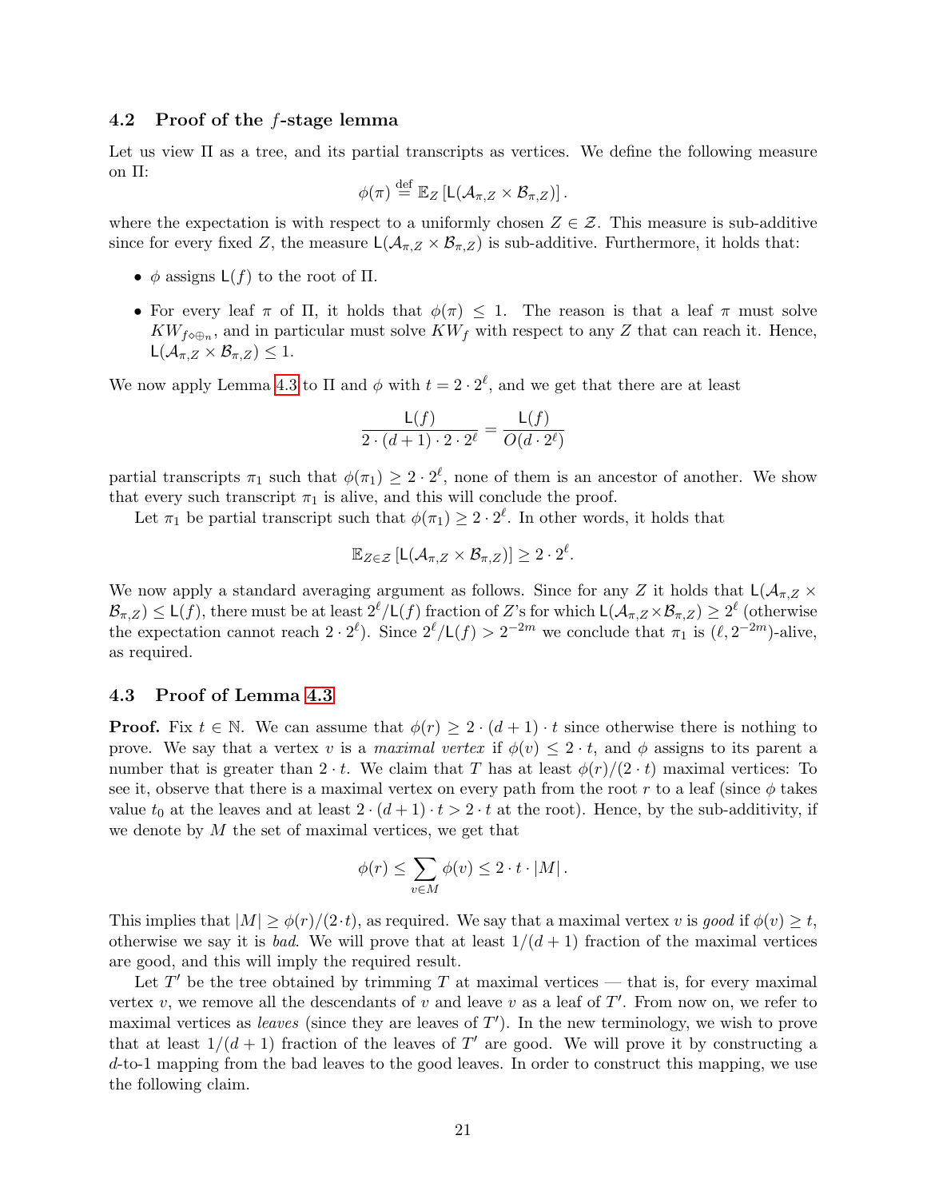### 4.2 Proof of the $f$-stage lemma

Let us view $\Pi$ as a tree, and its partial transcripts as vertices. We define the following measure on $\Pi$:

$$\phi(\pi) \stackrel{\text{def}}{=} \mathbb{E}_Z \left[ \mathsf{L}(\mathcal{A}_{\pi,Z} \times \mathcal{B}_{\pi,Z}) \right].$$

where the expectation is with respect to a uniformly chosen $Z \in \mathcal{Z}$. This measure is sub-additive since for every fixed $Z$, the measure $\mathsf{L}(\mathcal{A}_{\pi,Z} \times \mathcal{B}_{\pi,Z})$ is sub-additive. Furthermore, it holds that:

- $\phi$ assigns $\mathsf{L}(f)$ to the root of $\Pi$.
- For every leaf $\pi$ of $\Pi$, it holds that $\phi(\pi) \leq 1$. The reason is that a leaf $\pi$ must solve $KW_{f \diamond \oplus_n}$, and in particular must solve $KW_f$ with respect to any $Z$ that can reach it. Hence, $\mathsf{L}(\mathcal{A}_{\pi,Z} \times \mathcal{B}_{\pi,Z}) \leq 1$.

We now apply Lemma 4.3 to $\Pi$ and $\phi$ with $t = 2 \cdot 2^{\ell}$, and we get that there are at least

$$\frac{\mathsf{L}(f)}{2 \cdot (d+1) \cdot 2 \cdot 2^{\ell}} = \frac{\mathsf{L}(f)}{O(d \cdot 2^{\ell})}$$

partial transcripts $\pi_1$ such that $\phi(\pi_1) \geq 2 \cdot 2^{\ell}$, none of them is an ancestor of another. We show that every such transcript $\pi_1$ is alive, and this will conclude the proof.

Let $\pi_1$ be partial transcript such that $\phi(\pi_1) \geq 2 \cdot 2^{\ell}$. In other words, it holds that

$$\mathbb{E}_{Z \in \mathcal{Z}} \left[ \mathsf{L}(\mathcal{A}_{\pi,Z} \times \mathcal{B}_{\pi,Z}) \right] \geq 2 \cdot 2^{\ell}.$$

We now apply a standard averaging argument as follows. Since for any $Z$ it holds that $\mathsf{L}(\mathcal{A}_{\pi,Z} \times \mathcal{B}_{\pi,Z}) \leq \mathsf{L}(f)$, there must be at least $2^{\ell}/\mathsf{L}(f)$ fraction of $Z$'s for which $\mathsf{L}(\mathcal{A}_{\pi,Z} \times \mathcal{B}_{\pi,Z}) \geq 2^{\ell}$ (otherwise the expectation cannot reach $2 \cdot 2^{\ell}$). Since $2^{\ell}/\mathsf{L}(f) > 2^{-2m}$ we conclude that $\pi_1$ is $(\ell, 2^{-2m})$-alive, as required.

### 4.3 Proof of Lemma 4.3

**Proof.** Fix $t \in \mathbb{N}$. We can assume that $\phi(r) \geq 2 \cdot (d+1) \cdot t$ since otherwise there is nothing to prove. We say that a vertex $v$ is a *maximal vertex* if $\phi(v) \leq 2 \cdot t$, and $\phi$ assigns to its parent a number that is greater than $2 \cdot t$. We claim that $T$ has at least $\phi(r)/(2 \cdot t)$ maximal vertices: To see it, observe that there is a maximal vertex on every path from the root $r$ to a leaf (since $\phi$ takes value $t_0$ at the leaves and at least $2 \cdot (d+1) \cdot t > 2 \cdot t$ at the root). Hence, by the sub-additivity, if we denote by $M$ the set of maximal vertices, we get that

$$\phi(r) \leq \sum_{v \in M} \phi(v) \leq 2 \cdot t \cdot |M|.$$

This implies that $|M| \geq \phi(r)/(2 \cdot t)$, as required. We say that a maximal vertex $v$ is *good* if $\phi(v) \geq t$, otherwise we say it is *bad*. We will prove that at least $1/(d+1)$ fraction of the maximal vertices are good, and this will imply the required result.

Let $T'$ be the tree obtained by trimming $T$ at maximal vertices — that is, for every maximal vertex $v$, we remove all the descendants of $v$ and leave $v$ as a leaf of $T'$. From now on, we refer to maximal vertices as *leaves* (since they are leaves of $T'$). In the new terminology, we wish to prove that at least $1/(d+1)$ fraction of the leaves of $T'$ are good. We will prove it by constructing a $d$-to-1 mapping from the bad leaves to the good leaves. In order to construct this mapping, we use the following claim.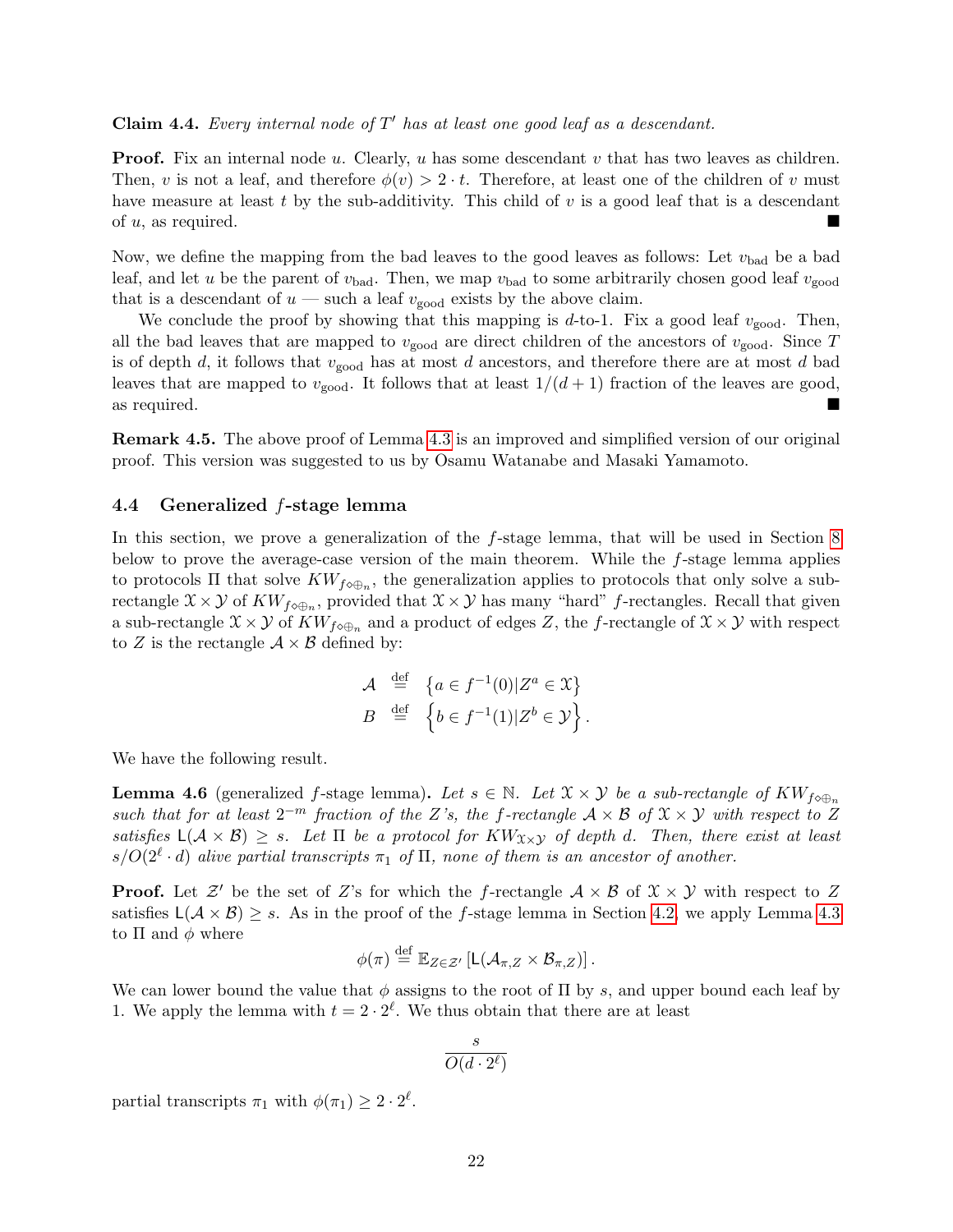**Claim 4.4.** *Every internal node of $T'$ has at least one good leaf as a descendant.*

**Proof.** Fix an internal node $u$. Clearly, $u$ has some descendant $v$ that has two leaves as children. Then, $v$ is not a leaf, and therefore $\phi(v) > 2 \cdot t$. Therefore, at least one of the children of $v$ must have measure at least $t$ by the sub-additivity. This child of $v$ is a good leaf that is a descendant of $u$, as required. ∎

Now, we define the mapping from the bad leaves to the good leaves as follows: Let $v_{\text{bad}}$ be a bad leaf, and let $u$ be the parent of $v_{\text{bad}}$. Then, we map $v_{\text{bad}}$ to some arbitrarily chosen good leaf $v_{\text{good}}$ that is a descendant of $u$ — such a leaf $v_{\text{good}}$ exists by the above claim.

We conclude the proof by showing that this mapping is $d$-to-1. Fix a good leaf $v_{\text{good}}$. Then, all the bad leaves that are mapped to $v_{\text{good}}$ are direct children of the ancestors of $v_{\text{good}}$. Since $T$ is of depth $d$, it follows that $v_{\text{good}}$ has at most $d$ ancestors, and therefore there are at most $d$ bad leaves that are mapped to $v_{\text{good}}$. It follows that at least $1/(d+1)$ fraction of the leaves are good, as required. ∎

**Remark 4.5.** The above proof of Lemma 4.3 is an improved and simplified version of our original proof. This version was suggested to us by Osamu Watanabe and Masaki Yamamoto.

### 4.4 Generalized $f$-stage lemma

In this section, we prove a generalization of the $f$-stage lemma, that will be used in Section 8 below to prove the average-case version of the main theorem. While the $f$-stage lemma applies to protocols $\Pi$ that solve $KW_{f\diamond\oplus_n}$, the generalization applies to protocols that only solve a sub-rectangle $\mathcal{X} \times \mathcal{Y}$ of $KW_{f\diamond\oplus_n}$, provided that $\mathcal{X} \times \mathcal{Y}$ has many "hard" $f$-rectangles. Recall that given a sub-rectangle $\mathcal{X} \times \mathcal{Y}$ of $KW_{f\diamond\oplus_n}$ and a product of edges $Z$, the $f$-rectangle of $\mathcal{X} \times \mathcal{Y}$ with respect to $Z$ is the rectangle $\mathcal{A} \times \mathcal{B}$ defined by:

$$\begin{aligned}
\mathcal{A} &\stackrel{\text{def}}{=} \left\{a \in f^{-1}(0) | Z^a \in \mathcal{X}\right\} \\
B &\stackrel{\text{def}}{=} \left\{b \in f^{-1}(1) | Z^b \in \mathcal{Y}\right\}.
\end{aligned}$$

We have the following result.

**Lemma 4.6** (generalized $f$-stage lemma)**.** *Let $s \in \mathbb{N}$. Let $\mathcal{X} \times \mathcal{Y}$ be a sub-rectangle of $KW_{f\diamond\oplus_n}$ such that for at least $2^{-m}$ fraction of the $Z$'s, the $f$-rectangle $\mathcal{A} \times \mathcal{B}$ of $\mathcal{X} \times \mathcal{Y}$ with respect to $Z$ satisfies $\mathsf{L}(\mathcal{A} \times \mathcal{B}) \geq s$. Let $\Pi$ be a protocol for $KW_{\mathcal{X}\times\mathcal{Y}}$ of depth $d$. Then, there exist at least $s/O(2^\ell \cdot d)$ alive partial transcripts $\pi_1$ of $\Pi$, none of them is an ancestor of another.*

**Proof.** Let $\mathcal{Z}'$ be the set of $Z$'s for which the $f$-rectangle $\mathcal{A} \times \mathcal{B}$ of $\mathcal{X} \times \mathcal{Y}$ with respect to $Z$ satisfies $\mathsf{L}(\mathcal{A} \times \mathcal{B}) \geq s$. As in the proof of the $f$-stage lemma in Section 4.2, we apply Lemma 4.3 to $\Pi$ and $\phi$ where

$$\phi(\pi) \stackrel{\text{def}}{=} \mathbb{E}_{Z \in \mathcal{Z}'}\left[\mathsf{L}(\mathcal{A}_{\pi,Z} \times \mathcal{B}_{\pi,Z})\right].$$

We can lower bound the value that $\phi$ assigns to the root of $\Pi$ by $s$, and upper bound each leaf by 1. We apply the lemma with $t = 2 \cdot 2^\ell$. We thus obtain that there are at least

$$\frac{s}{O(d \cdot 2^\ell)}$$

partial transcripts $\pi_1$ with $\phi(\pi_1) \geq 2 \cdot 2^\ell$.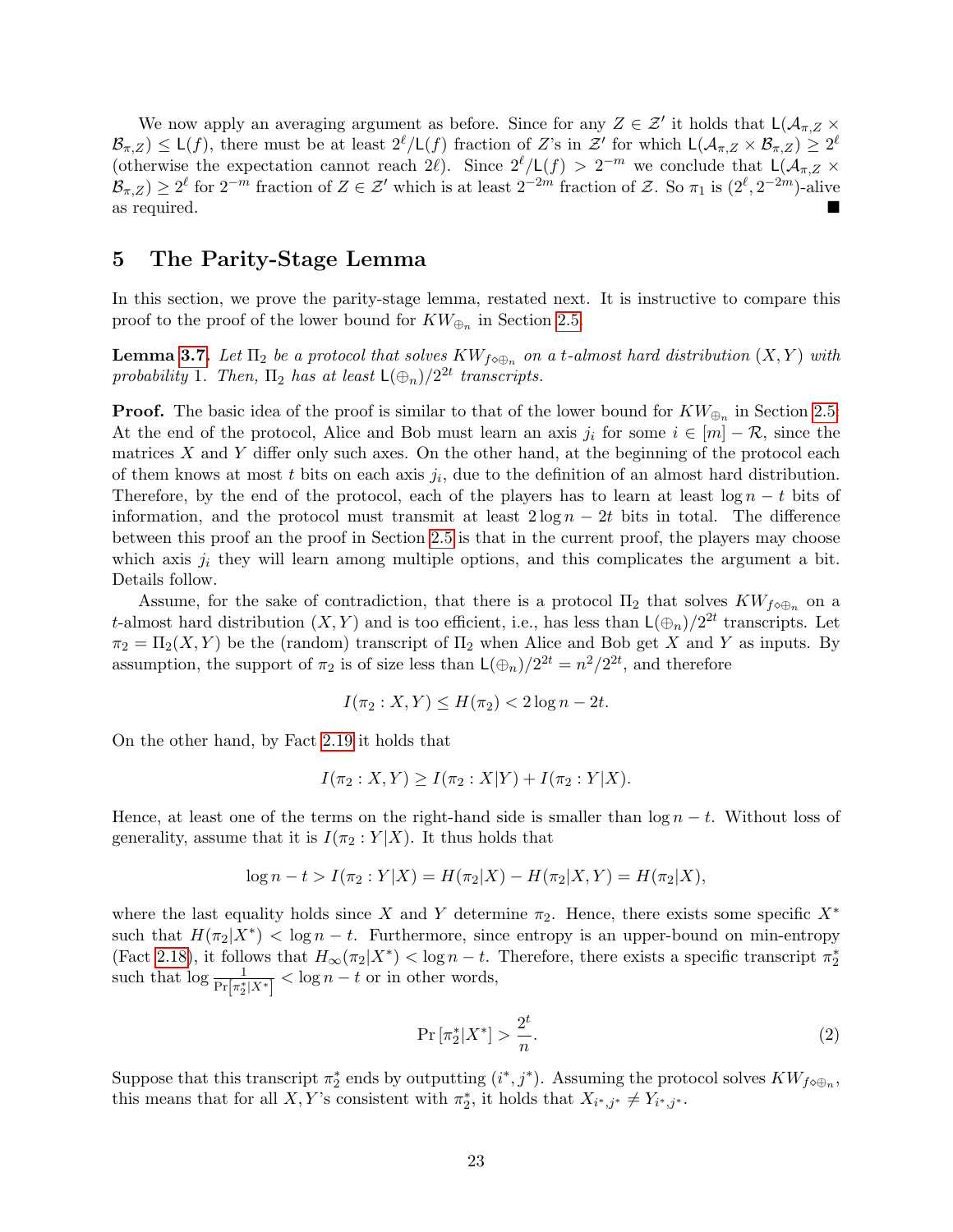We now apply an averaging argument as before. Since for any $Z \in \mathcal{Z}'$ it holds that $\mathsf{L}(\mathcal{A}_{\pi,Z} \times \mathcal{B}_{\pi,Z}) \le \mathsf{L}(f)$, there must be at least $2^\ell/\mathsf{L}(f)$ fraction of $Z$'s in $\mathcal{Z}'$ for which $\mathsf{L}(\mathcal{A}_{\pi,Z} \times \mathcal{B}_{\pi,Z}) \ge 2^\ell$ (otherwise the expectation cannot reach $2\ell$). Since $2^\ell/\mathsf{L}(f) > 2^{-m}$ we conclude that $\mathsf{L}(\mathcal{A}_{\pi,Z} \times \mathcal{B}_{\pi,Z}) \ge 2^\ell$ for $2^{-m}$ fraction of $Z \in \mathcal{Z}'$ which is at least $2^{-2m}$ fraction of $\mathcal{Z}$. So $\pi_1$ is $(2^\ell, 2^{-2m})$-alive as required. ■

# 5 The Parity-Stage Lemma

In this section, we prove the parity-stage lemma, restated next. It is instructive to compare this proof to the proof of the lower bound for $KW_{\oplus_n}$ in Section 2.5.

**Lemma 3.7.** *Let $\Pi_2$ be a protocol that solves $KW_{f\diamond\oplus_n}$ on a $t$-almost hard distribution $(X, Y)$ with probability 1. Then, $\Pi_2$ has at least $\mathsf{L}(\oplus_n)/2^{2t}$ transcripts.*

**Proof.** The basic idea of the proof is similar to that of the lower bound for $KW_{\oplus_n}$ in Section 2.5. At the end of the protocol, Alice and Bob must learn an axis $j_i$ for some $i \in [m] - \mathcal{R}$, since the matrices $X$ and $Y$ differ only such axes. On the other hand, at the beginning of the protocol each of them knows at most $t$ bits on each axis $j_i$, due to the definition of an almost hard distribution. Therefore, by the end of the protocol, each of the players has to learn at least $\log n - t$ bits of information, and the protocol must transmit at least $2\log n - 2t$ bits in total. The difference between this proof an the proof in Section 2.5 is that in the current proof, the players may choose which axis $j_i$ they will learn among multiple options, and this complicates the argument a bit. Details follow.

Assume, for the sake of contradiction, that there is a protocol $\Pi_2$ that solves $KW_{f\diamond\oplus_n}$ on a $t$-almost hard distribution $(X, Y)$ and is too efficient, i.e., has less than $\mathsf{L}(\oplus_n)/2^{2t}$ transcripts. Let $\pi_2 = \Pi_2(X, Y)$ be the (random) transcript of $\Pi_2$ when Alice and Bob get $X$ and $Y$ as inputs. By assumption, the support of $\pi_2$ is of size less than $\mathsf{L}(\oplus_n)/2^{2t} = n^2/2^{2t}$, and therefore

$$I(\pi_2 : X, Y) \le H(\pi_2) < 2\log n - 2t.$$

On the other hand, by Fact 2.19 it holds that

$$I(\pi_2 : X, Y) \ge I(\pi_2 : X|Y) + I(\pi_2 : Y|X).$$

Hence, at least one of the terms on the right-hand side is smaller than $\log n - t$. Without loss of generality, assume that it is $I(\pi_2 : Y|X)$. It thus holds that

$$\log n - t > I(\pi_2 : Y|X) = H(\pi_2|X) - H(\pi_2|X, Y) = H(\pi_2|X),$$

where the last equality holds since $X$ and $Y$ determine $\pi_2$. Hence, there exists some specific $X^*$ such that $H(\pi_2|X^*) < \log n - t$. Furthermore, since entropy is an upper-bound on min-entropy (Fact 2.18), it follows that $H_\infty(\pi_2|X^*) < \log n - t$. Therefore, there exists a specific transcript $\pi_2^*$ such that $\log \frac{1}{\Pr[\pi_2^*|X^*]} < \log n - t$ or in other words,

$$\Pr[\pi_2^*|X^*] > \frac{2^t}{n}. \tag{2}$$

Suppose that this transcript $\pi_2^*$ ends by outputting $(i^*, j^*)$. Assuming the protocol solves $KW_{f\diamond\oplus_n}$, this means that for all $X, Y$'s consistent with $\pi_2^*$, it holds that $X_{i^*,j^*} \ne Y_{i^*,j^*}$.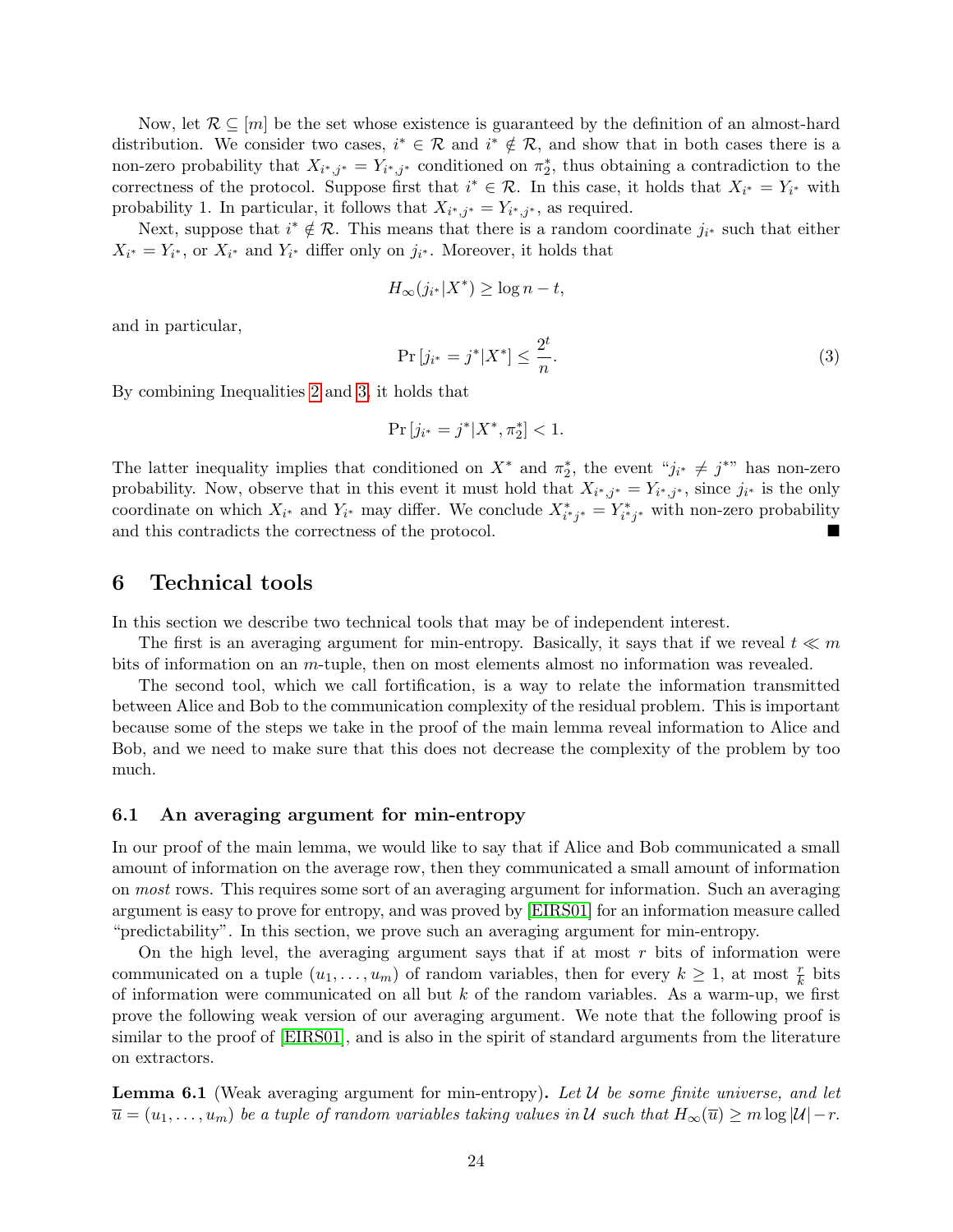Now, let $\mathcal{R} \subseteq [m]$ be the set whose existence is guaranteed by the definition of an almost-hard distribution. We consider two cases, $i^* \in \mathcal{R}$ and $i^* \notin \mathcal{R}$, and show that in both cases there is a non-zero probability that $X_{i^*,j^*} = Y_{i^*,j^*}$ conditioned on $\pi_2^*$, thus obtaining a contradiction to the correctness of the protocol. Suppose first that $i^* \in \mathcal{R}$. In this case, it holds that $X_{i^*} = Y_{i^*}$ with probability 1. In particular, it follows that $X_{i^*,j^*} = Y_{i^*,j^*}$, as required.

Next, suppose that $i^* \notin \mathcal{R}$. This means that there is a random coordinate $j_{i^*}$ such that either $X_{i^*} = Y_{i^*}$, or $X_{i^*}$ and $Y_{i^*}$ differ only on $j_{i^*}$. Moreover, it holds that

$$H_\infty(j_{i^*}|X^*) \geq \log n - t,$$

and in particular,

$$\Pr\left[j_{i^*} = j^* | X^*\right] \leq \frac{2^t}{n}. \tag{3}$$

By combining Inequalities 2 and 3, it holds that

$$\Pr\left[j_{i^*} = j^* | X^*, \pi_2^*\right] < 1.$$

The latter inequality implies that conditioned on $X^*$ and $\pi_2^*$, the event "$j_{i^*} \neq j^*$" has non-zero probability. Now, observe that in this event it must hold that $X_{i^*,j^*} = Y_{i^*,j^*}$, since $j_{i^*}$ is the only coordinate on which $X_{i^*}$ and $Y_{i^*}$ may differ. We conclude $X^*_{i^*j^*} = Y^*_{i^*j^*}$ with non-zero probability and this contradicts the correctness of the protocol. ∎

# 6 Technical tools

In this section we describe two technical tools that may be of independent interest.

The first is an averaging argument for min-entropy. Basically, it says that if we reveal $t \ll m$ bits of information on an $m$-tuple, then on most elements almost no information was revealed.

The second tool, which we call fortification, is a way to relate the information transmitted between Alice and Bob to the communication complexity of the residual problem. This is important because some of the steps we take in the proof of the main lemma reveal information to Alice and Bob, and we need to make sure that this does not decrease the complexity of the problem by too much.

## 6.1 An averaging argument for min-entropy

In our proof of the main lemma, we would like to say that if Alice and Bob communicated a small amount of information on the average row, then they communicated a small amount of information on *most* rows. This requires some sort of an averaging argument for information. Such an averaging argument is easy to prove for entropy, and was proved by [EIRS01] for an information measure called "predictability". In this section, we prove such an averaging argument for min-entropy.

On the high level, the averaging argument says that if at most $r$ bits of information were communicated on a tuple $(u_1, \ldots, u_m)$ of random variables, then for every $k \geq 1$, at most $\frac{r}{k}$ bits of information were communicated on all but $k$ of the random variables. As a warm-up, we first prove the following weak version of our averaging argument. We note that the following proof is similar to the proof of [EIRS01], and is also in the spirit of standard arguments from the literature on extractors.

**Lemma 6.1** (Weak averaging argument for min-entropy)**.** *Let $\mathcal{U}$ be some finite universe, and let $\overline{u} = (u_1, \ldots, u_m)$ be a tuple of random variables taking values in $\mathcal{U}$ such that $H_\infty(\overline{u}) \geq m \log |\mathcal{U}| - r$.*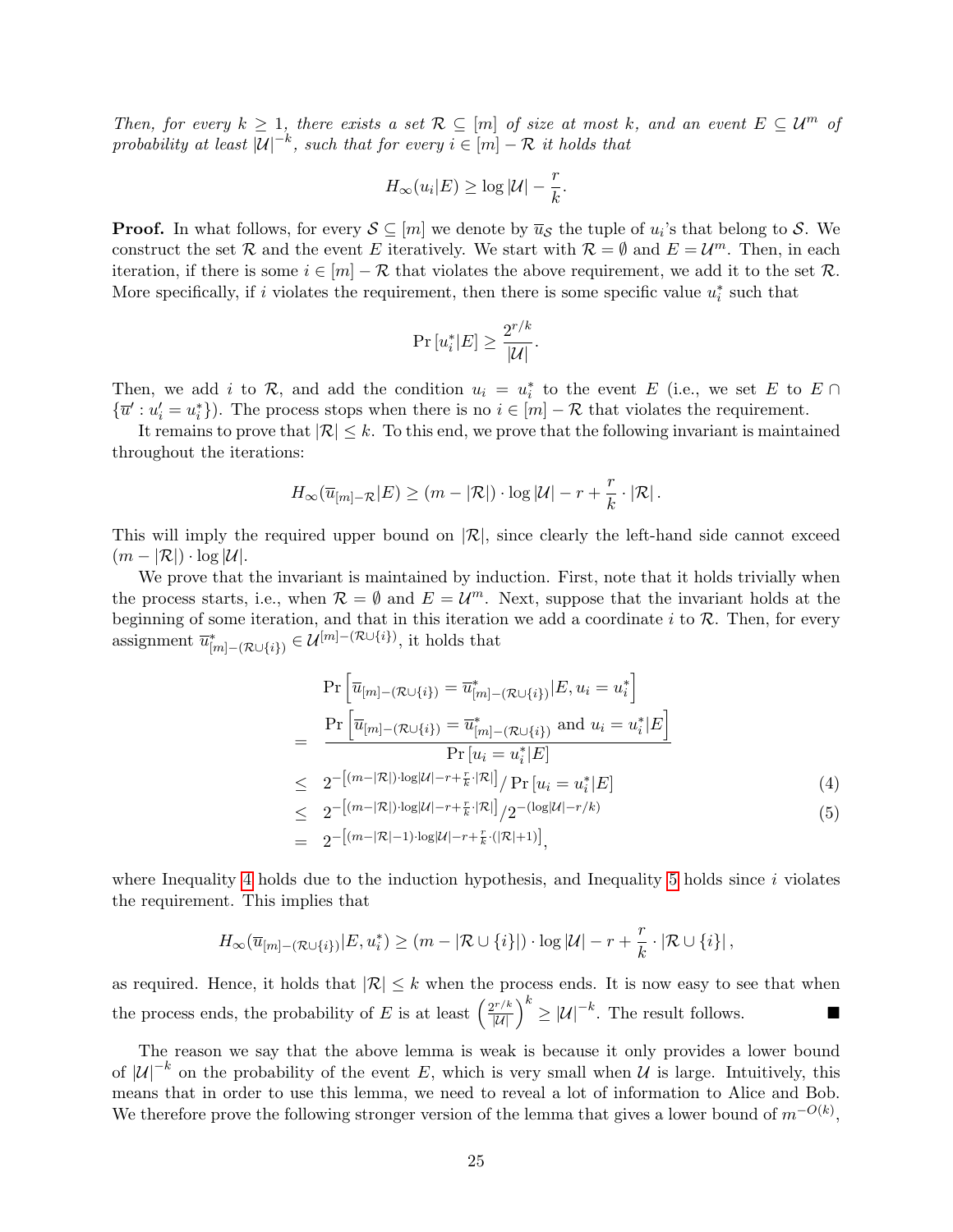*Then, for every $k \geq 1$, there exists a set $\mathcal{R} \subseteq [m]$ of size at most $k$, and an event $E \subseteq \mathcal{U}^m$ of probability at least $|\mathcal{U}|^{-k}$, such that for every $i \in [m] - \mathcal{R}$ it holds that*

$$H_\infty(u_i|E) \geq \log|\mathcal{U}| - \frac{r}{k}.$$

**Proof.** In what follows, for every $\mathcal{S} \subseteq [m]$ we denote by $\overline{u}_\mathcal{S}$ the tuple of $u_i$'s that belong to $\mathcal{S}$. We construct the set $\mathcal{R}$ and the event $E$ iteratively. We start with $\mathcal{R} = \emptyset$ and $E = \mathcal{U}^m$. Then, in each iteration, if there is some $i \in [m] - \mathcal{R}$ that violates the above requirement, we add it to the set $\mathcal{R}$. More specifically, if $i$ violates the requirement, then there is some specific value $u_i^*$ such that

$$\Pr[u_i^*|E] \geq \frac{2^{r/k}}{|\mathcal{U}|}.$$

Then, we add $i$ to $\mathcal{R}$, and add the condition $u_i = u_i^*$ to the event $E$ (i.e., we set $E$ to $E \cap \{\overline{u}' : u_i' = u_i^*\}$). The process stops when there is no $i \in [m] - \mathcal{R}$ that violates the requirement.

It remains to prove that $|\mathcal{R}| \leq k$. To this end, we prove that the following invariant is maintained throughout the iterations:

$$H_\infty(\overline{u}_{[m]-\mathcal{R}}|E) \geq (m - |\mathcal{R}|) \cdot \log|\mathcal{U}| - r + \frac{r}{k} \cdot |\mathcal{R}|.$$

This will imply the required upper bound on $|\mathcal{R}|$, since clearly the left-hand side cannot exceed $(m - |\mathcal{R}|) \cdot \log|\mathcal{U}|$.

We prove that the invariant is maintained by induction. First, note that it holds trivially when the process starts, i.e., when $\mathcal{R} = \emptyset$ and $E = \mathcal{U}^m$. Next, suppose that the invariant holds at the beginning of some iteration, and that in this iteration we add a coordinate $i$ to $\mathcal{R}$. Then, for every assignment $\overline{u}^*_{[m]-(\mathcal{R}\cup\{i\})} \in \mathcal{U}^{[m]-(\mathcal{R}\cup\{i\})}$, it holds that

$$
\begin{aligned}
& \Pr\left[\overline{u}_{[m]-(\mathcal{R}\cup\{i\})} = \overline{u}^*_{[m]-(\mathcal{R}\cup\{i\})} | E, u_i = u_i^*\right] \\
= \; & \frac{\Pr\left[\overline{u}_{[m]-(\mathcal{R}\cup\{i\})} = \overline{u}^*_{[m]-(\mathcal{R}\cup\{i\})} \text{ and } u_i = u_i^* | E\right]}{\Pr[u_i = u_i^*|E]} \\
\leq \; & 2^{-\left[(m-|\mathcal{R}|)\cdot\log|\mathcal{U}| - r + \frac{r}{k}\cdot|\mathcal{R}|\right]} / \Pr[u_i = u_i^*|E] \qquad (4) \\
\leq \; & 2^{-\left[(m-|\mathcal{R}|)\cdot\log|\mathcal{U}| - r + \frac{r}{k}\cdot|\mathcal{R}|\right]} / 2^{-(\log|\mathcal{U}| - r/k)} \qquad (5) \\
= \; & 2^{-\left[(m-|\mathcal{R}|-1)\cdot\log|\mathcal{U}| - r + \frac{r}{k}\cdot(|\mathcal{R}|+1)\right]},
\end{aligned}
$$

where Inequality 4 holds due to the induction hypothesis, and Inequality 5 holds since $i$ violates the requirement. This implies that

$$H_\infty(\overline{u}_{[m]-(\mathcal{R}\cup\{i\})}|E, u_i^*) \geq (m - |\mathcal{R} \cup \{i\}|) \cdot \log|\mathcal{U}| - r + \frac{r}{k} \cdot |\mathcal{R} \cup \{i\}|,$$

as required. Hence, it holds that $|\mathcal{R}| \leq k$ when the process ends. It is now easy to see that when the process ends, the probability of $E$ is at least $\left(\frac{2^{r/k}}{|\mathcal{U}|}\right)^k \geq |\mathcal{U}|^{-k}$. The result follows. ∎

The reason we say that the above lemma is weak is because it only provides a lower bound of $|\mathcal{U}|^{-k}$ on the probability of the event $E$, which is very small when $\mathcal{U}$ is large. Intuitively, this means that in order to use this lemma, we need to reveal a lot of information to Alice and Bob. We therefore prove the following stronger version of the lemma that gives a lower bound of $m^{-O(k)}$,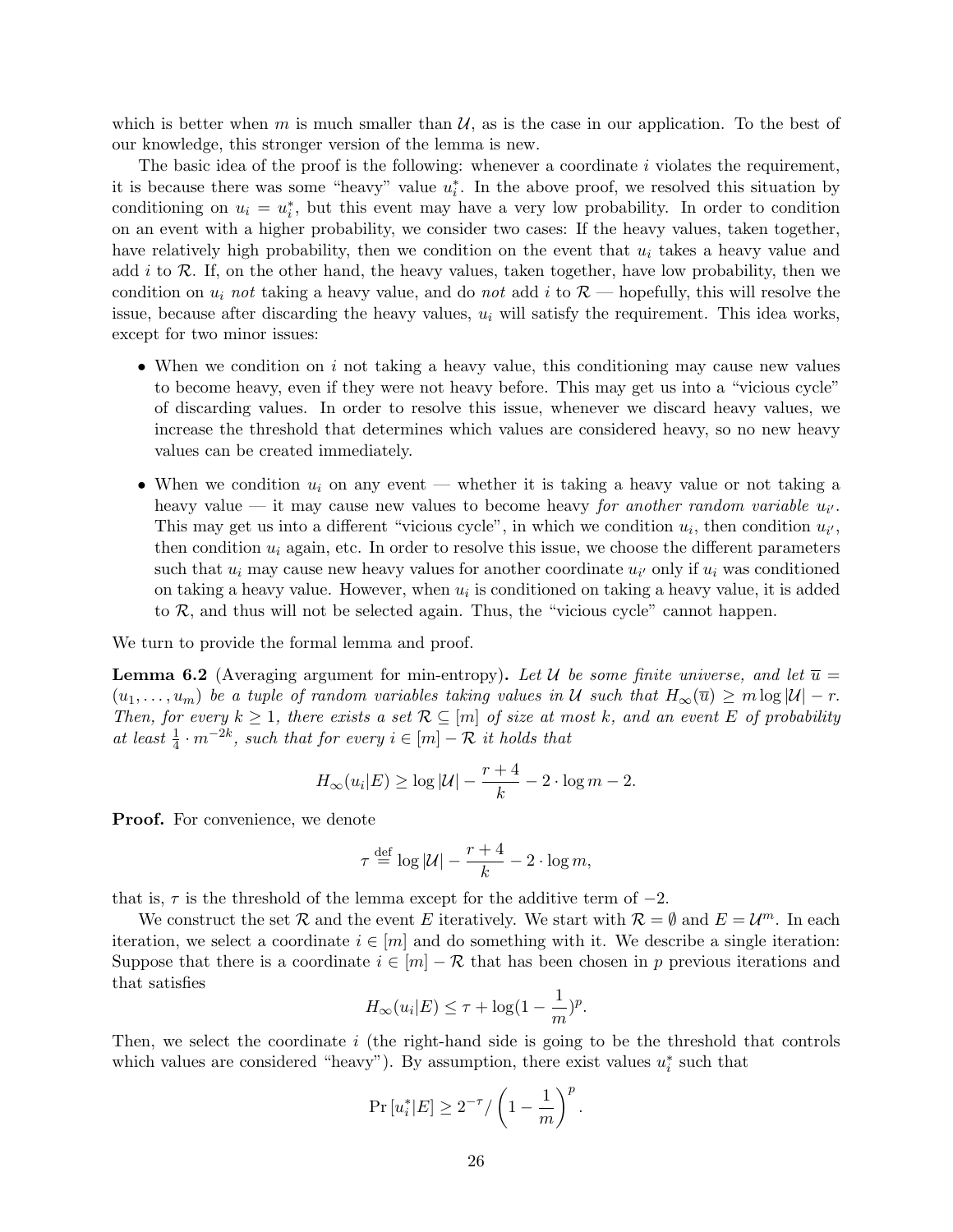which is better when $m$ is much smaller than $\mathcal{U}$, as is the case in our application. To the best of our knowledge, this stronger version of the lemma is new.

The basic idea of the proof is the following: whenever a coordinate $i$ violates the requirement, it is because there was some "heavy" value $u_i^*$. In the above proof, we resolved this situation by conditioning on $u_i = u_i^*$, but this event may have a very low probability. In order to condition on an event with a higher probability, we consider two cases: If the heavy values, taken together, have relatively high probability, then we condition on the event that $u_i$ takes a heavy value and add $i$ to $\mathcal{R}$. If, on the other hand, the heavy values, taken together, have low probability, then we condition on $u_i$ *not* taking a heavy value, and do *not* add $i$ to $\mathcal{R}$ — hopefully, this will resolve the issue, because after discarding the heavy values, $u_i$ will satisfy the requirement. This idea works, except for two minor issues:

- When we condition on $i$ not taking a heavy value, this conditioning may cause new values to become heavy, even if they were not heavy before. This may get us into a "vicious cycle" of discarding values. In order to resolve this issue, whenever we discard heavy values, we increase the threshold that determines which values are considered heavy, so no new heavy values can be created immediately.
- When we condition $u_i$ on any event — whether it is taking a heavy value or not taking a heavy value — it may cause new values to become heavy *for another random variable* $u_{i'}$. This may get us into a different "vicious cycle", in which we condition $u_i$, then condition $u_{i'}$, then condition $u_i$ again, etc. In order to resolve this issue, we choose the different parameters such that $u_i$ may cause new heavy values for another coordinate $u_{i'}$ only if $u_i$ was conditioned on taking a heavy value. However, when $u_i$ is conditioned on taking a heavy value, it is added to $\mathcal{R}$, and thus will not be selected again. Thus, the "vicious cycle" cannot happen.

We turn to provide the formal lemma and proof.

**Lemma 6.2** (Averaging argument for min-entropy)**.** *Let $\mathcal{U}$ be some finite universe, and let $\overline{u} = (u_1, \ldots, u_m)$ be a tuple of random variables taking values in $\mathcal{U}$ such that $H_\infty(\overline{u}) \geq m \log |\mathcal{U}| - r$. Then, for every $k \geq 1$, there exists a set $\mathcal{R} \subseteq [m]$ of size at most $k$, and an event $E$ of probability at least $\frac{1}{4} \cdot m^{-2k}$, such that for every $i \in [m] - \mathcal{R}$ it holds that*

$$H_\infty(u_i|E) \geq \log |\mathcal{U}| - \frac{r+4}{k} - 2 \cdot \log m - 2.$$

**Proof.** For convenience, we denote

$$\tau \stackrel{\text{def}}{=} \log |\mathcal{U}| - \frac{r+4}{k} - 2 \cdot \log m,$$

that is, $\tau$ is the threshold of the lemma except for the additive term of $-2$.

We construct the set $\mathcal{R}$ and the event $E$ iteratively. We start with $\mathcal{R} = \emptyset$ and $E = \mathcal{U}^m$. In each iteration, we select a coordinate $i \in [m]$ and do something with it. We describe a single iteration: Suppose that there is a coordinate $i \in [m] - \mathcal{R}$ that has been chosen in $p$ previous iterations and that satisfies

$$H_\infty(u_i|E) \leq \tau + \log(1 - \frac{1}{m})^p.$$

Then, we select the coordinate $i$ (the right-hand side is going to be the threshold that controls which values are considered "heavy"). By assumption, there exist values $u_i^*$ such that

$$\Pr\left[u_i^*|E\right] \geq 2^{-\tau} / \left(1 - \frac{1}{m}\right)^p.$$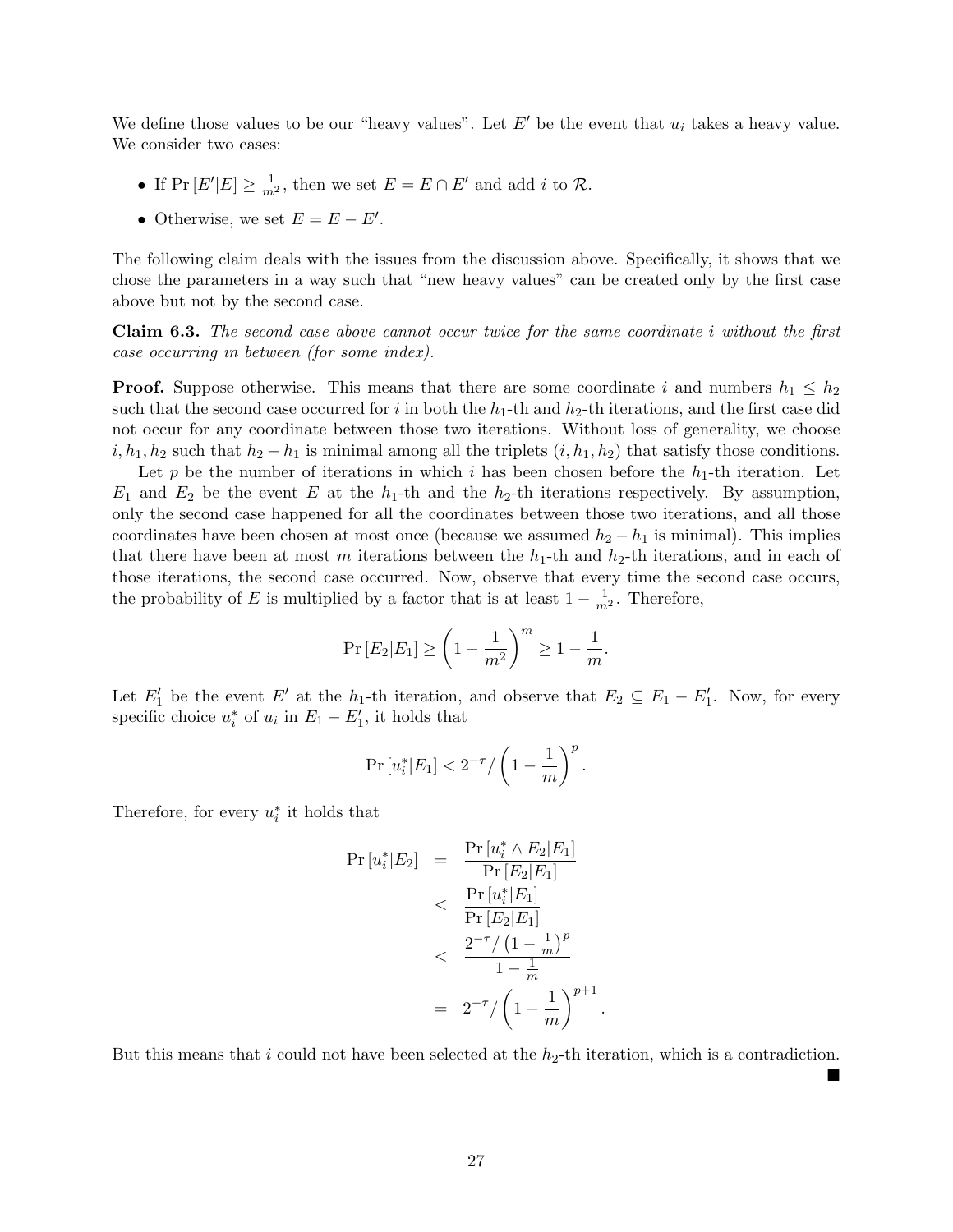We define those values to be our "heavy values". Let $E'$ be the event that $u_i$ takes a heavy value. We consider two cases:

- If $\Pr[E'|E] \geq \frac{1}{m^2}$, then we set $E = E \cap E'$ and add $i$ to $\mathcal{R}$.
- Otherwise, we set $E = E - E'$.

The following claim deals with the issues from the discussion above. Specifically, it shows that we chose the parameters in a way such that "new heavy values" can be created only by the first case above but not by the second case.

**Claim 6.3.** *The second case above cannot occur twice for the same coordinate $i$ without the first case occurring in between (for some index).*

**Proof.** Suppose otherwise. This means that there are some coordinate $i$ and numbers $h_1 \leq h_2$ such that the second case occurred for $i$ in both the $h_1$-th and $h_2$-th iterations, and the first case did not occur for any coordinate between those two iterations. Without loss of generality, we choose $i, h_1, h_2$ such that $h_2 - h_1$ is minimal among all the triplets $(i, h_1, h_2)$ that satisfy those conditions.

Let $p$ be the number of iterations in which $i$ has been chosen before the $h_1$-th iteration. Let $E_1$ and $E_2$ be the event $E$ at the $h_1$-th and the $h_2$-th iterations respectively. By assumption, only the second case happened for all the coordinates between those two iterations, and all those coordinates have been chosen at most once (because we assumed $h_2 - h_1$ is minimal). This implies that there have been at most $m$ iterations between the $h_1$-th and $h_2$-th iterations, and in each of those iterations, the second case occurred. Now, observe that every time the second case occurs, the probability of $E$ is multiplied by a factor that is at least $1 - \frac{1}{m^2}$. Therefore,

$$\Pr[E_2|E_1] \geq \left(1 - \frac{1}{m^2}\right)^m \geq 1 - \frac{1}{m}.$$

Let $E_1'$ be the event $E'$ at the $h_1$-th iteration, and observe that $E_2 \subseteq E_1 - E_1'$. Now, for every specific choice $u_i^*$ of $u_i$ in $E_1 - E_1'$, it holds that

$$\Pr[u_i^*|E_1] < 2^{-\tau} / \left(1 - \frac{1}{m}\right)^p.$$

Therefore, for every $u_i^*$ it holds that

$$\begin{aligned}
\Pr[u_i^*|E_2] &= \frac{\Pr[u_i^* \wedge E_2|E_1]}{\Pr[E_2|E_1]} \\
&\leq \frac{\Pr[u_i^*|E_1]}{\Pr[E_2|E_1]} \\
&< \frac{2^{-\tau} / \left(1 - \frac{1}{m}\right)^p}{1 - \frac{1}{m}} \\
&= 2^{-\tau} / \left(1 - \frac{1}{m}\right)^{p+1}.
\end{aligned}$$

But this means that $i$ could not have been selected at the $h_2$-th iteration, which is a contradiction. ■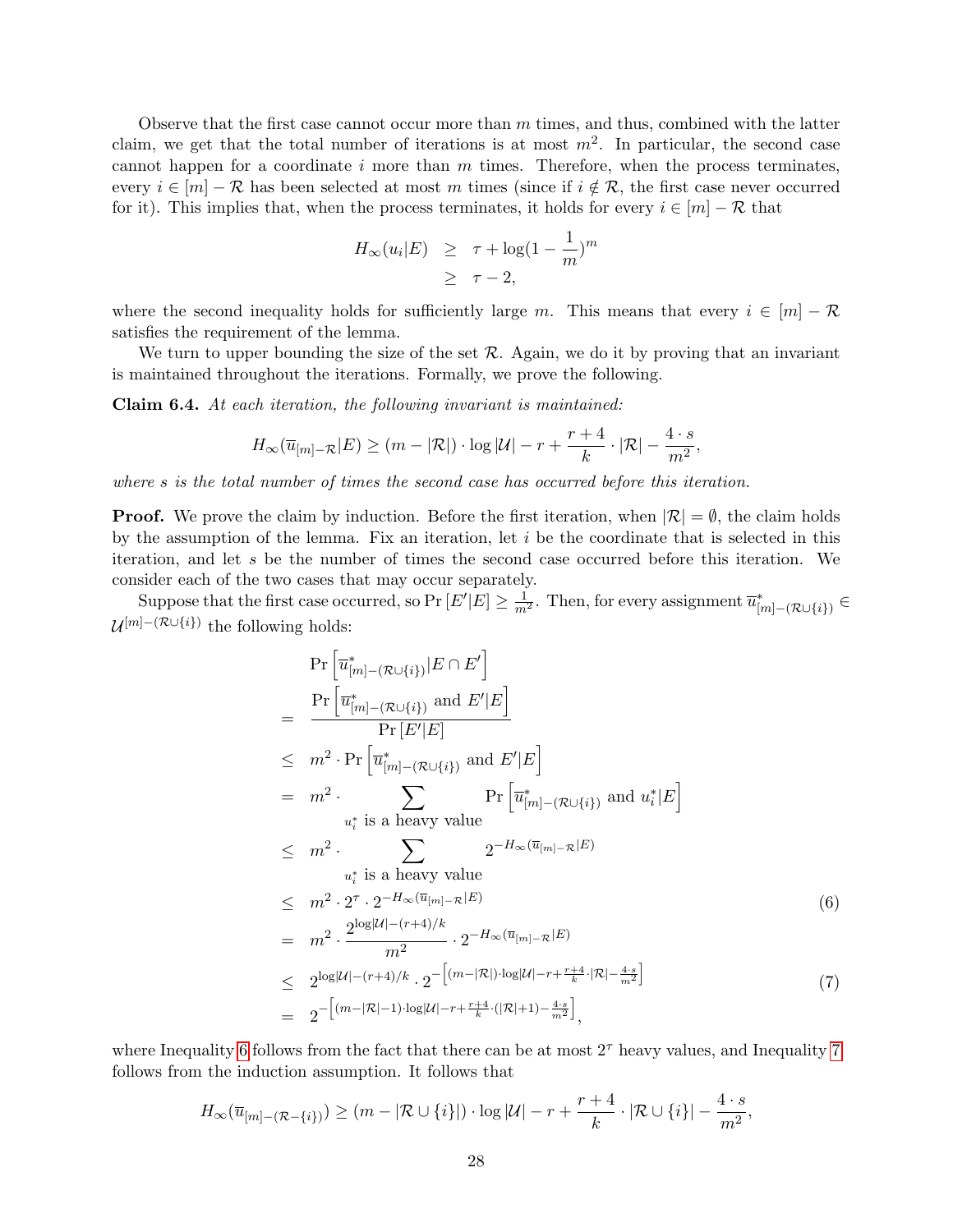Observe that the first case cannot occur more than $m$ times, and thus, combined with the latter claim, we get that the total number of iterations is at most $m^2$. In particular, the second case cannot happen for a coordinate $i$ more than $m$ times. Therefore, when the process terminates, every $i \in [m] - \mathcal{R}$ has been selected at most $m$ times (since if $i \notin \mathcal{R}$, the first case never occurred for it). This implies that, when the process terminates, it holds for every $i \in [m] - \mathcal{R}$ that

$$\begin{aligned} H_\infty(u_i|E) &\geq \tau + \log(1 - \frac{1}{m})^m \\ &\geq \tau - 2, \end{aligned}$$

where the second inequality holds for sufficiently large $m$. This means that every $i \in [m] - \mathcal{R}$ satisfies the requirement of the lemma.

We turn to upper bounding the size of the set $\mathcal{R}$. Again, we do it by proving that an invariant is maintained throughout the iterations. Formally, we prove the following.

**Claim 6.4.** *At each iteration, the following invariant is maintained:*

$$H_\infty(\overline{u}_{[m]-\mathcal{R}}|E) \geq (m - |\mathcal{R}|) \cdot \log|\mathcal{U}| - r + \frac{r+4}{k} \cdot |\mathcal{R}| - \frac{4 \cdot s}{m^2},$$

*where $s$ is the total number of times the second case has occurred before this iteration.*

**Proof.** We prove the claim by induction. Before the first iteration, when $|\mathcal{R}| = \emptyset$, the claim holds by the assumption of the lemma. Fix an iteration, let $i$ be the coordinate that is selected in this iteration, and let $s$ be the number of times the second case occurred before this iteration. We consider each of the two cases that may occur separately.

Suppose that the first case occurred, so $\Pr[E'|E] \geq \frac{1}{m^2}$. Then, for every assignment $\overline{u}^*_{[m]-(\mathcal{R}\cup\{i\})} \in \mathcal{U}^{[m]-(\mathcal{R}\cup\{i\})}$ the following holds:

$$\begin{aligned}
&\Pr\left[\overline{u}^*_{[m]-(\mathcal{R}\cup\{i\})}|E \cap E'\right] \\
= \;& \frac{\Pr\left[\overline{u}^*_{[m]-(\mathcal{R}\cup\{i\})} \text{ and } E'|E\right]}{\Pr[E'|E]} \\
\leq \;& m^2 \cdot \Pr\left[\overline{u}^*_{[m]-(\mathcal{R}\cup\{i\})} \text{ and } E'|E\right] \\
= \;& m^2 \cdot \sum_{u_i^* \text{ is a heavy value}} \Pr\left[\overline{u}^*_{[m]-(\mathcal{R}\cup\{i\})} \text{ and } u_i^*|E\right] \\
\leq \;& m^2 \cdot \sum_{u_i^* \text{ is a heavy value}} 2^{-H_\infty(\overline{u}_{[m]-\mathcal{R}}|E)} \\
\leq \;& m^2 \cdot 2^\tau \cdot 2^{-H_\infty(\overline{u}_{[m]-\mathcal{R}}|E)} \qquad (6) \\
= \;& m^2 \cdot \frac{2^{\log|\mathcal{U}|-(r+4)/k}}{m^2} \cdot 2^{-H_\infty(\overline{u}_{[m]-\mathcal{R}}|E)} \\
\leq \;& 2^{\log|\mathcal{U}|-(r+4)/k} \cdot 2^{-\left[(m-|\mathcal{R}|)\cdot\log|\mathcal{U}|-r+\frac{r+4}{k}\cdot|\mathcal{R}|-\frac{4\cdot s}{m^2}\right]} \qquad (7) \\
= \;& 2^{-\left[(m-|\mathcal{R}|-1)\cdot\log|\mathcal{U}|-r+\frac{r+4}{k}\cdot(|\mathcal{R}|+1)-\frac{4\cdot s}{m^2}\right]},
\end{aligned}$$

where Inequality 6 follows from the fact that there can be at most $2^\tau$ heavy values, and Inequality 7 follows from the induction assumption. It follows that

$$H_\infty(\overline{u}_{[m]-(\mathcal{R}-\{i\})}) \geq (m - |\mathcal{R} \cup \{i\}|) \cdot \log|\mathcal{U}| - r + \frac{r+4}{k} \cdot |\mathcal{R} \cup \{i\}| - \frac{4 \cdot s}{m^2},$$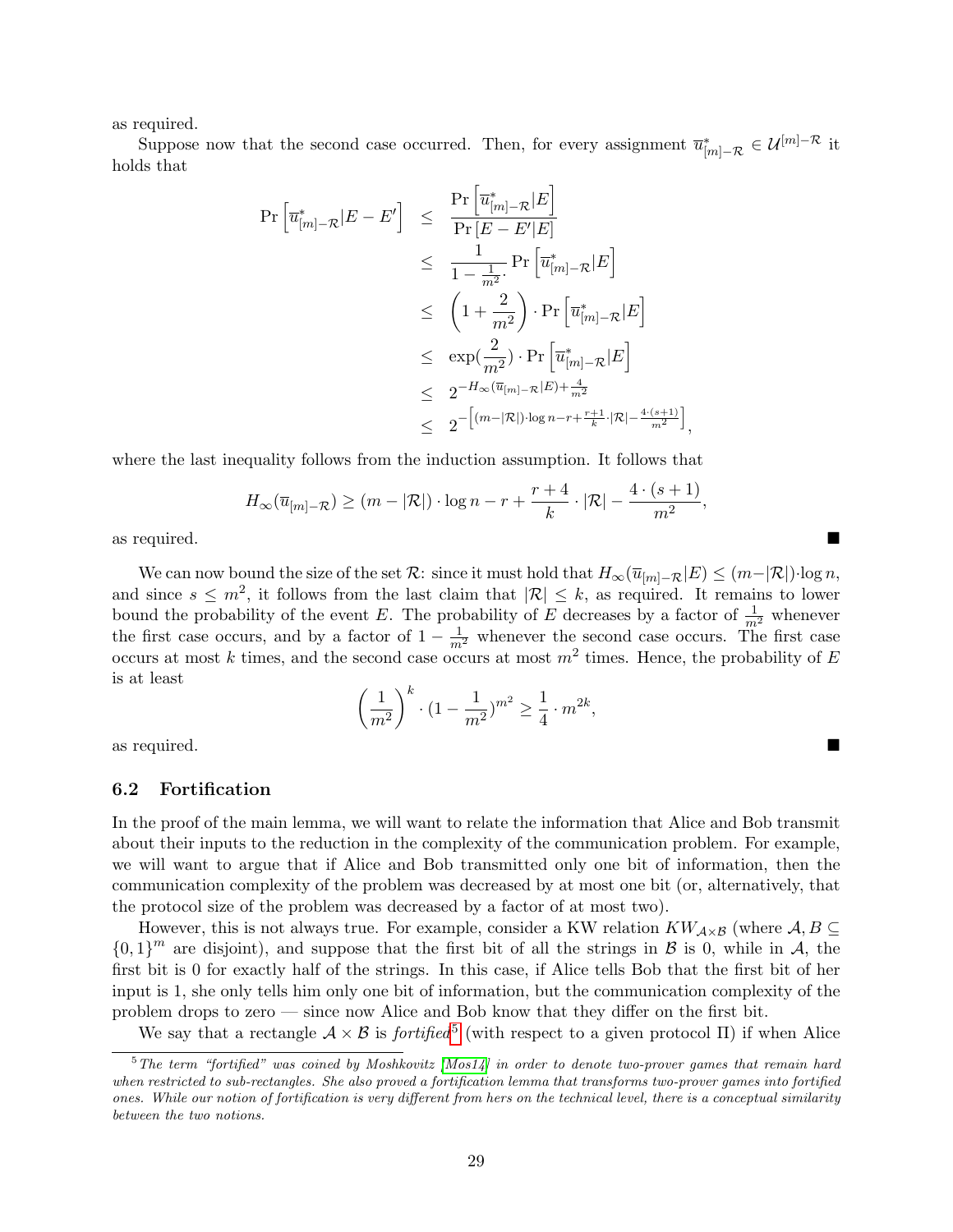as required.

Suppose now that the second case occurred. Then, for every assignment $\overline{u}^*_{[m]-\mathcal{R}} \in \mathcal{U}^{[m]-\mathcal{R}}$ it holds that

$$
\begin{aligned}
\Pr\left[\overline{u}^*_{[m]-\mathcal{R}}|E-E'\right] &\leq \frac{\Pr\left[\overline{u}^*_{[m]-\mathcal{R}}|E\right]}{\Pr\left[E-E'|E\right]} \\
&\leq \frac{1}{1-\frac{1}{m^2}\cdot}\Pr\left[\overline{u}^*_{[m]-\mathcal{R}}|E\right] \\
&\leq \left(1+\frac{2}{m^2}\right)\cdot\Pr\left[\overline{u}^*_{[m]-\mathcal{R}}|E\right] \\
&\leq \exp\left(\frac{2}{m^2}\right)\cdot\Pr\left[\overline{u}^*_{[m]-\mathcal{R}}|E\right] \\
&\leq 2^{-H_\infty(\overline{u}_{[m]-\mathcal{R}}|E)+\frac{4}{m^2}} \\
&\leq 2^{-\left[(m-|\mathcal{R}|)\cdot\log n - r + \frac{r+1}{k}\cdot|\mathcal{R}| - \frac{4\cdot(s+1)}{m^2}\right]},
\end{aligned}
$$

where the last inequality follows from the induction assumption. It follows that

$$
H_\infty(\overline{u}_{[m]-\mathcal{R}}) \geq (m-|\mathcal{R}|)\cdot\log n - r + \frac{r+4}{k}\cdot|\mathcal{R}| - \frac{4\cdot(s+1)}{m^2},
$$

as required. ■

We can now bound the size of the set $\mathcal{R}$: since it must hold that $H_\infty(\overline{u}_{[m]-\mathcal{R}}|E) \leq (m-|\mathcal{R}|)\cdot\log n$, and since $s \leq m^2$, it follows from the last claim that $|\mathcal{R}| \leq k$, as required. It remains to lower bound the probability of the event $E$. The probability of $E$ decreases by a factor of $\frac{1}{m^2}$ whenever the first case occurs, and by a factor of $1-\frac{1}{m^2}$ whenever the second case occurs. The first case occurs at most $k$ times, and the second case occurs at most $m^2$ times. Hence, the probability of $E$ is at least

$$
\left(\frac{1}{m^2}\right)^k\cdot\left(1-\frac{1}{m^2}\right)^{m^2} \geq \frac{1}{4}\cdot m^{2k},
$$

as required. ■

## 6.2 Fortification

In the proof of the main lemma, we will want to relate the information that Alice and Bob transmit about their inputs to the reduction in the complexity of the communication problem. For example, we will want to argue that if Alice and Bob transmitted only one bit of information, then the communication complexity of the problem was decreased by at most one bit (or, alternatively, that the protocol size of the problem was decreased by a factor of at most two).

However, this is not always true. For example, consider a KW relation $KW_{\mathcal{A}\times\mathcal{B}}$ (where $\mathcal{A}, B \subseteq \{0,1\}^m$ are disjoint), and suppose that the first bit of all the strings in $\mathcal{B}$ is 0, while in $\mathcal{A}$, the first bit is 0 for exactly half of the strings. In this case, if Alice tells Bob that the first bit of her input is 1, she only tells him only one bit of information, but the communication complexity of the problem drops to zero — since now Alice and Bob know that they differ on the first bit.

We say that a rectangle $\mathcal{A}\times\mathcal{B}$ is *fortified*[5] (with respect to a given protocol $\Pi$) if when Alice

[5] *The term "fortified" was coined by Moshkovitz [Mos14] in order to denote two-prover games that remain hard when restricted to sub-rectangles. She also proved a fortification lemma that transforms two-prover games into fortified ones. While our notion of fortification is very different from hers on the technical level, there is a conceptual similarity between the two notions.*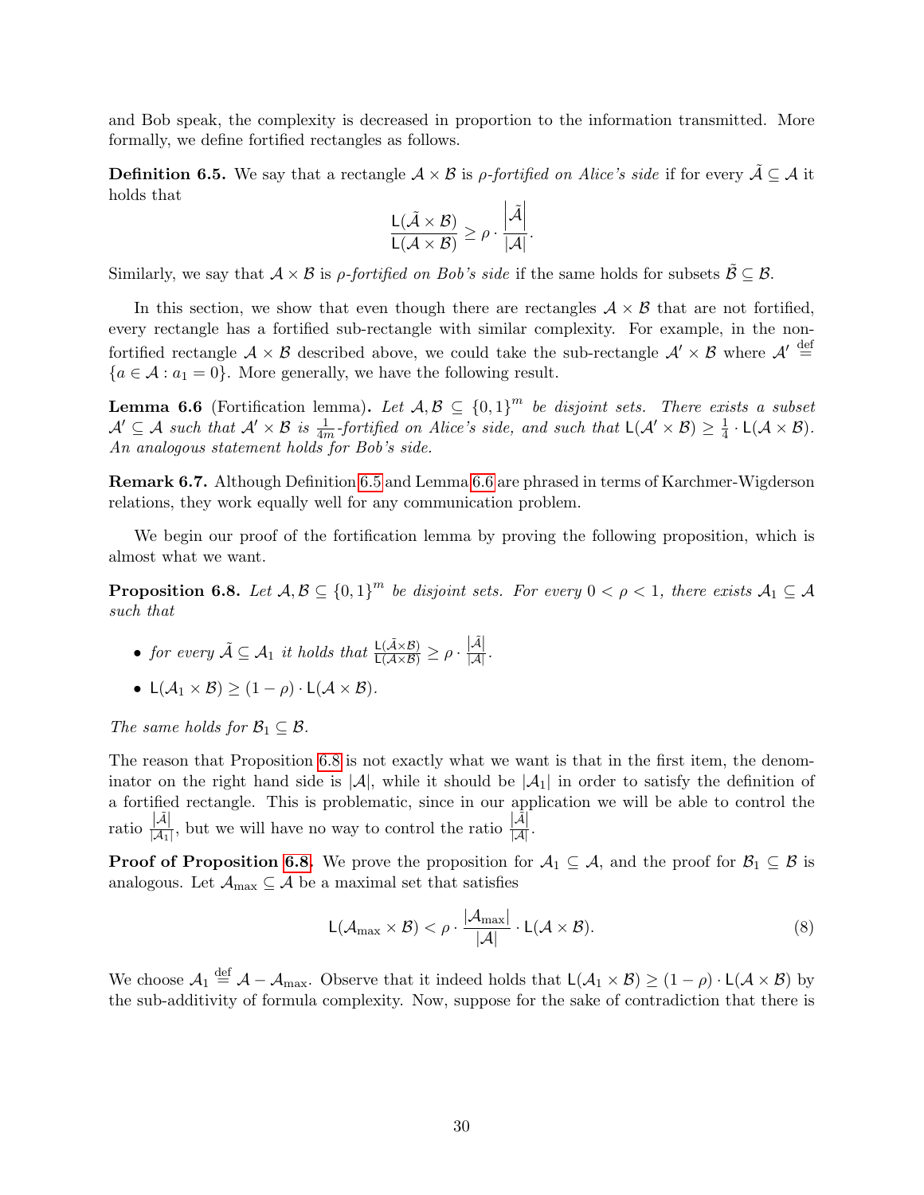and Bob speak, the complexity is decreased in proportion to the information transmitted. More formally, we define fortified rectangles as follows.

**Definition 6.5.** We say that a rectangle $\mathcal{A} \times \mathcal{B}$ is *$\rho$-fortified on Alice's side* if for every $\tilde{\mathcal{A}} \subseteq \mathcal{A}$ it holds that

$$\frac{\mathsf{L}(\tilde{\mathcal{A}} \times \mathcal{B})}{\mathsf{L}(\mathcal{A} \times \mathcal{B})} \geq \rho \cdot \frac{\left|\tilde{\mathcal{A}}\right|}{|\mathcal{A}|}.$$

Similarly, we say that $\mathcal{A} \times \mathcal{B}$ is *$\rho$-fortified on Bob's side* if the same holds for subsets $\tilde{\mathcal{B}} \subseteq \mathcal{B}$.

In this section, we show that even though there are rectangles $\mathcal{A} \times \mathcal{B}$ that are not fortified, every rectangle has a fortified sub-rectangle with similar complexity. For example, in the non-fortified rectangle $\mathcal{A} \times \mathcal{B}$ described above, we could take the sub-rectangle $\mathcal{A}' \times \mathcal{B}$ where $\mathcal{A}' \stackrel{\text{def}}{=} \{a \in \mathcal{A} : a_1 = 0\}$. More generally, we have the following result.

**Lemma 6.6** (Fortification lemma)**.** *Let $\mathcal{A}, \mathcal{B} \subseteq \{0,1\}^m$ be disjoint sets. There exists a subset $\mathcal{A}' \subseteq \mathcal{A}$ such that $\mathcal{A}' \times \mathcal{B}$ is $\frac{1}{4m}$-fortified on Alice's side, and such that $\mathsf{L}(\mathcal{A}' \times \mathcal{B}) \geq \frac{1}{4} \cdot \mathsf{L}(\mathcal{A} \times \mathcal{B})$. An analogous statement holds for Bob's side.*

**Remark 6.7.** Although Definition 6.5 and Lemma 6.6 are phrased in terms of Karchmer-Wigderson relations, they work equally well for any communication problem.

We begin our proof of the fortification lemma by proving the following proposition, which is almost what we want.

**Proposition 6.8.** *Let $\mathcal{A}, \mathcal{B} \subseteq \{0,1\}^m$ be disjoint sets. For every $0 < \rho < 1$, there exists $\mathcal{A}_1 \subseteq \mathcal{A}$ such that*

- *for every $\tilde{\mathcal{A}} \subseteq \mathcal{A}_1$ it holds that $\frac{\mathsf{L}(\tilde{\mathcal{A}} \times \mathcal{B})}{\mathsf{L}(\mathcal{A} \times \mathcal{B})} \geq \rho \cdot \frac{|\tilde{\mathcal{A}}|}{|\mathcal{A}|}$.*
- *$\mathsf{L}(\mathcal{A}_1 \times \mathcal{B}) \geq (1 - \rho) \cdot \mathsf{L}(\mathcal{A} \times \mathcal{B})$.*

*The same holds for $\mathcal{B}_1 \subseteq \mathcal{B}$.*

The reason that Proposition 6.8 is not exactly what we want is that in the first item, the denominator on the right hand side is $|\mathcal{A}|$, while it should be $|\mathcal{A}_1|$ in order to satisfy the definition of a fortified rectangle. This is problematic, since in our application we will be able to control the ratio $\frac{|\tilde{\mathcal{A}}|}{|\mathcal{A}_1|}$, but we will have no way to control the ratio $\frac{|\tilde{\mathcal{A}}|}{|\mathcal{A}|}$.

**Proof of Proposition 6.8.** We prove the proposition for $\mathcal{A}_1 \subseteq \mathcal{A}$, and the proof for $\mathcal{B}_1 \subseteq \mathcal{B}$ is analogous. Let $\mathcal{A}_{\max} \subseteq \mathcal{A}$ be a maximal set that satisfies

$$\mathsf{L}(\mathcal{A}_{\max} \times \mathcal{B}) < \rho \cdot \frac{|\mathcal{A}_{\max}|}{|\mathcal{A}|} \cdot \mathsf{L}(\mathcal{A} \times \mathcal{B}). \tag{8}$$

We choose $\mathcal{A}_1 \stackrel{\text{def}}{=} \mathcal{A} - \mathcal{A}_{\max}$. Observe that it indeed holds that $\mathsf{L}(\mathcal{A}_1 \times \mathcal{B}) \geq (1 - \rho) \cdot \mathsf{L}(\mathcal{A} \times \mathcal{B})$ by the sub-additivity of formula complexity. Now, suppose for the sake of contradiction that there is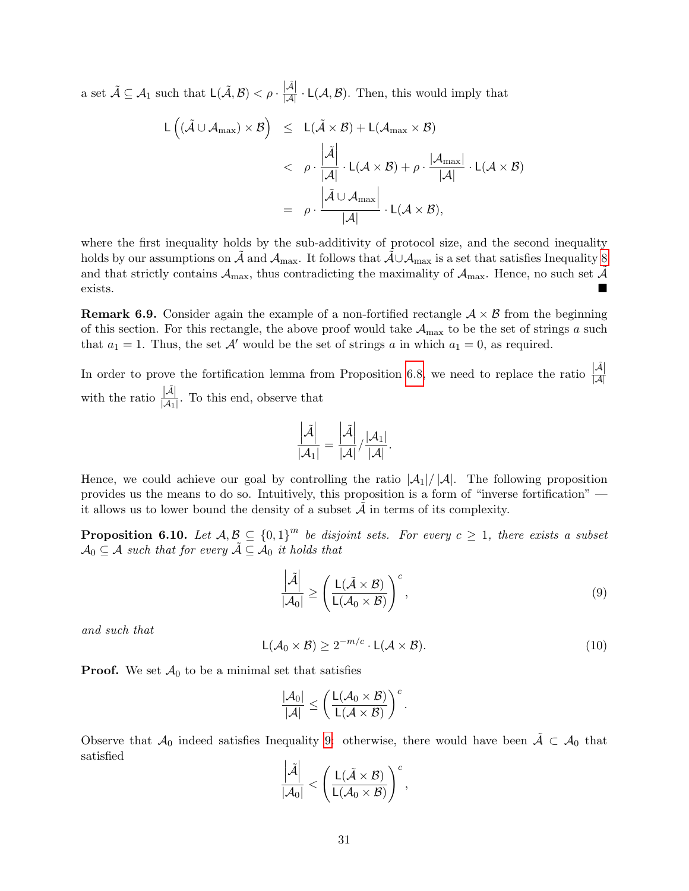a set $\tilde{\mathcal{A}} \subseteq \mathcal{A}_1$ such that $\mathsf{L}(\tilde{\mathcal{A}}, \mathcal{B}) < \rho \cdot \frac{|\tilde{\mathcal{A}}|}{|\mathcal{A}|} \cdot \mathsf{L}(\mathcal{A}, \mathcal{B})$. Then, this would imply that

$$
\begin{aligned}
\mathsf{L}\left((\tilde{\mathcal{A}} \cup \mathcal{A}_{\max}) \times \mathcal{B}\right) &\leq \mathsf{L}(\tilde{\mathcal{A}} \times \mathcal{B}) + \mathsf{L}(\mathcal{A}_{\max} \times \mathcal{B}) \\
&< \rho \cdot \frac{\left|\tilde{\mathcal{A}}\right|}{|\mathcal{A}|} \cdot \mathsf{L}(\mathcal{A} \times \mathcal{B}) + \rho \cdot \frac{|\mathcal{A}_{\max}|}{|\mathcal{A}|} \cdot \mathsf{L}(\mathcal{A} \times \mathcal{B}) \\
&= \rho \cdot \frac{\left|\tilde{\mathcal{A}} \cup \mathcal{A}_{\max}\right|}{|\mathcal{A}|} \cdot \mathsf{L}(\mathcal{A} \times \mathcal{B}),
\end{aligned}
$$

where the first inequality holds by the sub-additivity of protocol size, and the second inequality holds by our assumptions on $\tilde{\mathcal{A}}$ and $\mathcal{A}_{\max}$. It follows that $\tilde{\mathcal{A}} \cup \mathcal{A}_{\max}$ is a set that satisfies Inequality 8 and that strictly contains $\mathcal{A}_{\max}$, thus contradicting the maximality of $\mathcal{A}_{\max}$. Hence, no such set $\tilde{\mathcal{A}}$ exists. ∎

**Remark 6.9.** Consider again the example of a non-fortified rectangle $\mathcal{A} \times \mathcal{B}$ from the beginning of this section. For this rectangle, the above proof would take $\mathcal{A}_{\max}$ to be the set of strings $a$ such that $a_1 = 1$. Thus, the set $\mathcal{A}'$ would be the set of strings $a$ in which $a_1 = 0$, as required.

In order to prove the fortification lemma from Proposition 6.8, we need to replace the ratio $\frac{|\tilde{\mathcal{A}}|}{|\mathcal{A}|}$ with the ratio $\frac{|\tilde{\mathcal{A}}|}{|\mathcal{A}_1|}$. To this end, observe that

$$
\frac{\left|\tilde{\mathcal{A}}\right|}{|\mathcal{A}_1|} = \frac{\left|\tilde{\mathcal{A}}\right|}{|\mathcal{A}|} / \frac{|\mathcal{A}_1|}{|\mathcal{A}|}.
$$

Hence, we could achieve our goal by controlling the ratio $|\mathcal{A}_1|/|\mathcal{A}|$. The following proposition provides us the means to do so. Intuitively, this proposition is a form of "inverse fortification" — it allows us to lower bound the density of a subset $\tilde{\mathcal{A}}$ in terms of its complexity.

**Proposition 6.10.** *Let $\mathcal{A}, \mathcal{B} \subseteq \{0,1\}^m$ be disjoint sets. For every $c \geq 1$, there exists a subset $\mathcal{A}_0 \subseteq \mathcal{A}$ such that for every $\tilde{\mathcal{A}} \subseteq \mathcal{A}_0$ it holds that*

$$
\frac{\left|\tilde{\mathcal{A}}\right|}{|\mathcal{A}_0|} \geq \left(\frac{\mathsf{L}(\tilde{\mathcal{A}} \times \mathcal{B})}{\mathsf{L}(\mathcal{A}_0 \times \mathcal{B})}\right)^c, \tag{9}
$$

*and such that*

$$
\mathsf{L}(\mathcal{A}_0 \times \mathcal{B}) \geq 2^{-m/c} \cdot \mathsf{L}(\mathcal{A} \times \mathcal{B}). \tag{10}
$$

**Proof.** We set $\mathcal{A}_0$ to be a minimal set that satisfies

$$
\frac{|\mathcal{A}_0|}{|\mathcal{A}|} \leq \left(\frac{\mathsf{L}(\mathcal{A}_0 \times \mathcal{B})}{\mathsf{L}(\mathcal{A} \times \mathcal{B})}\right)^c.
$$

Observe that $\mathcal{A}_0$ indeed satisfies Inequality 9: otherwise, there would have been $\tilde{\mathcal{A}} \subset \mathcal{A}_0$ that satisfied

$$
\frac{\left|\tilde{\mathcal{A}}\right|}{|\mathcal{A}_0|} < \left(\frac{\mathsf{L}(\tilde{\mathcal{A}} \times \mathcal{B})}{\mathsf{L}(\mathcal{A}_0 \times \mathcal{B})}\right)^c,
$$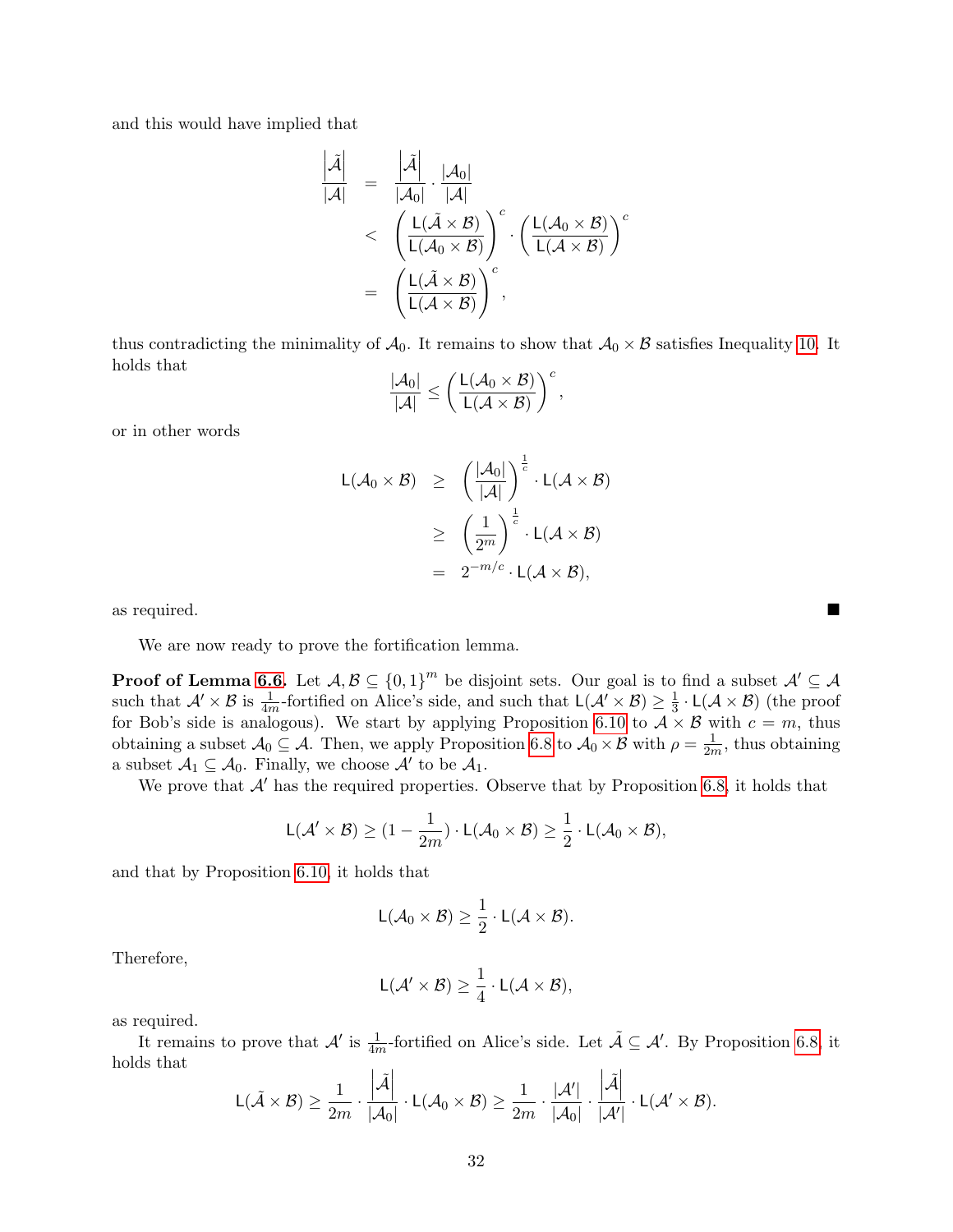and this would have implied that

$$
\begin{aligned}
\frac{|\tilde{\mathcal{A}}|}{|\mathcal{A}|} &= \frac{|\tilde{\mathcal{A}}|}{|\mathcal{A}_0|} \cdot \frac{|\mathcal{A}_0|}{|\mathcal{A}|} \\
&< \left(\frac{\mathsf{L}(\tilde{\mathcal{A}} \times \mathcal{B})}{\mathsf{L}(\mathcal{A}_0 \times \mathcal{B})}\right)^c \cdot \left(\frac{\mathsf{L}(\mathcal{A}_0 \times \mathcal{B})}{\mathsf{L}(\mathcal{A} \times \mathcal{B})}\right)^c \\
&= \left(\frac{\mathsf{L}(\tilde{\mathcal{A}} \times \mathcal{B})}{\mathsf{L}(\mathcal{A} \times \mathcal{B})}\right)^c,
\end{aligned}
$$

thus contradicting the minimality of $\mathcal{A}_0$. It remains to show that $\mathcal{A}_0 \times \mathcal{B}$ satisfies Inequality 10. It holds that

$$
\frac{|\mathcal{A}_0|}{|\mathcal{A}|} \leq \left(\frac{\mathsf{L}(\mathcal{A}_0 \times \mathcal{B})}{\mathsf{L}(\mathcal{A} \times \mathcal{B})}\right)^c,
$$

or in other words

$$
\begin{aligned}
\mathsf{L}(\mathcal{A}_0 \times \mathcal{B}) &\geq \left(\frac{|\mathcal{A}_0|}{|\mathcal{A}|}\right)^{\frac{1}{c}} \cdot \mathsf{L}(\mathcal{A} \times \mathcal{B}) \\
&\geq \left(\frac{1}{2^m}\right)^{\frac{1}{c}} \cdot \mathsf{L}(\mathcal{A} \times \mathcal{B}) \\
&= 2^{-m/c} \cdot \mathsf{L}(\mathcal{A} \times \mathcal{B}),
\end{aligned}
$$

as required. ∎

We are now ready to prove the fortification lemma.

**Proof of Lemma 6.6.** Let $\mathcal{A}, \mathcal{B} \subseteq \{0,1\}^m$ be disjoint sets. Our goal is to find a subset $\mathcal{A}' \subseteq \mathcal{A}$ such that $\mathcal{A}' \times \mathcal{B}$ is $\frac{1}{4m}$-fortified on Alice's side, and such that $\mathsf{L}(\mathcal{A}' \times \mathcal{B}) \geq \frac{1}{3} \cdot \mathsf{L}(\mathcal{A} \times \mathcal{B})$ (the proof for Bob's side is analogous). We start by applying Proposition 6.10 to $\mathcal{A} \times \mathcal{B}$ with $c = m$, thus obtaining a subset $\mathcal{A}_0 \subseteq \mathcal{A}$. Then, we apply Proposition 6.8 to $\mathcal{A}_0 \times \mathcal{B}$ with $\rho = \frac{1}{2m}$, thus obtaining a subset $\mathcal{A}_1 \subseteq \mathcal{A}_0$. Finally, we choose $\mathcal{A}'$ to be $\mathcal{A}_1$.

We prove that $\mathcal{A}'$ has the required properties. Observe that by Proposition 6.8, it holds that

$$
\mathsf{L}(\mathcal{A}' \times \mathcal{B}) \geq (1 - \frac{1}{2m}) \cdot \mathsf{L}(\mathcal{A}_0 \times \mathcal{B}) \geq \frac{1}{2} \cdot \mathsf{L}(\mathcal{A}_0 \times \mathcal{B}),
$$

and that by Proposition 6.10, it holds that

$$
\mathsf{L}(\mathcal{A}_0 \times \mathcal{B}) \geq \frac{1}{2} \cdot \mathsf{L}(\mathcal{A} \times \mathcal{B}).
$$

Therefore,

$$
\mathsf{L}(\mathcal{A}' \times \mathcal{B}) \geq \frac{1}{4} \cdot \mathsf{L}(\mathcal{A} \times \mathcal{B}),
$$

as required.

It remains to prove that $\mathcal{A}'$ is $\frac{1}{4m}$-fortified on Alice's side. Let $\tilde{\mathcal{A}} \subseteq \mathcal{A}'$. By Proposition 6.8, it holds that

$$
\mathsf{L}(\tilde{\mathcal{A}} \times \mathcal{B}) \geq \frac{1}{2m} \cdot \frac{|\tilde{\mathcal{A}}|}{|\mathcal{A}_0|} \cdot \mathsf{L}(\mathcal{A}_0 \times \mathcal{B}) \geq \frac{1}{2m} \cdot \frac{|\mathcal{A}'|}{|\mathcal{A}_0|} \cdot \frac{|\tilde{\mathcal{A}}|}{|\mathcal{A}'|} \cdot \mathsf{L}(\mathcal{A}' \times \mathcal{B}).
$$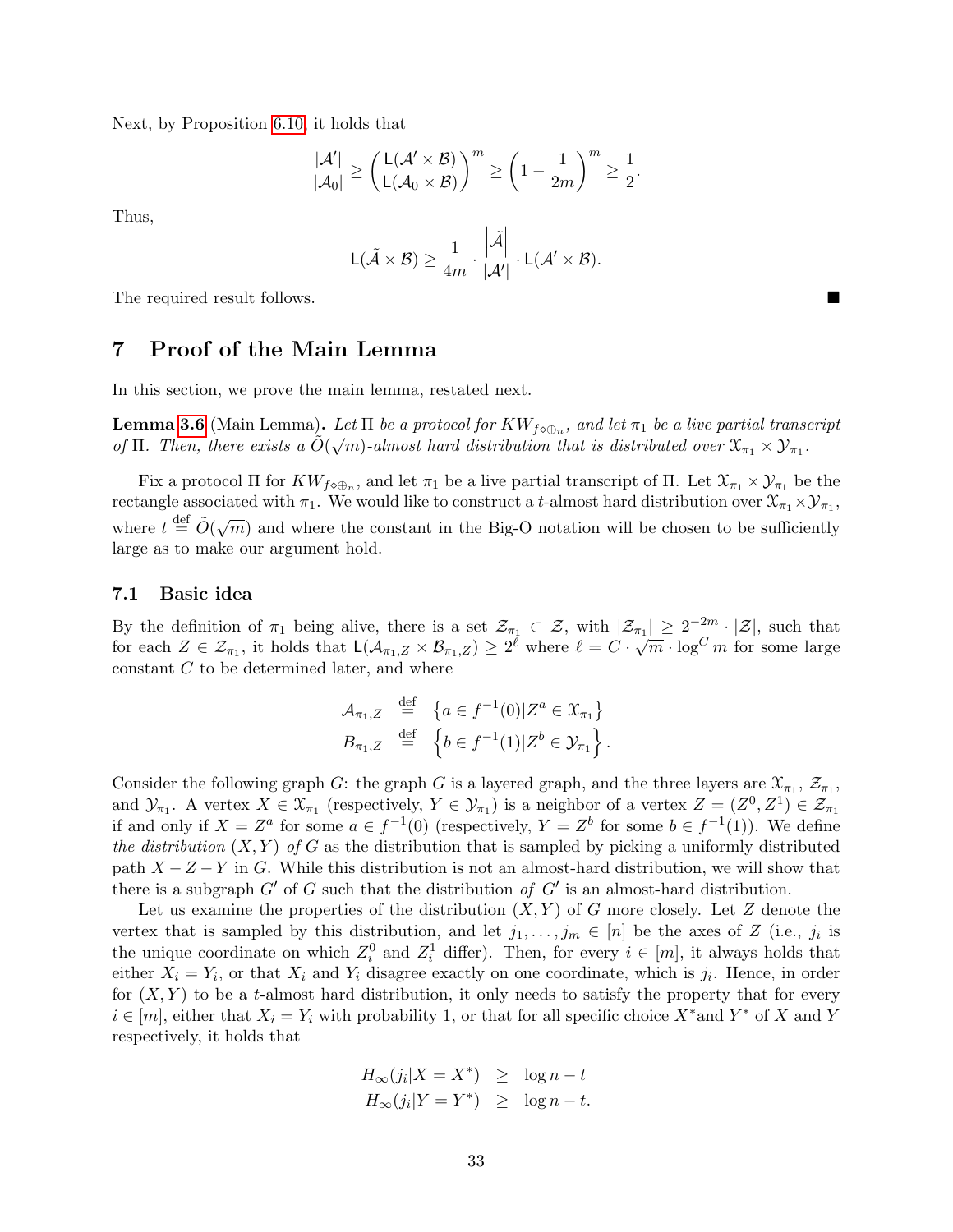Next, by Proposition 6.10, it holds that

$$\frac{|\mathcal{A}'|}{|\mathcal{A}_0|} \geq \left(\frac{\mathsf{L}(\mathcal{A}' \times \mathcal{B})}{\mathsf{L}(\mathcal{A}_0 \times \mathcal{B})}\right)^m \geq \left(1 - \frac{1}{2m}\right)^m \geq \frac{1}{2}.$$

Thus,

$$\mathsf{L}(\tilde{\mathcal{A}} \times \mathcal{B}) \geq \frac{1}{4m} \cdot \frac{\left|\tilde{\mathcal{A}}\right|}{|\mathcal{A}'|} \cdot \mathsf{L}(\mathcal{A}' \times \mathcal{B}).$$

The required result follows. ∎

# 7 Proof of the Main Lemma

In this section, we prove the main lemma, restated next.

**Lemma 3.6** (Main Lemma)**.** *Let* $\Pi$ *be a protocol for* $KW_{f \diamond \oplus_n}$*, and let* $\pi_1$ *be a live partial transcript of* $\Pi$*. Then, there exists a* $\tilde{O}(\sqrt{m})$*-almost hard distribution that is distributed over* $\mathcal{X}_{\pi_1} \times \mathcal{Y}_{\pi_1}$*.*

Fix a protocol $\Pi$ for $KW_{f \diamond \oplus_n}$, and let $\pi_1$ be a live partial transcript of $\Pi$. Let $\mathcal{X}_{\pi_1} \times \mathcal{Y}_{\pi_1}$ be the rectangle associated with $\pi_1$. We would like to construct a $t$-almost hard distribution over $\mathcal{X}_{\pi_1} \times \mathcal{Y}_{\pi_1}$, where $t \overset{\text{def}}{=} \tilde{O}(\sqrt{m})$ and where the constant in the Big-O notation will be chosen to be sufficiently large as to make our argument hold.

## 7.1 Basic idea

By the definition of $\pi_1$ being alive, there is a set $\mathcal{Z}_{\pi_1} \subset \mathcal{Z}$, with $|\mathcal{Z}_{\pi_1}| \geq 2^{-2m} \cdot |\mathcal{Z}|$, such that for each $Z \in \mathcal{Z}_{\pi_1}$, it holds that $\mathsf{L}(\mathcal{A}_{\pi_1,Z} \times \mathcal{B}_{\pi_1,Z}) \geq 2^{\ell}$ where $\ell = C \cdot \sqrt{m} \cdot \log^C m$ for some large constant $C$ to be determined later, and where

$$\begin{aligned}
\mathcal{A}_{\pi_1,Z} &\overset{\text{def}}{=} \left\{a \in f^{-1}(0) | Z^a \in \mathcal{X}_{\pi_1}\right\} \\
B_{\pi_1,Z} &\overset{\text{def}}{=} \left\{b \in f^{-1}(1) | Z^b \in \mathcal{Y}_{\pi_1}\right\}.
\end{aligned}$$

Consider the following graph $G$: the graph $G$ is a layered graph, and the three layers are $\mathcal{X}_{\pi_1}$, $\mathcal{Z}_{\pi_1}$, and $\mathcal{Y}_{\pi_1}$. A vertex $X \in \mathcal{X}_{\pi_1}$ (respectively, $Y \in \mathcal{Y}_{\pi_1}$) is a neighbor of a vertex $Z = (Z^0, Z^1) \in \mathcal{Z}_{\pi_1}$ if and only if $X = Z^a$ for some $a \in f^{-1}(0)$ (respectively, $Y = Z^b$ for some $b \in f^{-1}(1)$). We define *the distribution* $(X, Y)$ *of* $G$ as the distribution that is sampled by picking a uniformly distributed path $X - Z - Y$ in $G$. While this distribution is not an almost-hard distribution, we will show that there is a subgraph $G'$ of $G$ such that the distribution *of* $G'$ is an almost-hard distribution.

Let us examine the properties of the distribution $(X, Y)$ of $G$ more closely. Let $Z$ denote the vertex that is sampled by this distribution, and let $j_1, \ldots, j_m \in [n]$ be the axes of $Z$ (i.e., $j_i$ is the unique coordinate on which $Z^0_i$ and $Z^1_i$ differ). Then, for every $i \in [m]$, it always holds that either $X_i = Y_i$, or that $X_i$ and $Y_i$ disagree exactly on one coordinate, which is $j_i$. Hence, in order for $(X, Y)$ to be a $t$-almost hard distribution, it only needs to satisfy the property that for every $i \in [m]$, either that $X_i = Y_i$ with probability 1, or that for all specific choice $X^*$and $Y^*$ of $X$ and $Y$ respectively, it holds that

$$\begin{aligned}
H_\infty(j_i | X = X^*) &\geq \log n - t \\
H_\infty(j_i | Y = Y^*) &\geq \log n - t.
\end{aligned}$$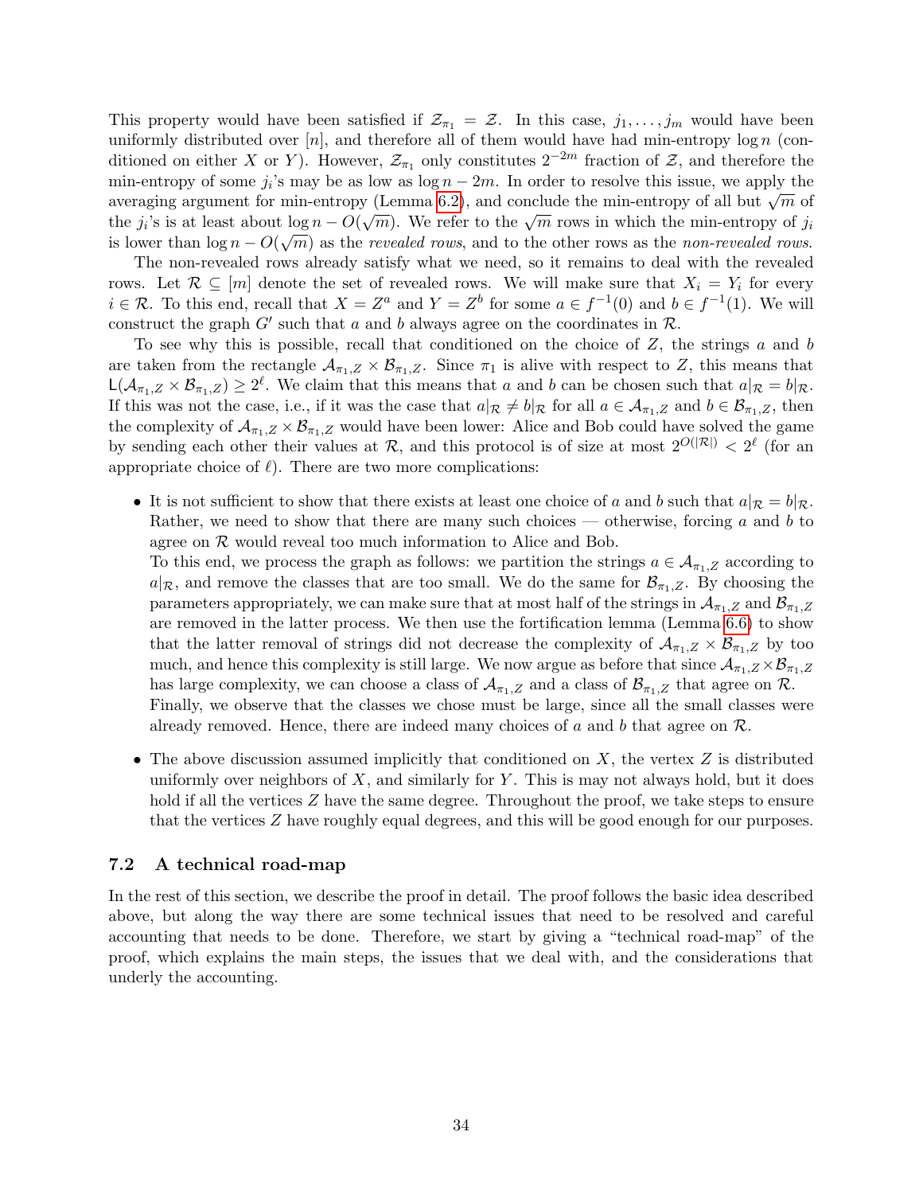This property would have been satisfied if $\mathcal{Z}_{\pi_1} = \mathcal{Z}$. In this case, $j_1, \ldots, j_m$ would have been uniformly distributed over $[n]$, and therefore all of them would have had min-entropy $\log n$ (conditioned on either $X$ or $Y$). However, $\mathcal{Z}_{\pi_1}$ only constitutes $2^{-2m}$ fraction of $\mathcal{Z}$, and therefore the min-entropy of some $j_i$'s may be as low as $\log n - 2m$. In order to resolve this issue, we apply the averaging argument for min-entropy (Lemma 6.2), and conclude the min-entropy of all but $\sqrt{m}$ of the $j_i$'s is at least about $\log n - O(\sqrt{m})$. We refer to the $\sqrt{m}$ rows in which the min-entropy of $j_i$ is lower than $\log n - O(\sqrt{m})$ as the *revealed rows*, and to the other rows as the *non-revealed rows*.

The non-revealed rows already satisfy what we need, so it remains to deal with the revealed rows. Let $\mathcal{R} \subseteq [m]$ denote the set of revealed rows. We will make sure that $X_i = Y_i$ for every $i \in \mathcal{R}$. To this end, recall that $X = Z^a$ and $Y = Z^b$ for some $a \in f^{-1}(0)$ and $b \in f^{-1}(1)$. We will construct the graph $G'$ such that $a$ and $b$ always agree on the coordinates in $\mathcal{R}$.

To see why this is possible, recall that conditioned on the choice of $Z$, the strings $a$ and $b$ are taken from the rectangle $\mathcal{A}_{\pi_1,Z} \times \mathcal{B}_{\pi_1,Z}$. Since $\pi_1$ is alive with respect to $Z$, this means that $\mathsf{L}(\mathcal{A}_{\pi_1,Z} \times \mathcal{B}_{\pi_1,Z}) \geq 2^{\ell}$. We claim that this means that $a$ and $b$ can be chosen such that $a|_{\mathcal{R}} = b|_{\mathcal{R}}$. If this was not the case, i.e., if it was the case that $a|_{\mathcal{R}} \neq b|_{\mathcal{R}}$ for all $a \in \mathcal{A}_{\pi_1,Z}$ and $b \in \mathcal{B}_{\pi_1,Z}$, then the complexity of $\mathcal{A}_{\pi_1,Z} \times \mathcal{B}_{\pi_1,Z}$ would have been lower: Alice and Bob could have solved the game by sending each other their values at $\mathcal{R}$, and this protocol is of size at most $2^{O(|\mathcal{R}|)} < 2^{\ell}$ (for an appropriate choice of $\ell$). There are two more complications:

- It is not sufficient to show that there exists at least one choice of $a$ and $b$ such that $a|_{\mathcal{R}} = b|_{\mathcal{R}}$. Rather, we need to show that there are many such choices — otherwise, forcing $a$ and $b$ to agree on $\mathcal{R}$ would reveal too much information to Alice and Bob.
  To this end, we process the graph as follows: we partition the strings $a \in \mathcal{A}_{\pi_1,Z}$ according to $a|_{\mathcal{R}}$, and remove the classes that are too small. We do the same for $\mathcal{B}_{\pi_1,Z}$. By choosing the parameters appropriately, we can make sure that at most half of the strings in $\mathcal{A}_{\pi_1,Z}$ and $\mathcal{B}_{\pi_1,Z}$ are removed in the latter process. We then use the fortification lemma (Lemma 6.6) to show that the latter removal of strings did not decrease the complexity of $\mathcal{A}_{\pi_1,Z} \times \mathcal{B}_{\pi_1,Z}$ by too much, and hence this complexity is still large. We now argue as before that since $\mathcal{A}_{\pi_1,Z} \times \mathcal{B}_{\pi_1,Z}$ has large complexity, we can choose a class of $\mathcal{A}_{\pi_1,Z}$ and a class of $\mathcal{B}_{\pi_1,Z}$ that agree on $\mathcal{R}$.
  Finally, we observe that the classes we chose must be large, since all the small classes were already removed. Hence, there are indeed many choices of $a$ and $b$ that agree on $\mathcal{R}$.
- The above discussion assumed implicitly that conditioned on $X$, the vertex $Z$ is distributed uniformly over neighbors of $X$, and similarly for $Y$. This is may not always hold, but it does hold if all the vertices $Z$ have the same degree. Throughout the proof, we take steps to ensure that the vertices $Z$ have roughly equal degrees, and this will be good enough for our purposes.

### 7.2 A technical road-map

In the rest of this section, we describe the proof in detail. The proof follows the basic idea described above, but along the way there are some technical issues that need to be resolved and careful accounting that needs to be done. Therefore, we start by giving a "technical road-map" of the proof, which explains the main steps, the issues that we deal with, and the considerations that underly the accounting.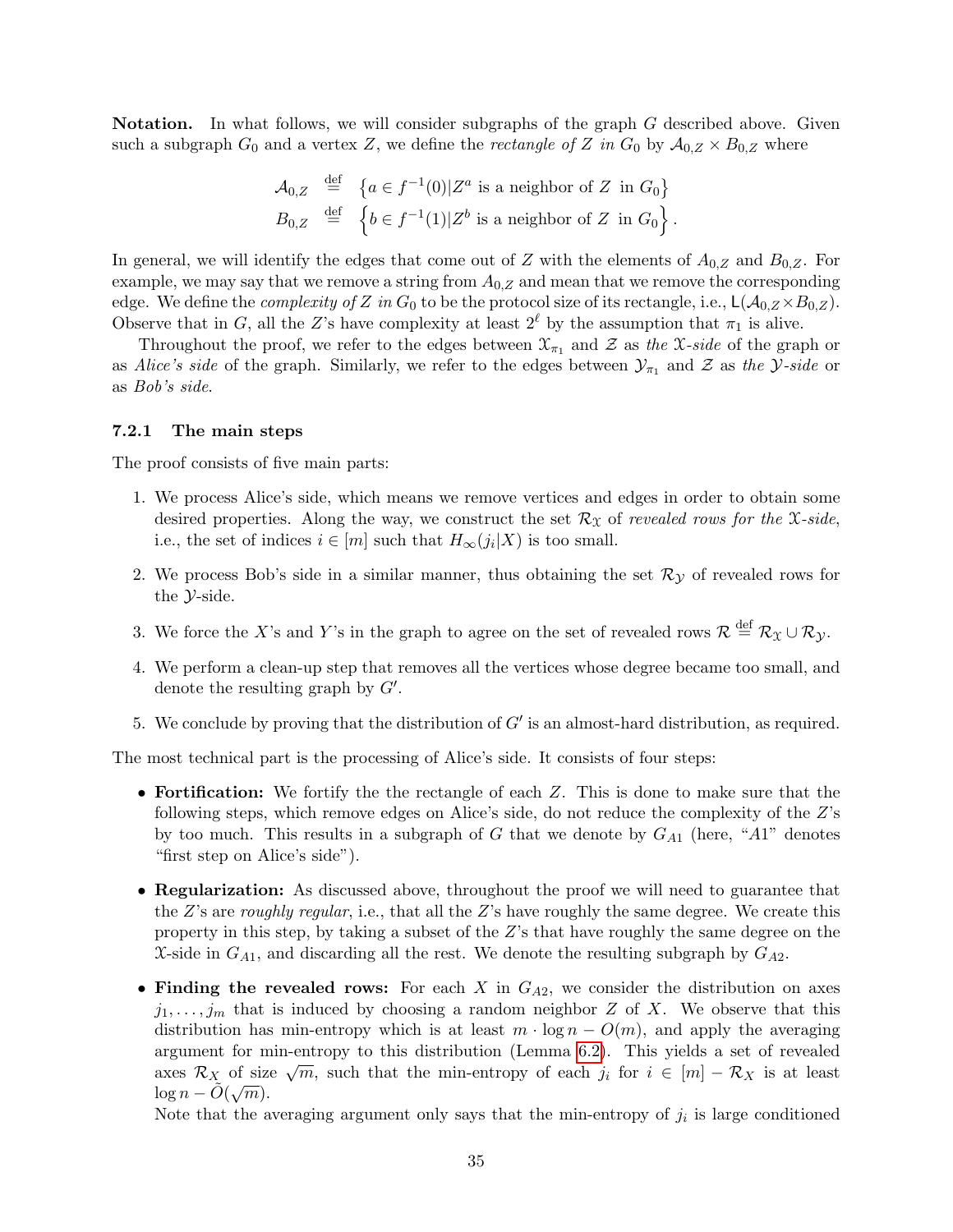**Notation.** In what follows, we will consider subgraphs of the graph $G$ described above. Given such a subgraph $G_0$ and a vertex $Z$, we define the *rectangle of* $Z$ *in* $G_0$ by $\mathcal{A}_{0,Z} \times B_{0,Z}$ where

$$\mathcal{A}_{0,Z} \stackrel{\text{def}}{=} \left\{a \in f^{-1}(0) | Z^a \text{ is a neighbor of } Z \text{ in } G_0\right\}$$

$$B_{0,Z} \stackrel{\text{def}}{=} \left\{b \in f^{-1}(1) | Z^b \text{ is a neighbor of } Z \text{ in } G_0\right\}.$$

In general, we will identify the edges that come out of $Z$ with the elements of $A_{0,Z}$ and $B_{0,Z}$. For example, we may say that we remove a string from $A_{0,Z}$ and mean that we remove the corresponding edge. We define the *complexity of* $Z$ *in* $G_0$ to be the protocol size of its rectangle, i.e., $\mathsf{L}(\mathcal{A}_{0,Z} \times B_{0,Z})$. Observe that in $G$, all the $Z$'s have complexity at least $2^{\ell}$ by the assumption that $\pi_1$ is alive.

Throughout the proof, we refer to the edges between $\mathcal{X}_{\pi_1}$ and $\mathcal{Z}$ as *the* $\mathcal{X}$*-side* of the graph or as *Alice's side* of the graph. Similarly, we refer to the edges between $\mathcal{Y}_{\pi_1}$ and $\mathcal{Z}$ as *the* $\mathcal{Y}$*-side* or as *Bob's side*.

### 7.2.1 The main steps

The proof consists of five main parts:

1. We process Alice's side, which means we remove vertices and edges in order to obtain some desired properties. Along the way, we construct the set $\mathcal{R}_{\mathcal{X}}$ of *revealed rows for the* $\mathcal{X}$*-side*, i.e., the set of indices $i \in [m]$ such that $H_{\infty}(j_i|X)$ is too small.
2. We process Bob's side in a similar manner, thus obtaining the set $\mathcal{R}_{\mathcal{Y}}$ of revealed rows for the $\mathcal{Y}$-side.
3. We force the $X$'s and $Y$'s in the graph to agree on the set of revealed rows $\mathcal{R} \stackrel{\text{def}}{=} \mathcal{R}_{\mathcal{X}} \cup \mathcal{R}_{\mathcal{Y}}$.
4. We perform a clean-up step that removes all the vertices whose degree became too small, and denote the resulting graph by $G'$.
5. We conclude by proving that the distribution of $G'$ is an almost-hard distribution, as required.

The most technical part is the processing of Alice's side. It consists of four steps:

- **Fortification:** We fortify the the rectangle of each $Z$. This is done to make sure that the following steps, which remove edges on Alice's side, do not reduce the complexity of the $Z$'s by too much. This results in a subgraph of $G$ that we denote by $G_{A1}$ (here, "$A1$" denotes "first step on Alice's side").
- **Regularization:** As discussed above, throughout the proof we will need to guarantee that the $Z$'s are *roughly regular*, i.e., that all the $Z$'s have roughly the same degree. We create this property in this step, by taking a subset of the $Z$'s that have roughly the same degree on the $\mathcal{X}$-side in $G_{A1}$, and discarding all the rest. We denote the resulting subgraph by $G_{A2}$.
- **Finding the revealed rows:** For each $X$ in $G_{A2}$, we consider the distribution on axes $j_1, \ldots, j_m$ that is induced by choosing a random neighbor $Z$ of $X$. We observe that this distribution has min-entropy which is at least $m \cdot \log n - O(m)$, and apply the averaging argument for min-entropy to this distribution (Lemma 6.2). This yields a set of revealed axes $\mathcal{R}_X$ of size $\sqrt{m}$, such that the min-entropy of each $j_i$ for $i \in [m] - \mathcal{R}_X$ is at least $\log n - \tilde{O}(\sqrt{m})$.

  Note that the averaging argument only says that the min-entropy of $j_i$ is large conditioned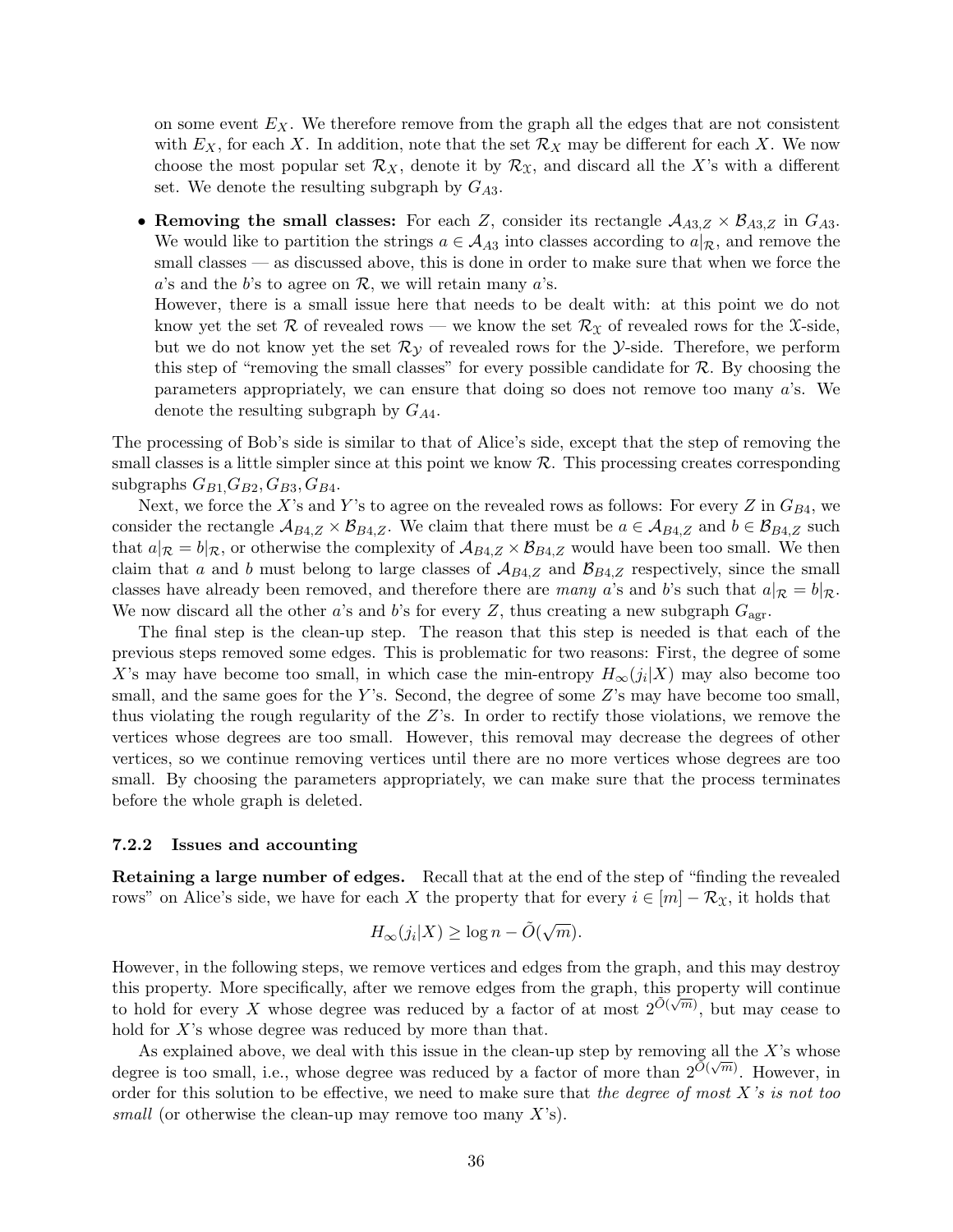on some event $E_X$. We therefore remove from the graph all the edges that are not consistent with $E_X$, for each $X$. In addition, note that the set $\mathcal{R}_X$ may be different for each $X$. We now choose the most popular set $\mathcal{R}_X$, denote it by $\mathcal{R}_{\mathcal{X}}$, and discard all the $X$'s with a different set. We denote the resulting subgraph by $G_{A3}$.

- **Removing the small classes:** For each $Z$, consider its rectangle $\mathcal{A}_{A3,Z} \times \mathcal{B}_{A3,Z}$ in $G_{A3}$. We would like to partition the strings $a \in \mathcal{A}_{A3}$ into classes according to $a|_{\mathcal{R}}$, and remove the small classes — as discussed above, this is done in order to make sure that when we force the $a$'s and the $b$'s to agree on $\mathcal{R}$, we will retain many $a$'s.
  However, there is a small issue here that needs to be dealt with: at this point we do not know yet the set $\mathcal{R}$ of revealed rows — we know the set $\mathcal{R}_{\mathcal{X}}$ of revealed rows for the $\mathcal{X}$-side, but we do not know yet the set $\mathcal{R}_{\mathcal{Y}}$ of revealed rows for the $\mathcal{Y}$-side. Therefore, we perform this step of "removing the small classes" for every possible candidate for $\mathcal{R}$. By choosing the parameters appropriately, we can ensure that doing so does not remove too many $a$'s. We denote the resulting subgraph by $G_{A4}$.

The processing of Bob's side is similar to that of Alice's side, except that the step of removing the small classes is a little simpler since at this point we know $\mathcal{R}$. This processing creates corresponding subgraphs $G_{B1}, G_{B2}, G_{B3}, G_{B4}$.

Next, we force the $X$'s and $Y$'s to agree on the revealed rows as follows: For every $Z$ in $G_{B4}$, we consider the rectangle $\mathcal{A}_{B4,Z} \times \mathcal{B}_{B4,Z}$. We claim that there must be $a \in \mathcal{A}_{B4,Z}$ and $b \in \mathcal{B}_{B4,Z}$ such that $a|_{\mathcal{R}} = b|_{\mathcal{R}}$, or otherwise the complexity of $\mathcal{A}_{B4,Z} \times \mathcal{B}_{B4,Z}$ would have been too small. We then claim that $a$ and $b$ must belong to large classes of $\mathcal{A}_{B4,Z}$ and $\mathcal{B}_{B4,Z}$ respectively, since the small classes have already been removed, and therefore there are *many* $a$'s and $b$'s such that $a|_{\mathcal{R}} = b|_{\mathcal{R}}$. We now discard all the other $a$'s and $b$'s for every $Z$, thus creating a new subgraph $G_{\text{agr}}$.

The final step is the clean-up step. The reason that this step is needed is that each of the previous steps removed some edges. This is problematic for two reasons: First, the degree of some $X$'s may have become too small, in which case the min-entropy $H_\infty(j_i|X)$ may also become too small, and the same goes for the $Y$'s. Second, the degree of some $Z$'s may have become too small, thus violating the rough regularity of the $Z$'s. In order to rectify those violations, we remove the vertices whose degrees are too small. However, this removal may decrease the degrees of other vertices, so we continue removing vertices until there are no more vertices whose degrees are too small. By choosing the parameters appropriately, we can make sure that the process terminates before the whole graph is deleted.

### 7.2.2 Issues and accounting

**Retaining a large number of edges.** Recall that at the end of the step of "finding the revealed rows" on Alice's side, we have for each $X$ the property that for every $i \in [m] - \mathcal{R}_{\mathcal{X}}$, it holds that

$$H_\infty(j_i|X) \geq \log n - \tilde{O}(\sqrt{m}).$$

However, in the following steps, we remove vertices and edges from the graph, and this may destroy this property. More specifically, after we remove edges from the graph, this property will continue to hold for every $X$ whose degree was reduced by a factor of at most $2^{\tilde{O}(\sqrt{m})}$, but may cease to hold for $X$'s whose degree was reduced by more than that.

As explained above, we deal with this issue in the clean-up step by removing all the $X$'s whose degree is too small, i.e., whose degree was reduced by a factor of more than $2^{\tilde{O}(\sqrt{m})}$. However, in order for this solution to be effective, we need to make sure that *the degree of most $X$'s is not too small* (or otherwise the clean-up may remove too many $X$'s).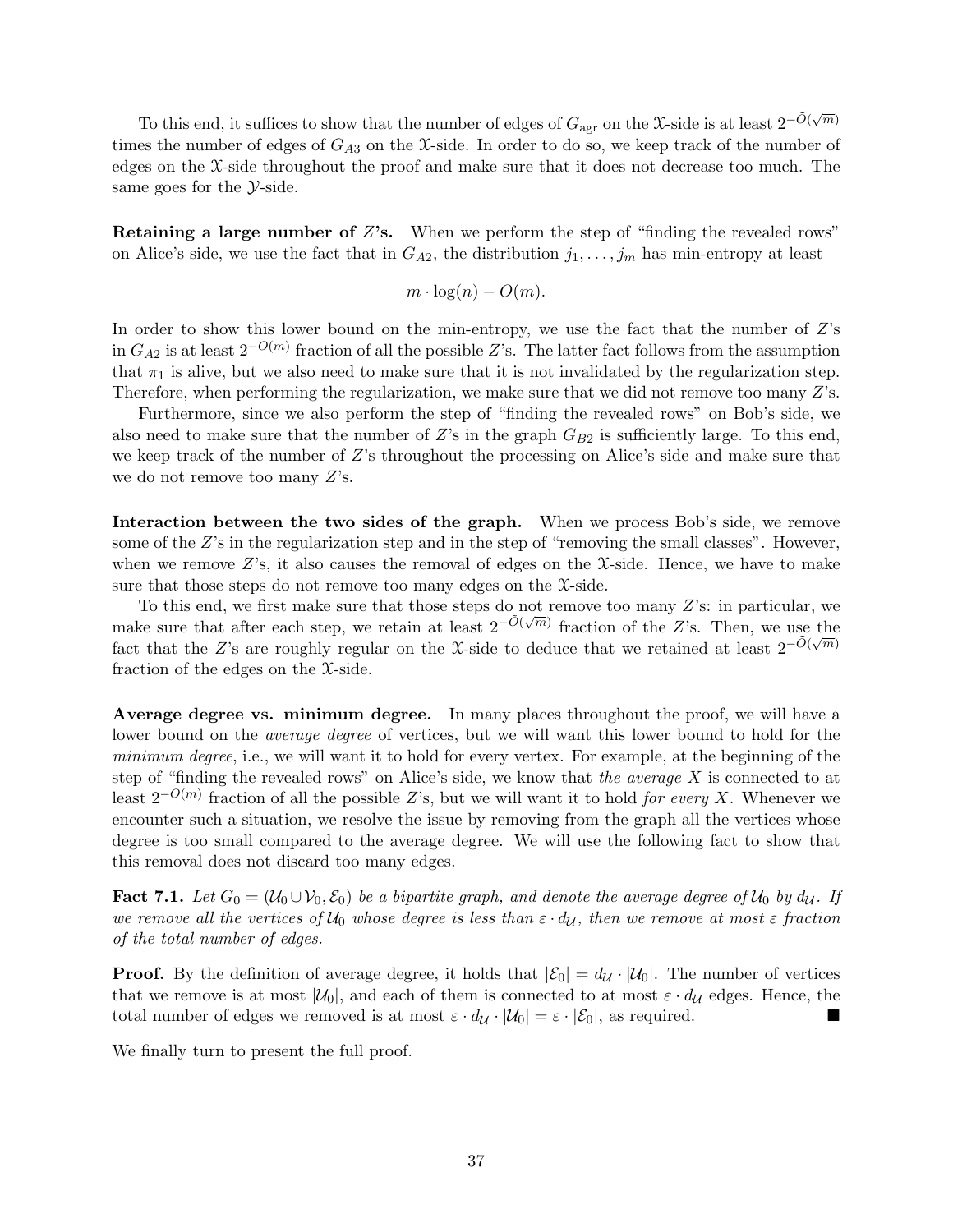To this end, it suffices to show that the number of edges of $G_{\text{agr}}$ on the $\mathcal{X}$-side is at least $2^{-\tilde{O}(\sqrt{m})}$ times the number of edges of $G_{A3}$ on the $\mathcal{X}$-side. In order to do so, we keep track of the number of edges on the $\mathcal{X}$-side throughout the proof and make sure that it does not decrease too much. The same goes for the $\mathcal{Y}$-side.

**Retaining a large number of $Z$'s.** When we perform the step of "finding the revealed rows" on Alice's side, we use the fact that in $G_{A2}$, the distribution $j_1, \ldots, j_m$ has min-entropy at least

$$m \cdot \log(n) - O(m).$$

In order to show this lower bound on the min-entropy, we use the fact that the number of $Z$'s in $G_{A2}$ is at least $2^{-O(m)}$ fraction of all the possible $Z$'s. The latter fact follows from the assumption that $\pi_1$ is alive, but we also need to make sure that it is not invalidated by the regularization step. Therefore, when performing the regularization, we make sure that we did not remove too many $Z$'s.

Furthermore, since we also perform the step of "finding the revealed rows" on Bob's side, we also need to make sure that the number of $Z$'s in the graph $G_{B2}$ is sufficiently large. To this end, we keep track of the number of $Z$'s throughout the processing on Alice's side and make sure that we do not remove too many $Z$'s.

**Interaction between the two sides of the graph.** When we process Bob's side, we remove some of the $Z$'s in the regularization step and in the step of "removing the small classes". However, when we remove $Z$'s, it also causes the removal of edges on the $\mathcal{X}$-side. Hence, we have to make sure that those steps do not remove too many edges on the $\mathcal{X}$-side.

To this end, we first make sure that those steps do not remove too many $Z$'s: in particular, we make sure that after each step, we retain at least $2^{-\tilde{O}(\sqrt{m})}$ fraction of the $Z$'s. Then, we use the fact that the $Z$'s are roughly regular on the $\mathcal{X}$-side to deduce that we retained at least $2^{-\tilde{O}(\sqrt{m})}$ fraction of the edges on the $\mathcal{X}$-side.

**Average degree vs. minimum degree.** In many places throughout the proof, we will have a lower bound on the *average degree* of vertices, but we will want this lower bound to hold for the *minimum degree*, i.e., we will want it to hold for every vertex. For example, at the beginning of the step of "finding the revealed rows" on Alice's side, we know that *the average* $X$ is connected to at least $2^{-O(m)}$ fraction of all the possible $Z$'s, but we will want it to hold *for every* $X$. Whenever we encounter such a situation, we resolve the issue by removing from the graph all the vertices whose degree is too small compared to the average degree. We will use the following fact to show that this removal does not discard too many edges.

**Fact 7.1.** *Let $G_0 = (\mathcal{U}_0 \cup \mathcal{V}_0, \mathcal{E}_0)$ be a bipartite graph, and denote the average degree of $\mathcal{U}_0$ by $d_{\mathcal{U}}$. If we remove all the vertices of $\mathcal{U}_0$ whose degree is less than $\varepsilon \cdot d_{\mathcal{U}}$, then we remove at most $\varepsilon$ fraction of the total number of edges.*

**Proof.** By the definition of average degree, it holds that $|\mathcal{E}_0| = d_{\mathcal{U}} \cdot |\mathcal{U}_0|$. The number of vertices that we remove is at most $|\mathcal{U}_0|$, and each of them is connected to at most $\varepsilon \cdot d_{\mathcal{U}}$ edges. Hence, the total number of edges we removed is at most $\varepsilon \cdot d_{\mathcal{U}} \cdot |\mathcal{U}_0| = \varepsilon \cdot |\mathcal{E}_0|$, as required. ∎

We finally turn to present the full proof.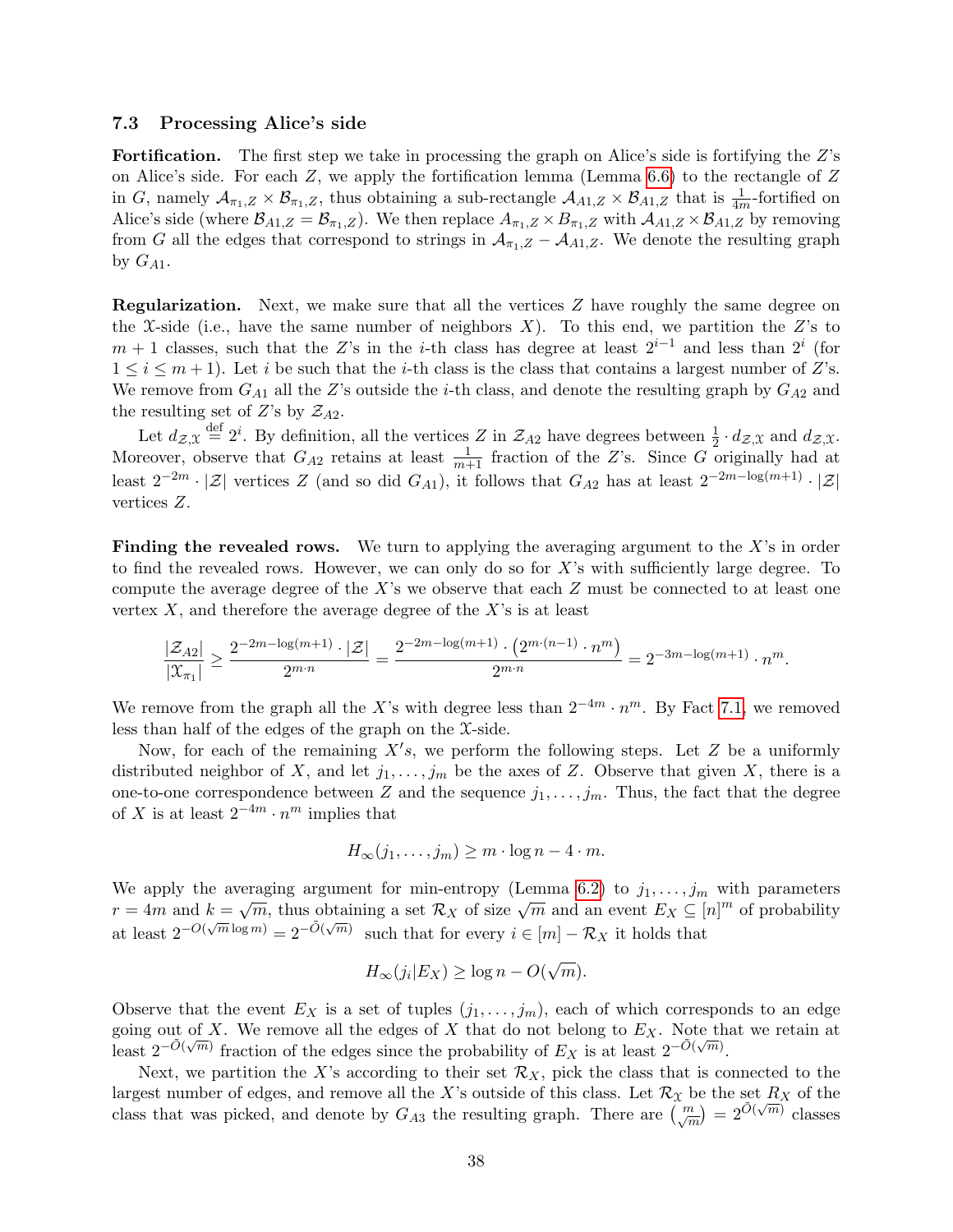### 7.3 Processing Alice's side

**Fortification.** The first step we take in processing the graph on Alice's side is fortifying the $Z$'s on Alice's side. For each $Z$, we apply the fortification lemma (Lemma 6.6) to the rectangle of $Z$ in $G$, namely $\mathcal{A}_{\pi_1,Z} \times \mathcal{B}_{\pi_1,Z}$, thus obtaining a sub-rectangle $\mathcal{A}_{A1,Z} \times \mathcal{B}_{A1,Z}$ that is $\frac{1}{4m}$-fortified on Alice's side (where $\mathcal{B}_{A1,Z} = \mathcal{B}_{\pi_1,Z}$). We then replace $A_{\pi_1,Z} \times B_{\pi_1,Z}$ with $\mathcal{A}_{A1,Z} \times \mathcal{B}_{A1,Z}$ by removing from $G$ all the edges that correspond to strings in $\mathcal{A}_{\pi_1,Z} - \mathcal{A}_{A1,Z}$. We denote the resulting graph by $G_{A1}$.

**Regularization.** Next, we make sure that all the vertices $Z$ have roughly the same degree on the $\mathcal{X}$-side (i.e., have the same number of neighbors $X$). To this end, we partition the $Z$'s to $m+1$ classes, such that the $Z$'s in the $i$-th class has degree at least $2^{i-1}$ and less than $2^i$ (for $1 \leq i \leq m+1$). Let $i$ be such that the $i$-th class is the class that contains a largest number of $Z$'s. We remove from $G_{A1}$ all the $Z$'s outside the $i$-th class, and denote the resulting graph by $G_{A2}$ and the resulting set of $Z$'s by $\mathcal{Z}_{A2}$.

Let $d_{\mathcal{Z},\mathcal{X}} \stackrel{\text{def}}{=} 2^i$. By definition, all the vertices $Z$ in $\mathcal{Z}_{A2}$ have degrees between $\frac{1}{2} \cdot d_{\mathcal{Z},\mathcal{X}}$ and $d_{\mathcal{Z},\mathcal{X}}$. Moreover, observe that $G_{A2}$ retains at least $\frac{1}{m+1}$ fraction of the $Z$'s. Since $G$ originally had at least $2^{-2m} \cdot |\mathcal{Z}|$ vertices $Z$ (and so did $G_{A1}$), it follows that $G_{A2}$ has at least $2^{-2m-\log(m+1)} \cdot |\mathcal{Z}|$ vertices $Z$.

**Finding the revealed rows.** We turn to applying the averaging argument to the $X$'s in order to find the revealed rows. However, we can only do so for $X$'s with sufficiently large degree. To compute the average degree of the $X$'s we observe that each $Z$ must be connected to at least one vertex $X$, and therefore the average degree of the $X$'s is at least

$$\frac{|\mathcal{Z}_{A2}|}{|\mathcal{X}_{\pi_1}|} \geq \frac{2^{-2m-\log(m+1)} \cdot |\mathcal{Z}|}{2^{m \cdot n}} = \frac{2^{-2m-\log(m+1)} \cdot \left(2^{m\cdot(n-1)} \cdot n^m\right)}{2^{m \cdot n}} = 2^{-3m-\log(m+1)} \cdot n^m.$$

We remove from the graph all the $X$'s with degree less than $2^{-4m} \cdot n^m$. By Fact 7.1, we removed less than half of the edges of the graph on the $\mathcal{X}$-side.

Now, for each of the remaining $X's$, we perform the following steps. Let $Z$ be a uniformly distributed neighbor of $X$, and let $j_1, \ldots, j_m$ be the axes of $Z$. Observe that given $X$, there is a one-to-one correspondence between $Z$ and the sequence $j_1, \ldots, j_m$. Thus, the fact that the degree of $X$ is at least $2^{-4m} \cdot n^m$ implies that

$$H_\infty(j_1, \ldots, j_m) \geq m \cdot \log n - 4 \cdot m.$$

We apply the averaging argument for min-entropy (Lemma 6.2) to $j_1, \ldots, j_m$ with parameters $r = 4m$ and $k = \sqrt{m}$, thus obtaining a set $\mathcal{R}_X$ of size $\sqrt{m}$ and an event $E_X \subseteq [n]^m$ of probability at least $2^{-O(\sqrt{m}\log m)} = 2^{-\tilde{O}(\sqrt{m})}$ such that for every $i \in [m] - \mathcal{R}_X$ it holds that

$$H_\infty(j_i|E_X) \geq \log n - O(\sqrt{m}).$$

Observe that the event $E_X$ is a set of tuples $(j_1, \ldots, j_m)$, each of which corresponds to an edge going out of $X$. We remove all the edges of $X$ that do not belong to $E_X$. Note that we retain at least $2^{-\tilde{O}(\sqrt{m})}$ fraction of the edges since the probability of $E_X$ is at least $2^{-\tilde{O}(\sqrt{m})}$.

Next, we partition the $X$'s according to their set $\mathcal{R}_X$, pick the class that is connected to the largest number of edges, and remove all the $X$'s outside of this class. Let $\mathcal{R}_{\mathcal{X}}$ be the set $R_X$ of the class that was picked, and denote by $G_{A3}$ the resulting graph. There are $\binom{m}{\sqrt{m}} = 2^{\tilde{O}(\sqrt{m})}$ classes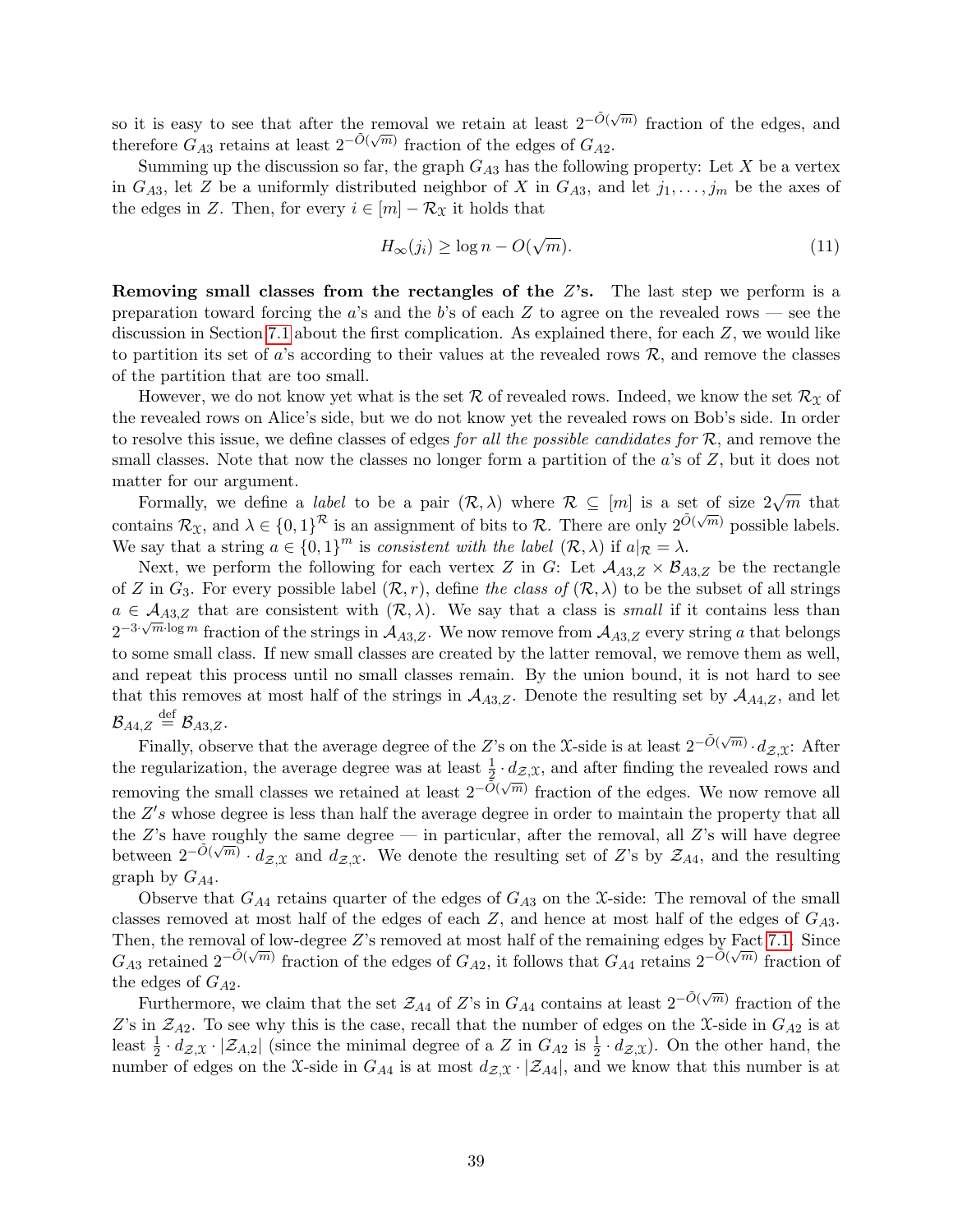so it is easy to see that after the removal we retain at least $2^{-\tilde{O}(\sqrt{m})}$ fraction of the edges, and therefore $G_{A3}$ retains at least $2^{-\tilde{O}(\sqrt{m})}$ fraction of the edges of $G_{A2}$.

Summing up the discussion so far, the graph $G_{A3}$ has the following property: Let $X$ be a vertex in $G_{A3}$, let $Z$ be a uniformly distributed neighbor of $X$ in $G_{A3}$, and let $j_1, \ldots, j_m$ be the axes of the edges in $Z$. Then, for every $i \in [m] - \mathcal{R}_{\mathcal{X}}$ it holds that

$$H_\infty(j_i) \geq \log n - O(\sqrt{m}). \tag{11}$$

**Removing small classes from the rectangles of the $Z$'s.** The last step we perform is a preparation toward forcing the $a$'s and the $b$'s of each $Z$ to agree on the revealed rows — see the discussion in Section 7.1 about the first complication. As explained there, for each $Z$, we would like to partition its set of $a$'s according to their values at the revealed rows $\mathcal{R}$, and remove the classes of the partition that are too small.

However, we do not know yet what is the set $\mathcal{R}$ of revealed rows. Indeed, we know the set $\mathcal{R}_{\mathcal{X}}$ of the revealed rows on Alice's side, but we do not know yet the revealed rows on Bob's side. In order to resolve this issue, we define classes of edges *for all the possible candidates for* $\mathcal{R}$, and remove the small classes. Note that now the classes no longer form a partition of the $a$'s of $Z$, but it does not matter for our argument.

Formally, we define a *label* to be a pair $(\mathcal{R}, \lambda)$ where $\mathcal{R} \subseteq [m]$ is a set of size $2\sqrt{m}$ that contains $\mathcal{R}_{\mathcal{X}}$, and $\lambda \in \{0,1\}^{\mathcal{R}}$ is an assignment of bits to $\mathcal{R}$. There are only $2^{\tilde{O}(\sqrt{m})}$ possible labels. We say that a string $a \in \{0,1\}^m$ is *consistent with the label* $(\mathcal{R}, \lambda)$ if $a|_{\mathcal{R}} = \lambda$.

Next, we perform the following for each vertex $Z$ in $G$: Let $\mathcal{A}_{A3,Z} \times \mathcal{B}_{A3,Z}$ be the rectangle of $Z$ in $G_3$. For every possible label $(\mathcal{R}, r)$, define *the class of* $(\mathcal{R}, \lambda)$ to be the subset of all strings $a \in \mathcal{A}_{A3,Z}$ that are consistent with $(\mathcal{R}, \lambda)$. We say that a class is *small* if it contains less than $2^{-3\cdot\sqrt{m}\cdot\log m}$ fraction of the strings in $\mathcal{A}_{A3,Z}$. We now remove from $\mathcal{A}_{A3,Z}$ every string $a$ that belongs to some small class. If new small classes are created by the latter removal, we remove them as well, and repeat this process until no small classes remain. By the union bound, it is not hard to see that this removes at most half of the strings in $\mathcal{A}_{A3,Z}$. Denote the resulting set by $\mathcal{A}_{A4,Z}$, and let $\mathcal{B}_{A4,Z} \stackrel{\text{def}}{=} \mathcal{B}_{A3,Z}$.

Finally, observe that the average degree of the $Z$'s on the $\mathcal{X}$-side is at least $2^{-\tilde{O}(\sqrt{m})} \cdot d_{\mathcal{Z},\mathcal{X}}$: After the regularization, the average degree was at least $\frac{1}{2} \cdot d_{\mathcal{Z},\mathcal{X}}$, and after finding the revealed rows and removing the small classes we retained at least $2^{-\tilde{O}(\sqrt{m})}$ fraction of the edges. We now remove all the $Z's$ whose degree is less than half the average degree in order to maintain the property that all the $Z$'s have roughly the same degree — in particular, after the removal, all $Z$'s will have degree between $2^{-\tilde{O}(\sqrt{m})} \cdot d_{\mathcal{Z},\mathcal{X}}$ and $d_{\mathcal{Z},\mathcal{X}}$. We denote the resulting set of $Z$'s by $\mathcal{Z}_{A4}$, and the resulting graph by $G_{A4}$.

Observe that $G_{A4}$ retains quarter of the edges of $G_{A3}$ on the $\mathcal{X}$-side: The removal of the small classes removed at most half of the edges of each $Z$, and hence at most half of the edges of $G_{A3}$. Then, the removal of low-degree $Z$'s removed at most half of the remaining edges by Fact 7.1. Since $G_{A3}$ retained $2^{-\tilde{O}(\sqrt{m})}$ fraction of the edges of $G_{A2}$, it follows that $G_{A4}$ retains $2^{-\tilde{O}(\sqrt{m})}$ fraction of the edges of $G_{A2}$.

Furthermore, we claim that the set $\mathcal{Z}_{A4}$ of $Z$'s in $G_{A4}$ contains at least $2^{-\tilde{O}(\sqrt{m})}$ fraction of the $Z$'s in $\mathcal{Z}_{A2}$. To see why this is the case, recall that the number of edges on the $\mathcal{X}$-side in $G_{A2}$ is at least $\frac{1}{2} \cdot d_{\mathcal{Z},\mathcal{X}} \cdot |\mathcal{Z}_{A,2}|$ (since the minimal degree of a $Z$ in $G_{A2}$ is $\frac{1}{2} \cdot d_{\mathcal{Z},\mathcal{X}}$). On the other hand, the number of edges on the $\mathcal{X}$-side in $G_{A4}$ is at most $d_{\mathcal{Z},\mathcal{X}} \cdot |\mathcal{Z}_{A4}|$, and we know that this number is at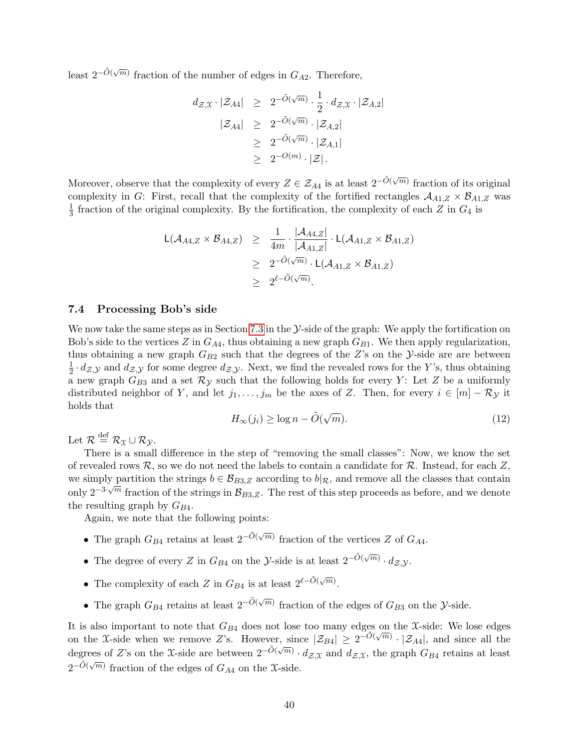least $2^{-\tilde{O}(\sqrt{m})}$ fraction of the number of edges in $G_{A2}$. Therefore,

$$
\begin{aligned}
d_{\mathcal{Z},\mathcal{X}} \cdot |\mathcal{Z}_{A4}| &\geq 2^{-\tilde{O}(\sqrt{m})} \cdot \frac{1}{2} \cdot d_{\mathcal{Z},\mathcal{X}} \cdot |\mathcal{Z}_{A,2}| \\
|\mathcal{Z}_{A4}| &\geq 2^{-\tilde{O}(\sqrt{m})} \cdot |\mathcal{Z}_{A,2}| \\
&\geq 2^{-\tilde{O}(\sqrt{m})} \cdot |\mathcal{Z}_{A,1}| \\
&\geq 2^{-O(m)} \cdot |\mathcal{Z}| .
\end{aligned}
$$

Moreover, observe that the complexity of every $Z \in \mathcal{Z}_{A4}$ is at least $2^{-\tilde{O}(\sqrt{m})}$ fraction of its original complexity in $G$: First, recall that the complexity of the fortified rectangles $\mathcal{A}_{A1,Z} \times \mathcal{B}_{A1,Z}$ was $\frac{1}{3}$ fraction of the original complexity. By the fortification, the complexity of each $Z$ in $G_4$ is

$$
\begin{aligned}
\mathsf{L}(\mathcal{A}_{A4,Z} \times \mathcal{B}_{A4,Z}) &\geq \frac{1}{4m} \cdot \frac{|\mathcal{A}_{A4,Z}|}{|\mathcal{A}_{A1,Z}|} \cdot \mathsf{L}(\mathcal{A}_{A1,Z} \times \mathcal{B}_{A1,Z}) \\
&\geq 2^{-\tilde{O}(\sqrt{m})} \cdot \mathsf{L}(\mathcal{A}_{A1,Z} \times \mathcal{B}_{A1,Z}) \\
&\geq 2^{\ell-\tilde{O}(\sqrt{m})}.
\end{aligned}
$$

### 7.4 Processing Bob's side

We now take the same steps as in Section 7.3 in the $\mathcal{Y}$-side of the graph: We apply the fortification on Bob's side to the vertices $Z$ in $G_{A4}$, thus obtaining a new graph $G_{B1}$. We then apply regularization, thus obtaining a new graph $G_{B2}$ such that the degrees of the $Z$'s on the $\mathcal{Y}$-side are are between $\frac{1}{2} \cdot d_{\mathcal{Z},\mathcal{Y}}$ and $d_{\mathcal{Z},\mathcal{Y}}$ for some degree $d_{\mathcal{Z},\mathcal{Y}}$. Next, we find the revealed rows for the $Y$'s, thus obtaining a new graph $G_{B3}$ and a set $\mathcal{R}_{\mathcal{Y}}$ such that the following holds for every $Y$: Let $Z$ be a uniformly distributed neighbor of $Y$, and let $j_1, \ldots, j_m$ be the axes of $Z$. Then, for every $i \in [m] - \mathcal{R}_{\mathcal{Y}}$ it holds that

$$
H_{\infty}(j_i) \geq \log n - \tilde{O}(\sqrt{m}). \tag{12}
$$

Let $\mathcal{R} \stackrel{\text{def}}{=} \mathcal{R}_{\mathcal{X}} \cup \mathcal{R}_{\mathcal{Y}}$.

There is a small difference in the step of "removing the small classes": Now, we know the set of revealed rows $\mathcal{R}$, so we do not need the labels to contain a candidate for $\mathcal{R}$. Instead, for each $Z$, we simply partition the strings $b \in \mathcal{B}_{B3,Z}$ according to $b|_{\mathcal{R}}$, and remove all the classes that contain only $2^{-3\cdot\sqrt{m}}$ fraction of the strings in $\mathcal{B}_{B3,Z}$. The rest of this step proceeds as before, and we denote the resulting graph by $G_{B4}$.

Again, we note that the following points:

- The graph $G_{B4}$ retains at least $2^{-\tilde{O}(\sqrt{m})}$ fraction of the vertices $Z$ of $G_{A4}$.
- The degree of every $Z$ in $G_{B4}$ on the $\mathcal{Y}$-side is at least $2^{-\tilde{O}(\sqrt{m})} \cdot d_{\mathcal{Z},\mathcal{Y}}$.
- The complexity of each $Z$ in $G_{B4}$ is at least $2^{\ell-\tilde{O}(\sqrt{m})}$.
- The graph $G_{B4}$ retains at least $2^{-\tilde{O}(\sqrt{m})}$ fraction of the edges of $G_{B3}$ on the $\mathcal{Y}$-side.

It is also important to note that $G_{B4}$ does not lose too many edges on the $\mathcal{X}$-side: We lose edges on the $\mathcal{X}$-side when we remove $Z$'s. However, since $|\mathcal{Z}_{B4}| \geq 2^{-\tilde{O}(\sqrt{m})} \cdot |\mathcal{Z}_{A4}|$, and since all the degrees of $Z$'s on the $\mathcal{X}$-side are between $2^{-\tilde{O}(\sqrt{m})} \cdot d_{\mathcal{Z},\mathcal{X}}$ and $d_{\mathcal{Z},\mathcal{X}}$, the graph $G_{B4}$ retains at least $2^{-\tilde{O}(\sqrt{m})}$ fraction of the edges of $G_{A4}$ on the $\mathcal{X}$-side.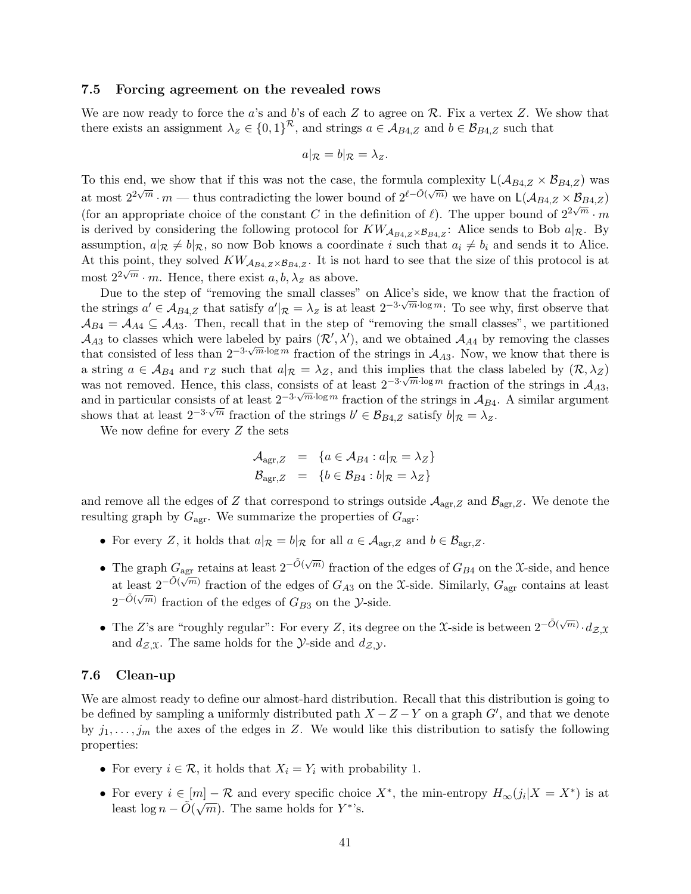### 7.5 Forcing agreement on the revealed rows

We are now ready to force the $a$'s and $b$'s of each $Z$ to agree on $\mathcal{R}$. Fix a vertex $Z$. We show that there exists an assignment $\lambda_Z \in \{0,1\}^{\mathcal{R}}$, and strings $a \in \mathcal{A}_{B4,Z}$ and $b \in \mathcal{B}_{B4,Z}$ such that

$$a|_{\mathcal{R}} = b|_{\mathcal{R}} = \lambda_Z.$$

To this end, we show that if this was not the case, the formula complexity $\mathsf{L}(\mathcal{A}_{B4,Z} \times \mathcal{B}_{B4,Z})$ was at most $2^{2\sqrt{m}} \cdot m$ — thus contradicting the lower bound of $2^{\ell - \tilde{O}(\sqrt{m})}$ we have on $\mathsf{L}(\mathcal{A}_{B4,Z} \times \mathcal{B}_{B4,Z})$ (for an appropriate choice of the constant $C$ in the definition of $\ell$). The upper bound of $2^{2\sqrt{m}} \cdot m$ is derived by considering the following protocol for $KW_{\mathcal{A}_{B4,Z} \times \mathcal{B}_{B4,Z}}$: Alice sends to Bob $a|_{\mathcal{R}}$. By assumption, $a|_{\mathcal{R}} \neq b|_{\mathcal{R}}$, so now Bob knows a coordinate $i$ such that $a_i \neq b_i$ and sends it to Alice. At this point, they solved $KW_{\mathcal{A}_{B4,Z} \times \mathcal{B}_{B4,Z}}$. It is not hard to see that the size of this protocol is at most $2^{2\sqrt{m}} \cdot m$. Hence, there exist $a, b, \lambda_Z$ as above.

Due to the step of "removing the small classes" on Alice's side, we know that the fraction of the strings $a' \in \mathcal{A}_{B4,Z}$ that satisfy $a'|_{\mathcal{R}} = \lambda_Z$ is at least $2^{-3\cdot\sqrt{m}\cdot\log m}$: To see why, first observe that $\mathcal{A}_{B4} = \mathcal{A}_{A4} \subseteq \mathcal{A}_{A3}$. Then, recall that in the step of "removing the small classes", we partitioned $\mathcal{A}_{A3}$ to classes which were labeled by pairs $(\mathcal{R}', \lambda')$, and we obtained $\mathcal{A}_{A4}$ by removing the classes that consisted of less than $2^{-3\cdot\sqrt{m}\cdot\log m}$ fraction of the strings in $\mathcal{A}_{A3}$. Now, we know that there is a string $a \in \mathcal{A}_{B4}$ and $r_Z$ such that $a|_{\mathcal{R}} = \lambda_Z$, and this implies that the class labeled by $(\mathcal{R}, \lambda_Z)$ was not removed. Hence, this class, consists of at least $2^{-3\cdot\sqrt{m}\cdot\log m}$ fraction of the strings in $\mathcal{A}_{A3}$, and in particular consists of at least $2^{-3\cdot\sqrt{m}\cdot\log m}$ fraction of the strings in $\mathcal{A}_{B4}$. A similar argument shows that at least $2^{-3\cdot\sqrt{m}}$ fraction of the strings $b' \in \mathcal{B}_{B4,Z}$ satisfy $b|_{\mathcal{R}} = \lambda_z$.

We now define for every $Z$ the sets

$$\begin{aligned}
\mathcal{A}_{\text{agr},Z} &= \{a \in \mathcal{A}_{B4} : a|_{\mathcal{R}} = \lambda_Z\} \\
\mathcal{B}_{\text{agr},Z} &= \{b \in \mathcal{B}_{B4} : b|_{\mathcal{R}} = \lambda_Z\}
\end{aligned}$$

and remove all the edges of $Z$ that correspond to strings outside $\mathcal{A}_{\text{agr},Z}$ and $\mathcal{B}_{\text{agr},Z}$. We denote the resulting graph by $G_{\text{agr}}$. We summarize the properties of $G_{\text{agr}}$:

- For every $Z$, it holds that $a|_{\mathcal{R}} = b|_{\mathcal{R}}$ for all $a \in \mathcal{A}_{\text{agr},Z}$ and $b \in \mathcal{B}_{\text{agr},Z}$.
- The graph $G_{\text{agr}}$ retains at least $2^{-\tilde{O}(\sqrt{m})}$ fraction of the edges of $G_{B4}$ on the $\mathcal{X}$-side, and hence at least $2^{-\tilde{O}(\sqrt{m})}$ fraction of the edges of $G_{A3}$ on the $\mathcal{X}$-side. Similarly, $G_{\text{agr}}$ contains at least $2^{-\tilde{O}(\sqrt{m})}$ fraction of the edges of $G_{B3}$ on the $\mathcal{Y}$-side.
- The $Z$'s are "roughly regular": For every $Z$, its degree on the $\mathcal{X}$-side is between $2^{-\tilde{O}(\sqrt{m})} \cdot d_{\mathcal{Z},\mathcal{X}}$ and $d_{\mathcal{Z},\mathcal{X}}$. The same holds for the $\mathcal{Y}$-side and $d_{\mathcal{Z},\mathcal{Y}}$.

### 7.6 Clean-up

We are almost ready to define our almost-hard distribution. Recall that this distribution is going to be defined by sampling a uniformly distributed path $X - Z - Y$ on a graph $G'$, and that we denote by $j_1, \ldots, j_m$ the axes of the edges in $Z$. We would like this distribution to satisfy the following properties:

- For every $i \in \mathcal{R}$, it holds that $X_i = Y_i$ with probability 1.
- For every $i \in [m] - \mathcal{R}$ and every specific choice $X^*$, the min-entropy $H_\infty(j_i | X = X^*)$ is at least $\log n - \tilde{O}(\sqrt{m})$. The same holds for $Y^*$'s.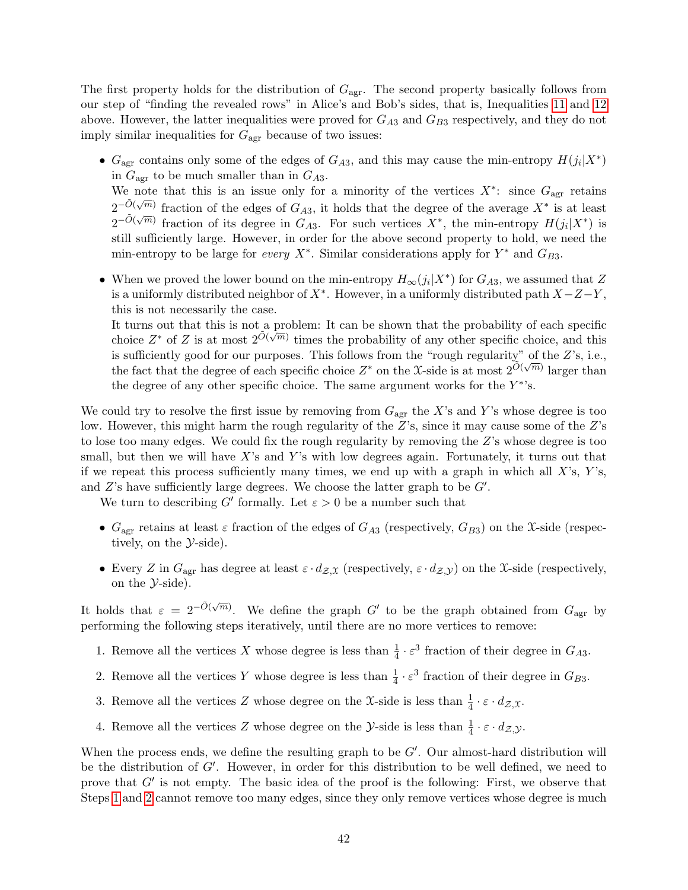The first property holds for the distribution of $G_{\text{agr}}$. The second property basically follows from our step of "finding the revealed rows" in Alice's and Bob's sides, that is, Inequalities 11 and 12 above. However, the latter inequalities were proved for $G_{A3}$ and $G_{B3}$ respectively, and they do not imply similar inequalities for $G_{\text{agr}}$ because of two issues:

- $G_{\text{agr}}$ contains only some of the edges of $G_{A3}$, and this may cause the min-entropy $H(j_i|X^*)$ in $G_{\text{agr}}$ to be much smaller than in $G_{A3}$.
  We note that this is an issue only for a minority of the vertices $X^*$: since $G_{\text{agr}}$ retains $2^{-\tilde{O}(\sqrt{m})}$ fraction of the edges of $G_{A3}$, it holds that the degree of the average $X^*$ is at least $2^{-\tilde{O}(\sqrt{m})}$ fraction of its degree in $G_{A3}$. For such vertices $X^*$, the min-entropy $H(j_i|X^*)$ is still sufficiently large. However, in order for the above second property to hold, we need the min-entropy to be large for *every* $X^*$. Similar considerations apply for $Y^*$ and $G_{B3}$.

- When we proved the lower bound on the min-entropy $H_\infty(j_i|X^*)$ for $G_{A3}$, we assumed that $Z$ is a uniformly distributed neighbor of $X^*$. However, in a uniformly distributed path $X-Z-Y$, this is not necessarily the case.
  It turns out that this is not a problem: It can be shown that the probability of each specific choice $Z^*$ of $Z$ is at most $2^{\tilde{O}(\sqrt{m})}$ times the probability of any other specific choice, and this is sufficiently good for our purposes. This follows from the "rough regularity" of the $Z$'s, i.e., the fact that the degree of each specific choice $Z^*$ on the $\mathcal{X}$-side is at most $2^{\tilde{O}(\sqrt{m})}$ larger than the degree of any other specific choice. The same argument works for the $Y^*$'s.

We could try to resolve the first issue by removing from $G_{\text{agr}}$ the $X$'s and $Y$'s whose degree is too low. However, this might harm the rough regularity of the $Z$'s, since it may cause some of the $Z$'s to lose too many edges. We could fix the rough regularity by removing the $Z$'s whose degree is too small, but then we will have $X$'s and $Y$'s with low degrees again. Fortunately, it turns out that if we repeat this process sufficiently many times, we end up with a graph in which all $X$'s, $Y$'s, and $Z$'s have sufficiently large degrees. We choose the latter graph to be $G'$.

We turn to describing $G'$ formally. Let $\varepsilon > 0$ be a number such that

- $G_{\text{agr}}$ retains at least $\varepsilon$ fraction of the edges of $G_{A3}$ (respectively, $G_{B3}$) on the $\mathcal{X}$-side (respectively, on the $\mathcal{Y}$-side).
- Every $Z$ in $G_{\text{agr}}$ has degree at least $\varepsilon \cdot d_{\mathcal{Z},\mathcal{X}}$ (respectively, $\varepsilon \cdot d_{\mathcal{Z},\mathcal{Y}}$) on the $\mathcal{X}$-side (respectively, on the $\mathcal{Y}$-side).

It holds that $\varepsilon = 2^{-\tilde{O}(\sqrt{m})}$. We define the graph $G'$ to be the graph obtained from $G_{\text{agr}}$ by performing the following steps iteratively, until there are no more vertices to remove:

1. Remove all the vertices $X$ whose degree is less than $\frac{1}{4} \cdot \varepsilon^3$ fraction of their degree in $G_{A3}$.
2. Remove all the vertices $Y$ whose degree is less than $\frac{1}{4} \cdot \varepsilon^3$ fraction of their degree in $G_{B3}$.
3. Remove all the vertices $Z$ whose degree on the $\mathcal{X}$-side is less than $\frac{1}{4} \cdot \varepsilon \cdot d_{\mathcal{Z},\mathcal{X}}$.
4. Remove all the vertices $Z$ whose degree on the $\mathcal{Y}$-side is less than $\frac{1}{4} \cdot \varepsilon \cdot d_{\mathcal{Z},\mathcal{Y}}$.

When the process ends, we define the resulting graph to be $G'$. Our almost-hard distribution will be the distribution of $G'$. However, in order for this distribution to be well defined, we need to prove that $G'$ is not empty. The basic idea of the proof is the following: First, we observe that Steps 1 and 2 cannot remove too many edges, since they only remove vertices whose degree is much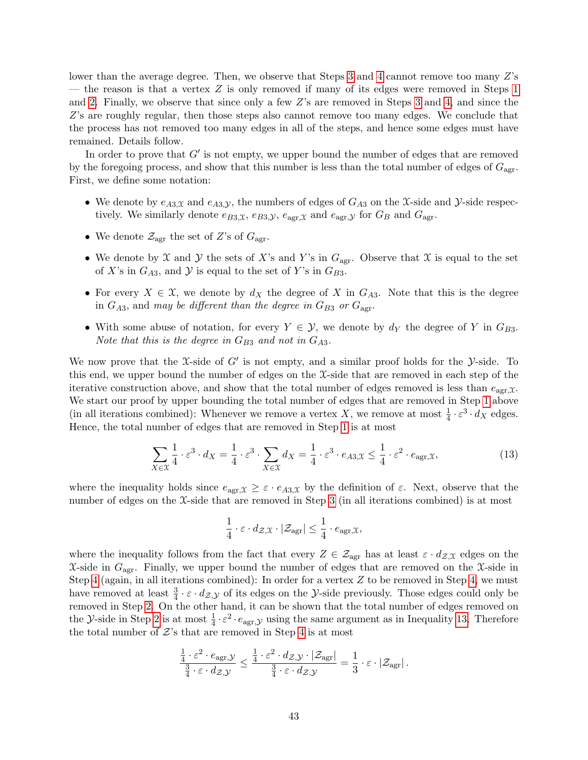lower than the average degree. Then, we observe that Steps 3 and 4 cannot remove too many $Z$'s — the reason is that a vertex $Z$ is only removed if many of its edges were removed in Steps 1 and 2. Finally, we observe that since only a few $Z$'s are removed in Steps 3 and 4, and since the $Z$'s are roughly regular, then those steps also cannot remove too many edges. We conclude that the process has not removed too many edges in all of the steps, and hence some edges must have remained. Details follow.

In order to prove that $G'$ is not empty, we upper bound the number of edges that are removed by the foregoing process, and show that this number is less than the total number of edges of $G_{\text{agr}}$. First, we define some notation:

- We denote by $e_{A3,\mathcal{X}}$ and $e_{A3,\mathcal{Y}}$, the numbers of edges of $G_{A3}$ on the $\mathcal{X}$-side and $\mathcal{Y}$-side respectively. We similarly denote $e_{B3,\mathcal{X}}$, $e_{B3,\mathcal{Y}}$, $e_{\text{agr},\mathcal{X}}$ and $e_{\text{agr},\mathcal{Y}}$ for $G_B$ and $G_{\text{agr}}$.
- We denote $\mathcal{Z}_{\text{agr}}$ the set of $Z$'s of $G_{\text{agr}}$.
- We denote by $\mathcal{X}$ and $\mathcal{Y}$ the sets of $X$'s and $Y$'s in $G_{\text{agr}}$. Observe that $\mathcal{X}$ is equal to the set of $X$'s in $G_{A3}$, and $\mathcal{Y}$ is equal to the set of $Y$'s in $G_{B3}$.
- For every $X \in \mathcal{X}$, we denote by $d_X$ the degree of $X$ in $G_{A3}$. Note that this is the degree in $G_{A3}$, and *may be different than the degree in $G_{B3}$ or $G_{\text{agr}}$*.
- With some abuse of notation, for every $Y \in \mathcal{Y}$, we denote by $d_Y$ the degree of $Y$ in $G_{B3}$. *Note that this is the degree in $G_{B3}$ and not in $G_{A3}$.*

We now prove that the $\mathcal{X}$-side of $G'$ is not empty, and a similar proof holds for the $\mathcal{Y}$-side. To this end, we upper bound the number of edges on the $\mathcal{X}$-side that are removed in each step of the iterative construction above, and show that the total number of edges removed is less than $e_{\text{agr},\mathcal{X}}$. We start our proof by upper bounding the total number of edges that are removed in Step 1 above (in all iterations combined): Whenever we remove a vertex $X$, we remove at most $\frac{1}{4} \cdot \varepsilon^3 \cdot d_X$ edges. Hence, the total number of edges that are removed in Step 1 is at most

$$\sum_{X \in \mathcal{X}} \frac{1}{4} \cdot \varepsilon^3 \cdot d_X = \frac{1}{4} \cdot \varepsilon^3 \cdot \sum_{X \in \mathcal{X}} d_X = \frac{1}{4} \cdot \varepsilon^3 \cdot e_{A3,\mathcal{X}} \leq \frac{1}{4} \cdot \varepsilon^2 \cdot e_{\text{agr},\mathcal{X}}, \tag{13}$$

where the inequality holds since $e_{\text{agr},\mathcal{X}} \geq \varepsilon \cdot e_{A3,\mathcal{X}}$ by the definition of $\varepsilon$. Next, observe that the number of edges on the $\mathcal{X}$-side that are removed in Step 3 (in all iterations combined) is at most

$$\frac{1}{4} \cdot \varepsilon \cdot d_{\mathcal{Z},\mathcal{X}} \cdot |\mathcal{Z}_{\text{agr}}| \leq \frac{1}{4} \cdot e_{\text{agr},\mathcal{X}},$$

where the inequality follows from the fact that every $Z \in \mathcal{Z}_{\text{agr}}$ has at least $\varepsilon \cdot d_{\mathcal{Z},\mathcal{X}}$ edges on the $\mathcal{X}$-side in $G_{\text{agr}}$. Finally, we upper bound the number of edges that are removed on the $\mathcal{X}$-side in Step 4 (again, in all iterations combined): In order for a vertex $Z$ to be removed in Step 4, we must have removed at least $\frac{3}{4} \cdot \varepsilon \cdot d_{\mathcal{Z},\mathcal{Y}}$ of its edges on the $\mathcal{Y}$-side previously. Those edges could only be removed in Step 2. On the other hand, it can be shown that the total number of edges removed on the $\mathcal{Y}$-side in Step 2 is at most $\frac{1}{4} \cdot \varepsilon^2 \cdot e_{\text{agr},\mathcal{Y}}$ using the same argument as in Inequality 13. Therefore the total number of $\mathcal{Z}$'s that are removed in Step 4 is at most

$$\frac{\frac{1}{4} \cdot \varepsilon^2 \cdot e_{\text{agr},\mathcal{Y}}}{\frac{3}{4} \cdot \varepsilon \cdot d_{\mathcal{Z},\mathcal{Y}}} \leq \frac{\frac{1}{4} \cdot \varepsilon^2 \cdot d_{\mathcal{Z},\mathcal{Y}} \cdot |\mathcal{Z}_{\text{agr}}|}{\frac{3}{4} \cdot \varepsilon \cdot d_{\mathcal{Z},\mathcal{Y}}} = \frac{1}{3} \cdot \varepsilon \cdot |\mathcal{Z}_{\text{agr}}|.$$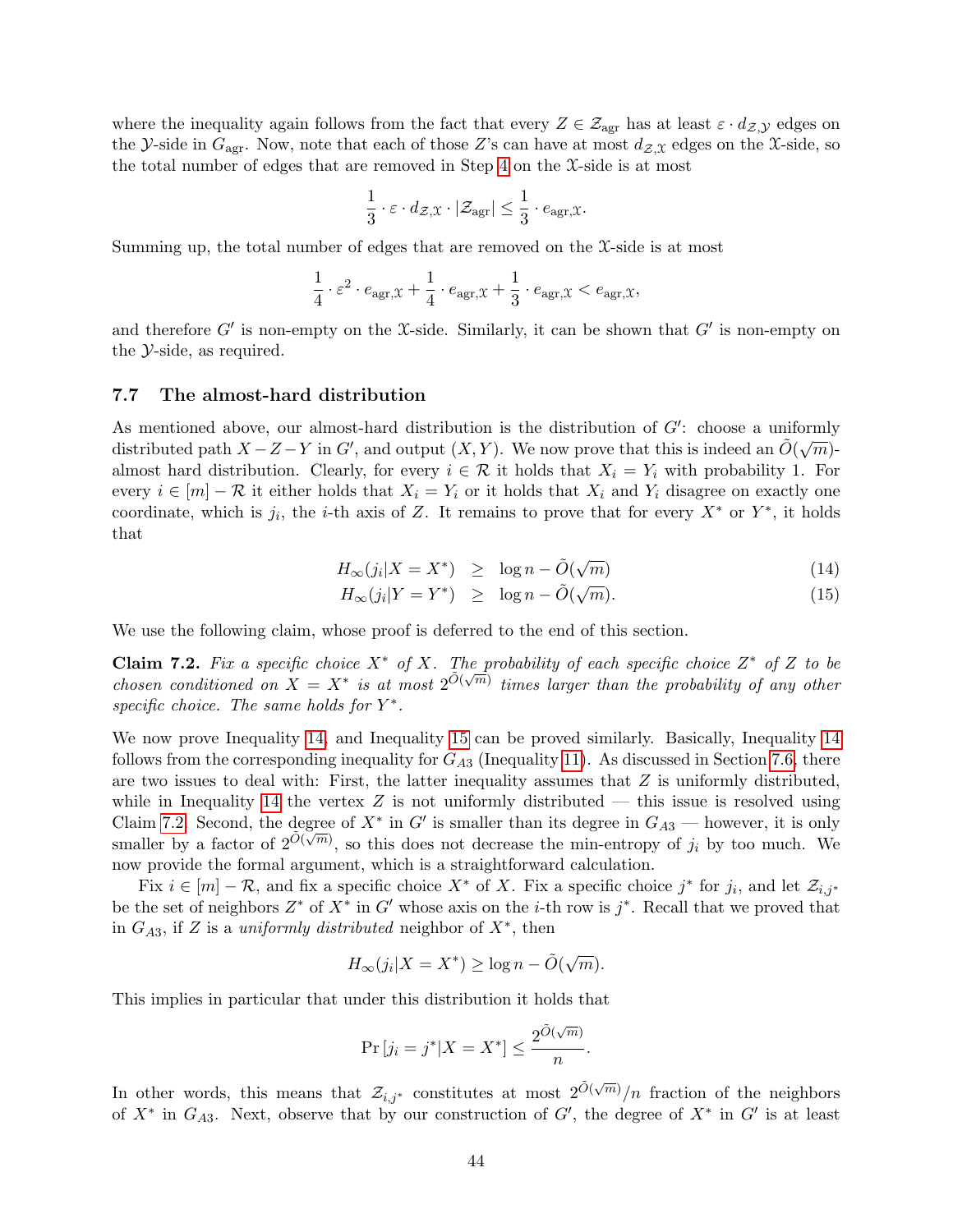where the inequality again follows from the fact that every $Z \in \mathcal{Z}_{\text{agr}}$ has at least $\varepsilon \cdot d_{\mathcal{Z},\mathcal{Y}}$ edges on the $\mathcal{Y}$-side in $G_{\text{agr}}$. Now, note that each of those $Z$'s can have at most $d_{\mathcal{Z},\mathcal{X}}$ edges on the $\mathcal{X}$-side, so the total number of edges that are removed in Step 4 on the $\mathcal{X}$-side is at most

$$\frac{1}{3} \cdot \varepsilon \cdot d_{\mathcal{Z},\mathcal{X}} \cdot |\mathcal{Z}_{\text{agr}}| \leq \frac{1}{3} \cdot e_{\text{agr},\mathcal{X}}.$$

Summing up, the total number of edges that are removed on the $\mathcal{X}$-side is at most

$$\frac{1}{4} \cdot \varepsilon^2 \cdot e_{\text{agr},\mathcal{X}} + \frac{1}{4} \cdot e_{\text{agr},\mathcal{X}} + \frac{1}{3} \cdot e_{\text{agr},\mathcal{X}} < e_{\text{agr},\mathcal{X}},$$

and therefore $G'$ is non-empty on the $\mathcal{X}$-side. Similarly, it can be shown that $G'$ is non-empty on the $\mathcal{Y}$-side, as required.

### 7.7 The almost-hard distribution

As mentioned above, our almost-hard distribution is the distribution of $G'$: choose a uniformly distributed path $X - Z - Y$ in $G'$, and output $(X, Y)$. We now prove that this is indeed an $\tilde{O}(\sqrt{m})$-almost hard distribution. Clearly, for every $i \in \mathcal{R}$ it holds that $X_i = Y_i$ with probability 1. For every $i \in [m] - \mathcal{R}$ it either holds that $X_i = Y_i$ or it holds that $X_i$ and $Y_i$ disagree on exactly one coordinate, which is $j_i$, the $i$-th axis of $Z$. It remains to prove that for every $X^*$ or $Y^*$, it holds that

$$H_\infty(j_i | X = X^*) \geq \log n - \tilde{O}(\sqrt{m}) \tag{14}$$
$$H_\infty(j_i | Y = Y^*) \geq \log n - \tilde{O}(\sqrt{m}). \tag{15}$$

We use the following claim, whose proof is deferred to the end of this section.

**Claim 7.2.** *Fix a specific choice $X^*$ of $X$. The probability of each specific choice $Z^*$ of $Z$ to be chosen conditioned on $X = X^*$ is at most $2^{\tilde{O}(\sqrt{m})}$ times larger than the probability of any other specific choice. The same holds for $Y^*$.*

We now prove Inequality 14, and Inequality 15 can be proved similarly. Basically, Inequality 14 follows from the corresponding inequality for $G_{A3}$ (Inequality 11). As discussed in Section 7.6, there are two issues to deal with: First, the latter inequality assumes that $Z$ is uniformly distributed, while in Inequality 14 the vertex $Z$ is not uniformly distributed — this issue is resolved using Claim 7.2. Second, the degree of $X^*$ in $G'$ is smaller than its degree in $G_{A3}$ — however, it is only smaller by a factor of $2^{\tilde{O}(\sqrt{m})}$, so this does not decrease the min-entropy of $j_i$ by too much. We now provide the formal argument, which is a straightforward calculation.

Fix $i \in [m] - \mathcal{R}$, and fix a specific choice $X^*$ of $X$. Fix a specific choice $j^*$ for $j_i$, and let $\mathcal{Z}_{i,j^*}$ be the set of neighbors $Z^*$ of $X^*$ in $G'$ whose axis on the $i$-th row is $j^*$. Recall that we proved that in $G_{A3}$, if $Z$ is a *uniformly distributed* neighbor of $X^*$, then

$$H_\infty(j_i | X = X^*) \geq \log n - \tilde{O}(\sqrt{m}).$$

This implies in particular that under this distribution it holds that

$$\Pr[j_i = j^* | X = X^*] \leq \frac{2^{\tilde{O}(\sqrt{m})}}{n}.$$

In other words, this means that $\mathcal{Z}_{i,j^*}$ constitutes at most $2^{\tilde{O}(\sqrt{m})}/n$ fraction of the neighbors of $X^*$ in $G_{A3}$. Next, observe that by our construction of $G'$, the degree of $X^*$ in $G'$ is at least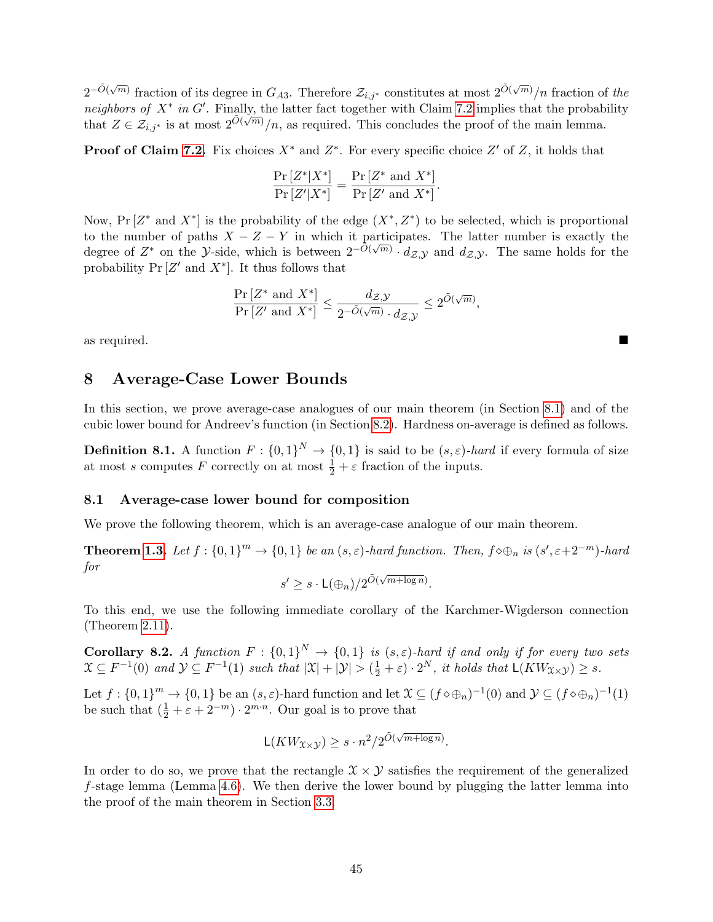$2^{-\tilde{O}(\sqrt{m})}$ fraction of its degree in $G_{A3}$. Therefore $\mathcal{Z}_{i,j^*}$ constitutes at most $2^{\tilde{O}(\sqrt{m})}/n$ fraction of *the neighbors of* $X^*$ *in* $G'$. Finally, the latter fact together with Claim 7.2 implies that the probability that $Z \in \mathcal{Z}_{i,j^*}$ is at most $2^{\tilde{O}(\sqrt{m})}/n$, as required. This concludes the proof of the main lemma.

**Proof of Claim 7.2.** Fix choices $X^*$ and $Z^*$. For every specific choice $Z'$ of $Z$, it holds that

$$\frac{\Pr[Z^*|X^*]}{\Pr[Z'|X^*]} = \frac{\Pr[Z^* \text{ and } X^*]}{\Pr[Z' \text{ and } X^*]}.$$

Now, $\Pr[Z^* \text{ and } X^*]$ is the probability of the edge $(X^*, Z^*)$ to be selected, which is proportional to the number of paths $X - Z - Y$ in which it participates. The latter number is exactly the degree of $Z^*$ on the $\mathcal{Y}$-side, which is between $2^{-\tilde{O}(\sqrt{m})} \cdot d_{\mathcal{Z},\mathcal{Y}}$ and $d_{\mathcal{Z},\mathcal{Y}}$. The same holds for the probability $\Pr[Z' \text{ and } X^*]$. It thus follows that

$$\frac{\Pr[Z^* \text{ and } X^*]}{\Pr[Z' \text{ and } X^*]} \leq \frac{d_{\mathcal{Z},\mathcal{Y}}}{2^{-\tilde{O}(\sqrt{m})} \cdot d_{\mathcal{Z},\mathcal{Y}}} \leq 2^{\tilde{O}(\sqrt{m})},$$

as required. ■

# 8 Average-Case Lower Bounds

In this section, we prove average-case analogues of our main theorem (in Section 8.1) and of the cubic lower bound for Andreev's function (in Section 8.2). Hardness on-average is defined as follows.

**Definition 8.1.** A function $F : \{0,1\}^N \to \{0,1\}$ is said to be $(s, \varepsilon)$*-hard* if every formula of size at most $s$ computes $F$ correctly on at most $\frac{1}{2} + \varepsilon$ fraction of the inputs.

## 8.1 Average-case lower bound for composition

We prove the following theorem, which is an average-case analogue of our main theorem.

**Theorem 1.3.** *Let* $f : \{0,1\}^m \to \{0,1\}$ *be an* $(s, \varepsilon)$*-hard function. Then,* $f \diamond \oplus_n$ *is* $(s', \varepsilon + 2^{-m})$*-hard for*

$$s' \geq s \cdot \mathsf{L}(\oplus_n)/2^{\tilde{O}(\sqrt{m + \log n})}.$$

To this end, we use the following immediate corollary of the Karchmer-Wigderson connection (Theorem 2.11).

**Corollary 8.2.** *A function* $F : \{0,1\}^N \to \{0,1\}$ *is* $(s, \varepsilon)$*-hard if and only if for every two sets* $\mathcal{X} \subseteq F^{-1}(0)$ *and* $\mathcal{Y} \subseteq F^{-1}(1)$ *such that* $|\mathcal{X}| + |\mathcal{Y}| > (\frac{1}{2} + \varepsilon) \cdot 2^N$*, it holds that* $\mathsf{L}(KW_{\mathcal{X} \times \mathcal{Y}}) \geq s$*.*

Let $f : \{0,1\}^m \to \{0,1\}$ be an $(s, \varepsilon)$-hard function and let $\mathcal{X} \subseteq (f \diamond \oplus_n)^{-1}(0)$ and $\mathcal{Y} \subseteq (f \diamond \oplus_n)^{-1}(1)$ be such that $(\frac{1}{2} + \varepsilon + 2^{-m}) \cdot 2^{m \cdot n}$. Our goal is to prove that

$$\mathsf{L}(KW_{\mathcal{X} \times \mathcal{Y}}) \geq s \cdot n^2/2^{\tilde{O}(\sqrt{m + \log n})}.$$

In order to do so, we prove that the rectangle $\mathcal{X} \times \mathcal{Y}$ satisfies the requirement of the generalized $f$-stage lemma (Lemma 4.6). We then derive the lower bound by plugging the latter lemma into the proof of the main theorem in Section 3.3.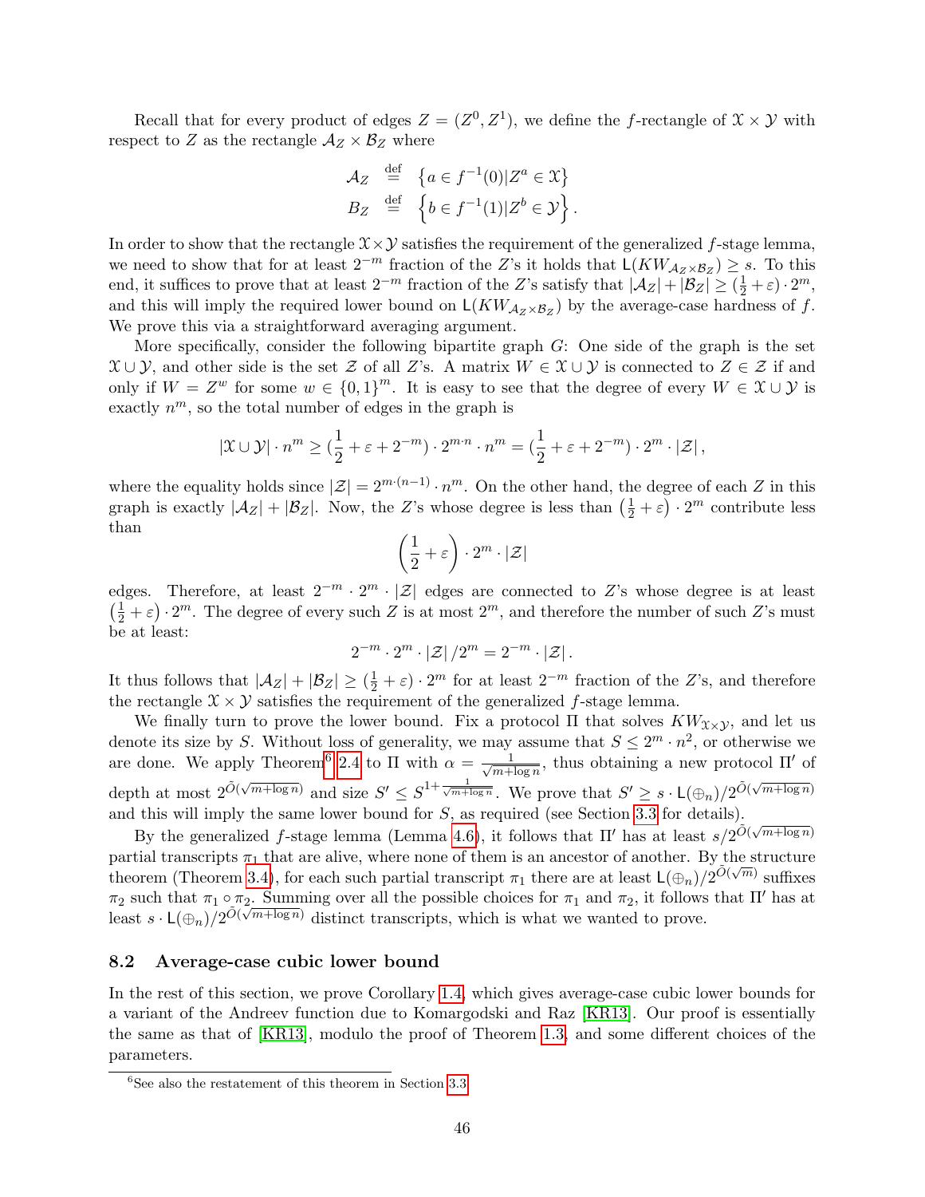Recall that for every product of edges $Z = (Z^0, Z^1)$, we define the $f$-rectangle of $\mathcal{X} \times \mathcal{Y}$ with respect to $Z$ as the rectangle $\mathcal{A}_Z \times \mathcal{B}_Z$ where

$$\mathcal{A}_Z \stackrel{\text{def}}{=} \left\{a \in f^{-1}(0) | Z^a \in \mathcal{X}\right\}$$
$$B_Z \stackrel{\text{def}}{=} \left\{b \in f^{-1}(1) | Z^b \in \mathcal{Y}\right\}.$$

In order to show that the rectangle $\mathcal{X} \times \mathcal{Y}$ satisfies the requirement of the generalized $f$-stage lemma, we need to show that for at least $2^{-m}$ fraction of the $Z$'s it holds that $\mathsf{L}(KW_{\mathcal{A}_Z \times \mathcal{B}_Z}) \geq s$. To this end, it suffices to prove that at least $2^{-m}$ fraction of the $Z$'s satisfy that $|\mathcal{A}_Z| + |\mathcal{B}_Z| \geq (\frac{1}{2} + \varepsilon) \cdot 2^m$, and this will imply the required lower bound on $\mathsf{L}(KW_{\mathcal{A}_Z \times \mathcal{B}_Z})$ by the average-case hardness of $f$. We prove this via a straightforward averaging argument.

More specifically, consider the following bipartite graph $G$: One side of the graph is the set $\mathcal{X} \cup \mathcal{Y}$, and other side is the set $\mathcal{Z}$ of all $Z$'s. A matrix $W \in \mathcal{X} \cup \mathcal{Y}$ is connected to $Z \in \mathcal{Z}$ if and only if $W = Z^w$ for some $w \in \{0,1\}^m$. It is easy to see that the degree of every $W \in \mathcal{X} \cup \mathcal{Y}$ is exactly $n^m$, so the total number of edges in the graph is

$$|\mathcal{X} \cup \mathcal{Y}| \cdot n^m \geq (\frac{1}{2} + \varepsilon + 2^{-m}) \cdot 2^{m \cdot n} \cdot n^m = (\frac{1}{2} + \varepsilon + 2^{-m}) \cdot 2^m \cdot |\mathcal{Z}|,$$

where the equality holds since $|\mathcal{Z}| = 2^{m \cdot (n-1)} \cdot n^m$. On the other hand, the degree of each $Z$ in this graph is exactly $|\mathcal{A}_Z| + |\mathcal{B}_Z|$. Now, the $Z$'s whose degree is less than $\left(\frac{1}{2} + \varepsilon\right) \cdot 2^m$ contribute less than

$$\left(\frac{1}{2} + \varepsilon\right) \cdot 2^m \cdot |\mathcal{Z}|$$

edges. Therefore, at least $2^{-m} \cdot 2^m \cdot |\mathcal{Z}|$ edges are connected to $Z$'s whose degree is at least $\left(\frac{1}{2} + \varepsilon\right) \cdot 2^m$. The degree of every such $Z$ is at most $2^m$, and therefore the number of such $Z$'s must be at least:

$$2^{-m} \cdot 2^m \cdot |\mathcal{Z}| / 2^m = 2^{-m} \cdot |\mathcal{Z}|.$$

It thus follows that $|\mathcal{A}_Z| + |\mathcal{B}_Z| \geq (\frac{1}{2} + \varepsilon) \cdot 2^m$ for at least $2^{-m}$ fraction of the $Z$'s, and therefore the rectangle $\mathcal{X} \times \mathcal{Y}$ satisfies the requirement of the generalized $f$-stage lemma.

We finally turn to prove the lower bound. Fix a protocol $\Pi$ that solves $KW_{\mathcal{X} \times \mathcal{Y}}$, and let us denote its size by $S$. Without loss of generality, we may assume that $S \leq 2^m \cdot n^2$, or otherwise we are done. We apply Theorem[6] 2.4 to $\Pi$ with $\alpha = \frac{1}{\sqrt{m + \log n}}$, thus obtaining a new protocol $\Pi'$ of depth at most $2^{\tilde{O}(\sqrt{m+\log n})}$ and size $S' \leq S^{1 + \frac{1}{\sqrt{m+\log n}}}$. We prove that $S' \geq s \cdot \mathsf{L}(\oplus_n)/2^{\tilde{O}(\sqrt{m+\log n})}$ and this will imply the same lower bound for $S$, as required (see Section 3.3 for details).

By the generalized $f$-stage lemma (Lemma 4.6), it follows that $\Pi'$ has at least $s/2^{\tilde{O}(\sqrt{m+\log n})}$ partial transcripts $\pi_1$ that are alive, where none of them is an ancestor of another. By the structure theorem (Theorem 3.4), for each such partial transcript $\pi_1$ there are at least $\mathsf{L}(\oplus_n)/2^{\tilde{O}(\sqrt{m})}$ suffixes $\pi_2$ such that $\pi_1 \circ \pi_2$. Summing over all the possible choices for $\pi_1$ and $\pi_2$, it follows that $\Pi'$ has at least $s \cdot \mathsf{L}(\oplus_n)/2^{\tilde{O}(\sqrt{m+\log n})}$ distinct transcripts, which is what we wanted to prove.

## 8.2 Average-case cubic lower bound

In the rest of this section, we prove Corollary 1.4, which gives average-case cubic lower bounds for a variant of the Andreev function due to Komargodski and Raz [KR13]. Our proof is essentially the same as that of [KR13], modulo the proof of Theorem 1.3, and some different choices of the parameters.

[6] See also the restatement of this theorem in Section 3.3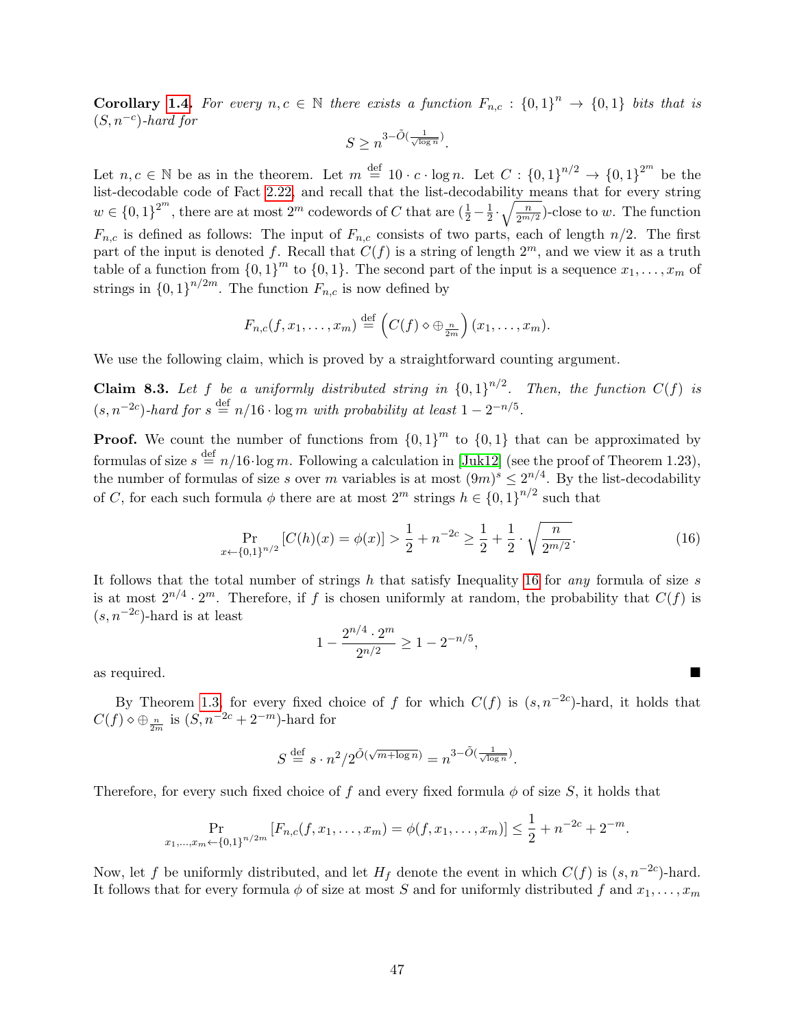**Corollary 1.4.** *For every $n, c \in \mathbb{N}$ there exists a function $F_{n,c} : \{0,1\}^n \to \{0,1\}$ bits that is $(S, n^{-c})$-hard for*

$$S \geq n^{3-\tilde{O}(\frac{1}{\sqrt{\log n}})}.$$

Let $n, c \in \mathbb{N}$ be as in the theorem. Let $m \stackrel{\text{def}}{=} 10 \cdot c \cdot \log n$. Let $C : \{0,1\}^{n/2} \to \{0,1\}^{2^m}$ be the list-decodable code of Fact 2.22, and recall that the list-decodability means that for every string $w \in \{0,1\}^{2^m}$, there are at most $2^m$ codewords of $C$ that are $(\frac{1}{2} - \frac{1}{2} \cdot \sqrt{\frac{n}{2^{m/2}}})$-close to $w$. The function $F_{n,c}$ is defined as follows: The input of $F_{n,c}$ consists of two parts, each of length $n/2$. The first part of the input is denoted $f$. Recall that $C(f)$ is a string of length $2^m$, and we view it as a truth table of a function from $\{0,1\}^m$ to $\{0,1\}$. The second part of the input is a sequence $x_1, \ldots, x_m$ of strings in $\{0,1\}^{n/2m}$. The function $F_{n,c}$ is now defined by

$$F_{n,c}(f, x_1, \ldots, x_m) \stackrel{\text{def}}{=} \left( C(f) \diamond \oplus_{\frac{n}{2m}} \right)(x_1, \ldots, x_m).$$

We use the following claim, which is proved by a straightforward counting argument.

**Claim 8.3.** *Let $f$ be a uniformly distributed string in $\{0,1\}^{n/2}$. Then, the function $C(f)$ is $(s, n^{-2c})$-hard for $s \stackrel{\text{def}}{=} n/16 \cdot \log m$ with probability at least $1 - 2^{-n/5}$.*

**Proof.** We count the number of functions from $\{0,1\}^m$ to $\{0,1\}$ that can be approximated by formulas of size $s \stackrel{\text{def}}{=} n/16 \cdot \log m$. Following a calculation in [Juk12] (see the proof of Theorem 1.23), the number of formulas of size $s$ over $m$ variables is at most $(9m)^s \leq 2^{n/4}$. By the list-decodability of $C$, for each such formula $\phi$ there are at most $2^m$ strings $h \in \{0,1\}^{n/2}$ such that

$$\Pr_{x \leftarrow \{0,1\}^{n/2}} [C(h)(x) = \phi(x)] > \frac{1}{2} + n^{-2c} \geq \frac{1}{2} + \frac{1}{2} \cdot \sqrt{\frac{n}{2^{m/2}}}. \tag{16}$$

It follows that the total number of strings $h$ that satisfy Inequality 16 for *any* formula of size $s$ is at most $2^{n/4} \cdot 2^m$. Therefore, if $f$ is chosen uniformly at random, the probability that $C(f)$ is $(s, n^{-2c})$-hard is at least

$$1 - \frac{2^{n/4} \cdot 2^m}{2^{n/2}} \geq 1 - 2^{-n/5},$$

as required. ■

By Theorem 1.3, for every fixed choice of $f$ for which $C(f)$ is $(s, n^{-2c})$-hard, it holds that $C(f) \diamond \oplus_{\frac{n}{2m}}$ is $(S, n^{-2c} + 2^{-m})$-hard for

$$S \stackrel{\text{def}}{=} s \cdot n^2 / 2^{\tilde{O}(\sqrt{m + \log n})} = n^{3-\tilde{O}(\frac{1}{\sqrt{\log n}})}.$$

Therefore, for every such fixed choice of $f$ and every fixed formula $\phi$ of size $S$, it holds that

$$\Pr_{x_1, \ldots, x_m \leftarrow \{0,1\}^{n/2m}} [F_{n,c}(f, x_1, \ldots, x_m) = \phi(f, x_1, \ldots, x_m)] \leq \frac{1}{2} + n^{-2c} + 2^{-m}.$$

Now, let $f$ be uniformly distributed, and let $H_f$ denote the event in which $C(f)$ is $(s, n^{-2c})$-hard. It follows that for every formula $\phi$ of size at most $S$ and for uniformly distributed $f$ and $x_1, \ldots, x_m$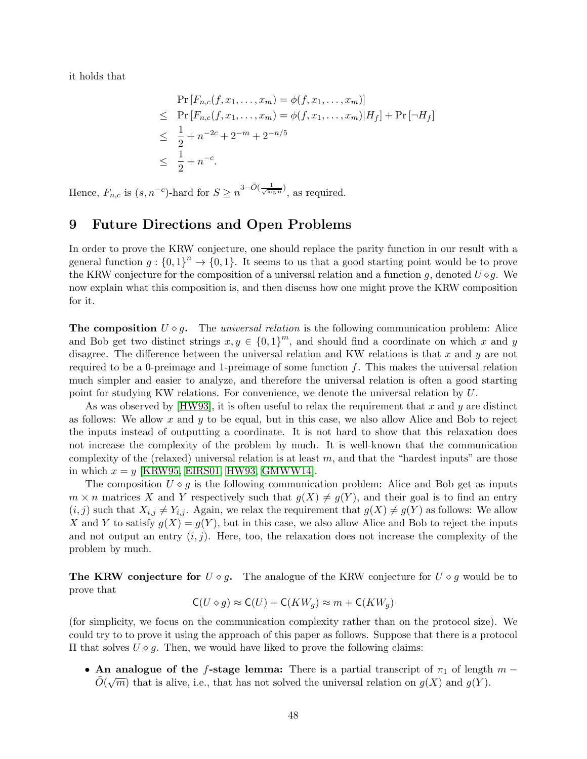it holds that

$$
\begin{aligned}
& \Pr\left[F_{n,c}(f,x_1,\ldots,x_m)=\phi(f,x_1,\ldots,x_m)\right] \\
\leq\ & \Pr\left[F_{n,c}(f,x_1,\ldots,x_m)=\phi(f,x_1,\ldots,x_m)|H_f\right]+\Pr\left[\neg H_f\right] \\
\leq\ & \frac{1}{2}+n^{-2c}+2^{-m}+2^{-n/5} \\
\leq\ & \frac{1}{2}+n^{-c}.
\end{aligned}
$$

Hence, $F_{n,c}$ is $(s,n^{-c})$-hard for $S\geq n^{3-\tilde{O}(\frac{1}{\sqrt{\log n}})}$, as required.

# 9 Future Directions and Open Problems

In order to prove the KRW conjecture, one should replace the parity function in our result with a general function $g:\{0,1\}^n\to\{0,1\}$. It seems to us that a good starting point would be to prove the KRW conjecture for the composition of a universal relation and a function $g$, denoted $U\diamond g$. We now explain what this composition is, and then discuss how one might prove the KRW composition for it.

**The composition $U\diamond g$.** The *universal relation* is the following communication problem: Alice and Bob get two distinct strings $x,y\in\{0,1\}^m$, and should find a coordinate on which $x$ and $y$ disagree. The difference between the universal relation and KW relations is that $x$ and $y$ are not required to be a 0-preimage and 1-preimage of some function $f$. This makes the universal relation much simpler and easier to analyze, and therefore the universal relation is often a good starting point for studying KW relations. For convenience, we denote the universal relation by $U$.

As was observed by [HW93], it is often useful to relax the requirement that $x$ and $y$ are distinct as follows: We allow $x$ and $y$ to be equal, but in this case, we also allow Alice and Bob to reject the inputs instead of outputting a coordinate. It is not hard to show that this relaxation does not increase the complexity of the problem by much. It is well-known that the communication complexity of the (relaxed) universal relation is at least $m$, and that the "hardest inputs" are those in which $x=y$ [KRW95, EIRS01, HW93, GMWW14].

The composition $U\diamond g$ is the following communication problem: Alice and Bob get as inputs $m\times n$ matrices $X$ and $Y$ respectively such that $g(X)\neq g(Y)$, and their goal is to find an entry $(i,j)$ such that $X_{i,j}\neq Y_{i,j}$. Again, we relax the requirement that $g(X)\neq g(Y)$ as follows: We allow $X$ and $Y$ to satisfy $g(X)=g(Y)$, but in this case, we also allow Alice and Bob to reject the inputs and not output an entry $(i,j)$. Here, too, the relaxation does not increase the complexity of the problem by much.

**The KRW conjecture for $U\diamond g$.** The analogue of the KRW conjecture for $U\diamond g$ would be to prove that

$$\mathsf{C}(U\diamond g)\approx\mathsf{C}(U)+\mathsf{C}(KW_g)\approx m+\mathsf{C}(KW_g)$$

(for simplicity, we focus on the communication complexity rather than on the protocol size). We could try to to prove it using the approach of this paper as follows. Suppose that there is a protocol $\Pi$ that solves $U\diamond g$. Then, we would have liked to prove the following claims:

- **An analogue of the $f$-stage lemma:** There is a partial transcript of $\pi_1$ of length $m-\tilde{O}(\sqrt{m})$ that is alive, i.e., that has not solved the universal relation on $g(X)$ and $g(Y)$.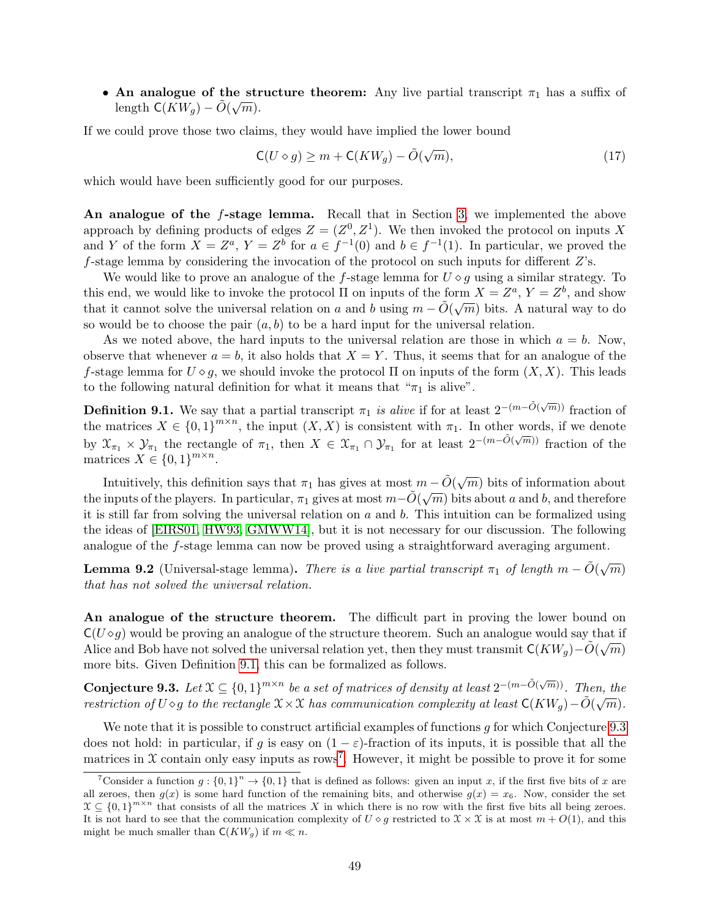- **An analogue of the structure theorem:** Any live partial transcript $\pi_1$ has a suffix of length $\mathsf{C}(KW_g) - \tilde{O}(\sqrt{m})$.

If we could prove those two claims, they would have implied the lower bound

$$\mathsf{C}(U \diamond g) \geq m + \mathsf{C}(KW_g) - \tilde{O}(\sqrt{m}), \tag{17}$$

which would have been sufficiently good for our purposes.

**An analogue of the $f$-stage lemma.** Recall that in Section 3, we implemented the above approach by defining products of edges $Z = (Z^0, Z^1)$. We then invoked the protocol on inputs $X$ and $Y$ of the form $X = Z^a$, $Y = Z^b$ for $a \in f^{-1}(0)$ and $b \in f^{-1}(1)$. In particular, we proved the $f$-stage lemma by considering the invocation of the protocol on such inputs for different $Z$'s.

We would like to prove an analogue of the $f$-stage lemma for $U \diamond g$ using a similar strategy. To this end, we would like to invoke the protocol $\Pi$ on inputs of the form $X = Z^a$, $Y = Z^b$, and show that it cannot solve the universal relation on $a$ and $b$ using $m - \tilde{O}(\sqrt{m})$ bits. A natural way to do so would be to choose the pair $(a, b)$ to be a hard input for the universal relation.

As we noted above, the hard inputs to the universal relation are those in which $a = b$. Now, observe that whenever $a = b$, it also holds that $X = Y$. Thus, it seems that for an analogue of the $f$-stage lemma for $U \diamond g$, we should invoke the protocol $\Pi$ on inputs of the form $(X, X)$. This leads to the following natural definition for what it means that "$\pi_1$ is alive".

**Definition 9.1.** We say that a partial transcript $\pi_1$ *is alive* if for at least $2^{-(m - \tilde{O}(\sqrt{m}))}$ fraction of the matrices $X \in \{0,1\}^{m \times n}$, the input $(X, X)$ is consistent with $\pi_1$. In other words, if we denote by $\mathcal{X}_{\pi_1} \times \mathcal{Y}_{\pi_1}$ the rectangle of $\pi_1$, then $X \in \mathcal{X}_{\pi_1} \cap \mathcal{Y}_{\pi_1}$ for at least $2^{-(m - \tilde{O}(\sqrt{m}))}$ fraction of the matrices $X \in \{0,1\}^{m \times n}$.

Intuitively, this definition says that $\pi_1$ has gives at most $m - \tilde{O}(\sqrt{m})$ bits of information about the inputs of the players. In particular, $\pi_1$ gives at most $m - \tilde{O}(\sqrt{m})$ bits about $a$ and $b$, and therefore it is still far from solving the universal relation on $a$ and $b$. This intuition can be formalized using the ideas of [EIRS01, HW93, GMWW14], but it is not necessary for our discussion. The following analogue of the $f$-stage lemma can now be proved using a straightforward averaging argument.

**Lemma 9.2** (Universal-stage lemma)**.** *There is a live partial transcript $\pi_1$ of length $m - \tilde{O}(\sqrt{m})$ that has not solved the universal relation.*

**An analogue of the structure theorem.** The difficult part in proving the lower bound on $\mathsf{C}(U \diamond g)$ would be proving an analogue of the structure theorem. Such an analogue would say that if Alice and Bob have not solved the universal relation yet, then they must transmit $\mathsf{C}(KW_g) - \tilde{O}(\sqrt{m})$ more bits. Given Definition 9.1, this can be formalized as follows.

**Conjecture 9.3.** *Let $\mathcal{X} \subseteq \{0,1\}^{m \times n}$ be a set of matrices of density at least $2^{-(m - \tilde{O}(\sqrt{m}))}$. Then, the restriction of $U \diamond g$ to the rectangle $\mathcal{X} \times \mathcal{X}$ has communication complexity at least $\mathsf{C}(KW_g) - \tilde{O}(\sqrt{m})$.*

We note that it is possible to construct artificial examples of functions $g$ for which Conjecture 9.3 does not hold: in particular, if $g$ is easy on $(1 - \varepsilon)$-fraction of its inputs, it is possible that all the matrices in $\mathcal{X}$ contain only easy inputs as rows[7]. However, it might be possible to prove it for some

[7] Consider a function $g : \{0,1\}^n \to \{0,1\}$ that is defined as follows: given an input $x$, if the first five bits of $x$ are all zeroes, then $g(x)$ is some hard function of the remaining bits, and otherwise $g(x) = x_6$. Now, consider the set $\mathcal{X} \subseteq \{0,1\}^{m \times n}$ that consists of all the matrices $X$ in which there is no row with the first five bits all being zeroes. It is not hard to see that the communication complexity of $U \diamond g$ restricted to $\mathcal{X} \times \mathcal{X}$ is at most $m + O(1)$, and this might be much smaller than $\mathsf{C}(KW_g)$ if $m \ll n$.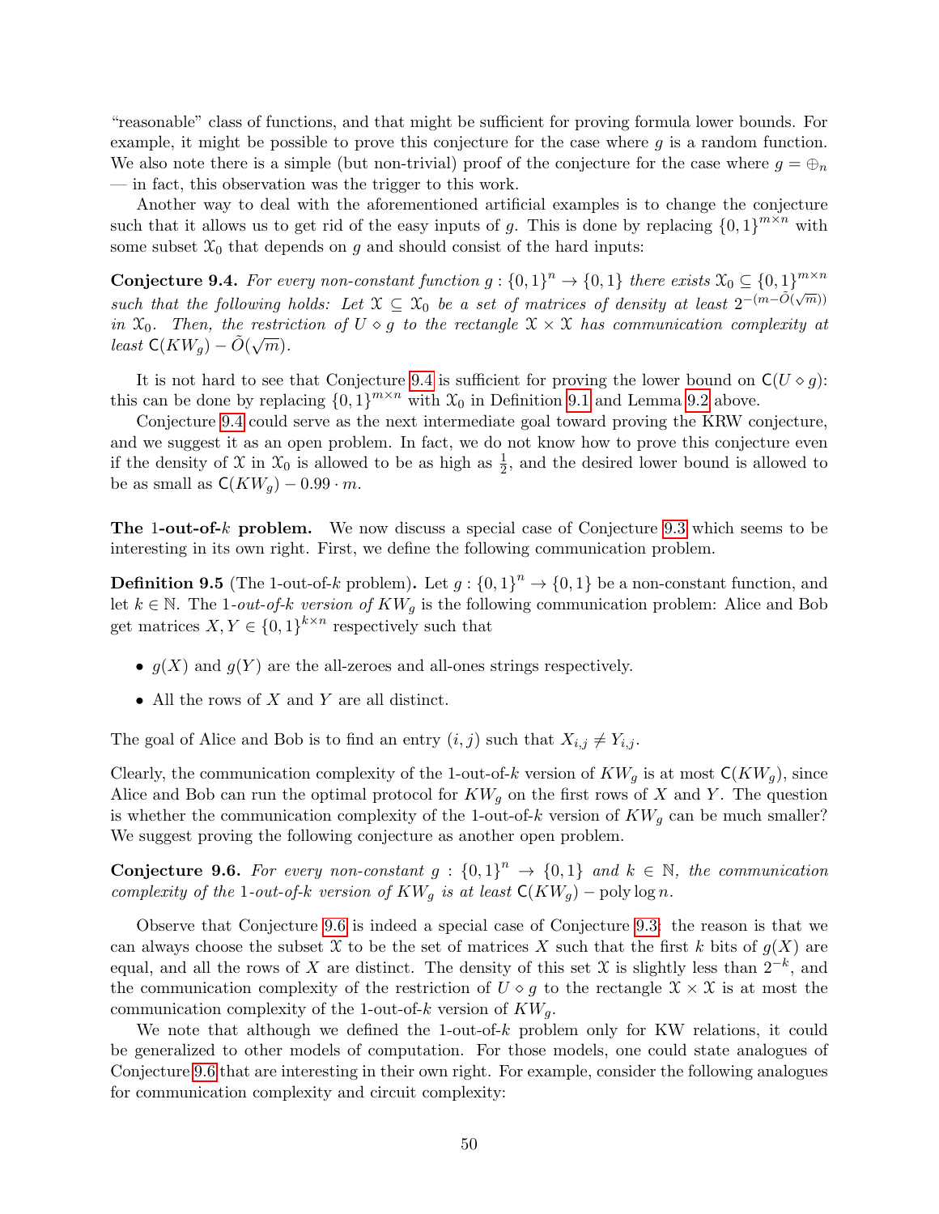"reasonable" class of functions, and that might be sufficient for proving formula lower bounds. For example, it might be possible to prove this conjecture for the case where $g$ is a random function. We also note there is a simple (but non-trivial) proof of the conjecture for the case where $g = \oplus_n$ — in fact, this observation was the trigger to this work.

Another way to deal with the aforementioned artificial examples is to change the conjecture such that it allows us to get rid of the easy inputs of $g$. This is done by replacing $\{0,1\}^{m\times n}$ with some subset $\mathcal{X}_0$ that depends on $g$ and should consist of the hard inputs:

**Conjecture 9.4.** *For every non-constant function $g : \{0,1\}^n \to \{0,1\}$ there exists $\mathcal{X}_0 \subseteq \{0,1\}^{m\times n}$ such that the following holds: Let $\mathcal{X} \subseteq \mathcal{X}_0$ be a set of matrices of density at least $2^{-(m-\tilde{O}(\sqrt{m}))}$ in $\mathcal{X}_0$. Then, the restriction of $U \diamond g$ to the rectangle $\mathcal{X} \times \mathcal{X}$ has communication complexity at least $\mathsf{C}(KW_g) - \tilde{O}(\sqrt{m})$.*

It is not hard to see that Conjecture 9.4 is sufficient for proving the lower bound on $\mathsf{C}(U \diamond g)$: this can be done by replacing $\{0,1\}^{m\times n}$ with $\mathcal{X}_0$ in Definition 9.1 and Lemma 9.2 above.

Conjecture 9.4 could serve as the next intermediate goal toward proving the KRW conjecture, and we suggest it as an open problem. In fact, we do not know how to prove this conjecture even if the density of $\mathcal{X}$ in $\mathcal{X}_0$ is allowed to be as high as $\frac{1}{2}$, and the desired lower bound is allowed to be as small as $\mathsf{C}(KW_g) - 0.99 \cdot m$.

**The 1-out-of-$k$ problem.** We now discuss a special case of Conjecture 9.3 which seems to be interesting in its own right. First, we define the following communication problem.

**Definition 9.5** (The 1-out-of-$k$ problem)**.** Let $g : \{0,1\}^n \to \{0,1\}$ be a non-constant function, and let $k \in \mathbb{N}$. The *1-out-of-$k$ version of $KW_g$* is the following communication problem: Alice and Bob get matrices $X, Y \in \{0,1\}^{k\times n}$ respectively such that

- $g(X)$ and $g(Y)$ are the all-zeroes and all-ones strings respectively.
- All the rows of $X$ and $Y$ are all distinct.

The goal of Alice and Bob is to find an entry $(i,j)$ such that $X_{i,j} \neq Y_{i,j}$.

Clearly, the communication complexity of the 1-out-of-$k$ version of $KW_g$ is at most $\mathsf{C}(KW_g)$, since Alice and Bob can run the optimal protocol for $KW_g$ on the first rows of $X$ and $Y$. The question is whether the communication complexity of the 1-out-of-$k$ version of $KW_g$ can be much smaller? We suggest proving the following conjecture as another open problem.

**Conjecture 9.6.** *For every non-constant $g : \{0,1\}^n \to \{0,1\}$ and $k \in \mathbb{N}$, the communication complexity of the 1-out-of-$k$ version of $KW_g$ is at least $\mathsf{C}(KW_g) - \operatorname{poly}\log n$.*

Observe that Conjecture 9.6 is indeed a special case of Conjecture 9.3: the reason is that we can always choose the subset $\mathcal{X}$ to be the set of matrices $X$ such that the first $k$ bits of $g(X)$ are equal, and all the rows of $X$ are distinct. The density of this set $\mathcal{X}$ is slightly less than $2^{-k}$, and the communication complexity of the restriction of $U \diamond g$ to the rectangle $\mathcal{X} \times \mathcal{X}$ is at most the communication complexity of the 1-out-of-$k$ version of $KW_g$.

We note that although we defined the 1-out-of-$k$ problem only for KW relations, it could be generalized to other models of computation. For those models, one could state analogues of Conjecture 9.6 that are interesting in their own right. For example, consider the following analogues for communication complexity and circuit complexity: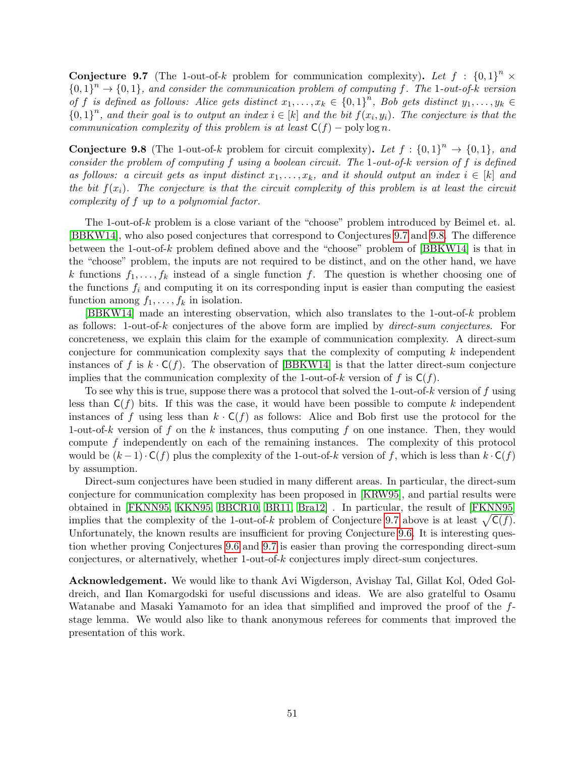**Conjecture 9.7** (The 1-out-of-$k$ problem for communication complexity)**.** *Let $f : \{0,1\}^n \times \{0,1\}^n \to \{0,1\}$, and consider the communication problem of computing $f$. The 1-out-of-$k$ version of $f$ is defined as follows: Alice gets distinct $x_1, \ldots, x_k \in \{0,1\}^n$, Bob gets distinct $y_1, \ldots, y_k \in \{0,1\}^n$, and their goal is to output an index $i \in [k]$ and the bit $f(x_i, y_i)$. The conjecture is that the communication complexity of this problem is at least $\mathsf{C}(f) - \text{poly}\log n$.*

**Conjecture 9.8** (The 1-out-of-$k$ problem for circuit complexity)**.** *Let $f : \{0,1\}^n \to \{0,1\}$, and consider the problem of computing $f$ using a boolean circuit. The 1-out-of-$k$ version of $f$ is defined as follows: a circuit gets as input distinct $x_1, \ldots, x_k$, and it should output an index $i \in [k]$ and the bit $f(x_i)$. The conjecture is that the circuit complexity of this problem is at least the circuit complexity of $f$ up to a polynomial factor.*

The 1-out-of-$k$ problem is a close variant of the "choose" problem introduced by Beimel et. al. [BBKW14], who also posed conjectures that correspond to Conjectures 9.7 and 9.8. The difference between the 1-out-of-$k$ problem defined above and the "choose" problem of [BBKW14] is that in the "choose" problem, the inputs are not required to be distinct, and on the other hand, we have $k$ functions $f_1, \ldots, f_k$ instead of a single function $f$. The question is whether choosing one of the functions $f_i$ and computing it on its corresponding input is easier than computing the easiest function among $f_1, \ldots, f_k$ in isolation.

[BBKW14] made an interesting observation, which also translates to the 1-out-of-$k$ problem as follows: 1-out-of-$k$ conjectures of the above form are implied by *direct-sum conjectures*. For concreteness, we explain this claim for the example of communication complexity. A direct-sum conjecture for communication complexity says that the complexity of computing $k$ independent instances of $f$ is $k \cdot \mathsf{C}(f)$. The observation of [BBKW14] is that the latter direct-sum conjecture implies that the communication complexity of the 1-out-of-$k$ version of $f$ is $\mathsf{C}(f)$.

To see why this is true, suppose there was a protocol that solved the 1-out-of-$k$ version of $f$ using less than $\mathsf{C}(f)$ bits. If this was the case, it would have been possible to compute $k$ independent instances of $f$ using less than $k \cdot \mathsf{C}(f)$ as follows: Alice and Bob first use the protocol for the 1-out-of-$k$ version of $f$ on the $k$ instances, thus computing $f$ on one instance. Then, they would compute $f$ independently on each of the remaining instances. The complexity of this protocol would be $(k-1) \cdot \mathsf{C}(f)$ plus the complexity of the 1-out-of-$k$ version of $f$, which is less than $k \cdot \mathsf{C}(f)$ by assumption.

Direct-sum conjectures have been studied in many different areas. In particular, the direct-sum conjecture for communication complexity has been proposed in [KRW95], and partial results were obtained in [FKNN95, KKN95, BBCR10, BR11, Bra12] . In particular, the result of [FKNN95] implies that the complexity of the 1-out-of-$k$ problem of Conjecture 9.7 above is at least $\sqrt{\mathsf{C}(f)}$. Unfortunately, the known results are insufficient for proving Conjecture 9.6. It is interesting question whether proving Conjectures 9.6 and 9.7 is easier than proving the corresponding direct-sum conjectures, or alternatively, whether 1-out-of-$k$ conjectures imply direct-sum conjectures.

**Acknowledgement.** We would like to thank Avi Wigderson, Avishay Tal, Gillat Kol, Oded Goldreich, and Ilan Komargodski for useful discussions and ideas. We are also gratelful to Osamu Watanabe and Masaki Yamamoto for an idea that simplified and improved the proof of the $f$-stage lemma. We would also like to thank anonymous referees for comments that improved the presentation of this work.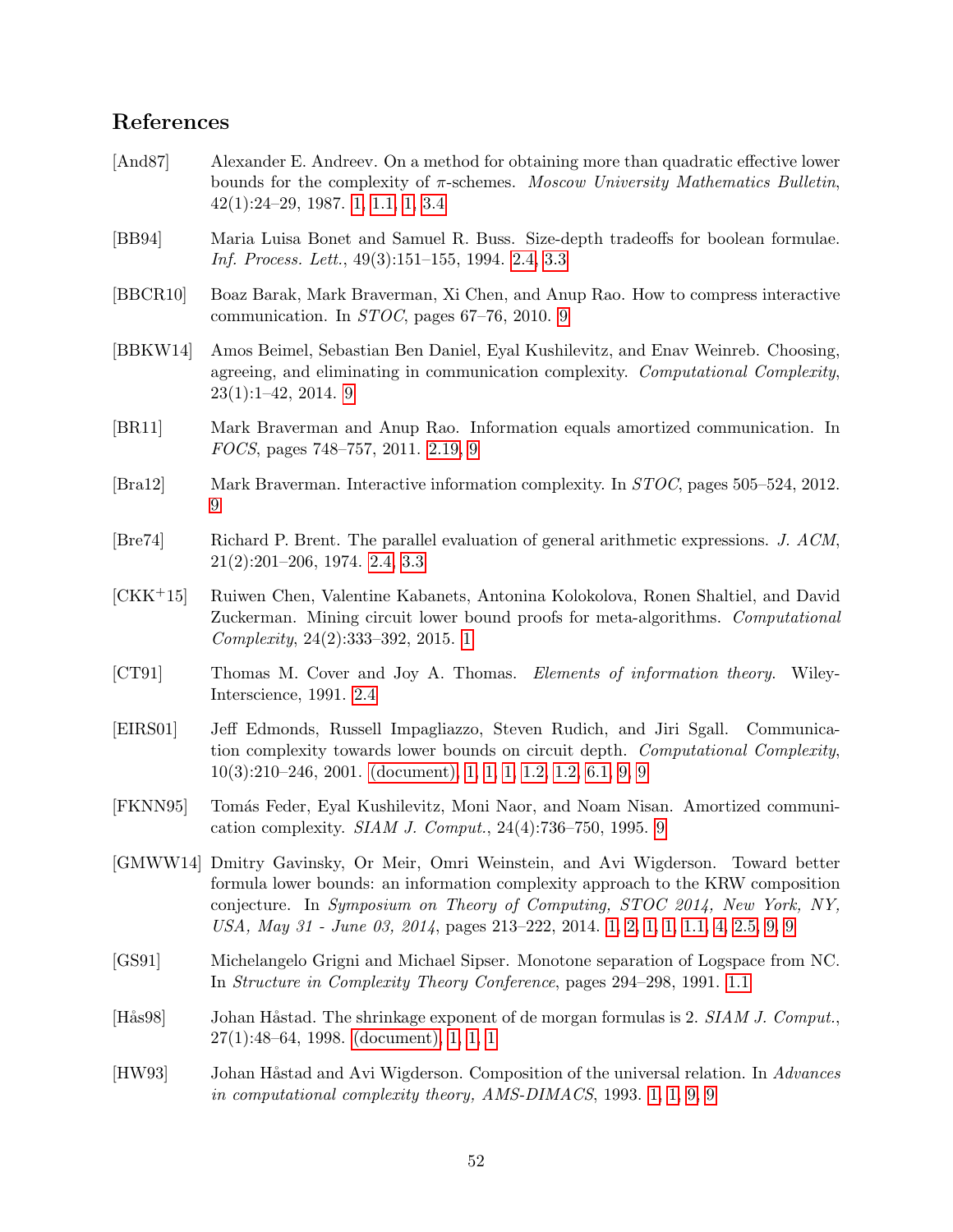## References

[And87] Alexander E. Andreev. On a method for obtaining more than quadratic effective lower bounds for the complexity of $\pi$-schemes. *Moscow University Mathematics Bulletin*, 42(1):24–29, 1987. 1, 1.1, 1, 3.4

[BB94] Maria Luisa Bonet and Samuel R. Buss. Size-depth tradeoffs for boolean formulae. *Inf. Process. Lett.*, 49(3):151–155, 1994. 2.4, 3.3

[BBCR10] Boaz Barak, Mark Braverman, Xi Chen, and Anup Rao. How to compress interactive communication. In *STOC*, pages 67–76, 2010. 9

[BBKW14] Amos Beimel, Sebastian Ben Daniel, Eyal Kushilevitz, and Enav Weinreb. Choosing, agreeing, and eliminating in communication complexity. *Computational Complexity*, 23(1):1–42, 2014. 9

[BR11] Mark Braverman and Anup Rao. Information equals amortized communication. In *FOCS*, pages 748–757, 2011. 2.19, 9

[Bra12] Mark Braverman. Interactive information complexity. In *STOC*, pages 505–524, 2012. 9

[Bre74] Richard P. Brent. The parallel evaluation of general arithmetic expressions. *J. ACM*, 21(2):201–206, 1974. 2.4, 3.3

[CKK+15] Ruiwen Chen, Valentine Kabanets, Antonina Kolokolova, Ronen Shaltiel, and David Zuckerman. Mining circuit lower bound proofs for meta-algorithms. *Computational Complexity*, 24(2):333–392, 2015. 1

[CT91] Thomas M. Cover and Joy A. Thomas. *Elements of information theory*. Wiley-Interscience, 1991. 2.4

[EIRS01] Jeff Edmonds, Russell Impagliazzo, Steven Rudich, and Jiri Sgall. Communication complexity towards lower bounds on circuit depth. *Computational Complexity*, 10(3):210–246, 2001. (document), 1, 1, 1, 1.2, 1.2, 6.1, 9, 9

[FKNN95] Tomás Feder, Eyal Kushilevitz, Moni Naor, and Noam Nisan. Amortized communication complexity. *SIAM J. Comput.*, 24(4):736–750, 1995. 9

[GMWW14] Dmitry Gavinsky, Or Meir, Omri Weinstein, and Avi Wigderson. Toward better formula lower bounds: an information complexity approach to the KRW composition conjecture. In *Symposium on Theory of Computing, STOC 2014, New York, NY, USA, May 31 - June 03, 2014*, pages 213–222, 2014. 1, 2, 1, 1, 1.1, 4, 2.5, 9, 9

[GS91] Michelangelo Grigni and Michael Sipser. Monotone separation of Logspace from NC. In *Structure in Complexity Theory Conference*, pages 294–298, 1991. 1.1

[Hås98] Johan Håstad. The shrinkage exponent of de morgan formulas is 2. *SIAM J. Comput.*, 27(1):48–64, 1998. (document), 1, 1, 1

[HW93] Johan Håstad and Avi Wigderson. Composition of the universal relation. In *Advances in computational complexity theory, AMS-DIMACS*, 1993. 1, 1, 9, 9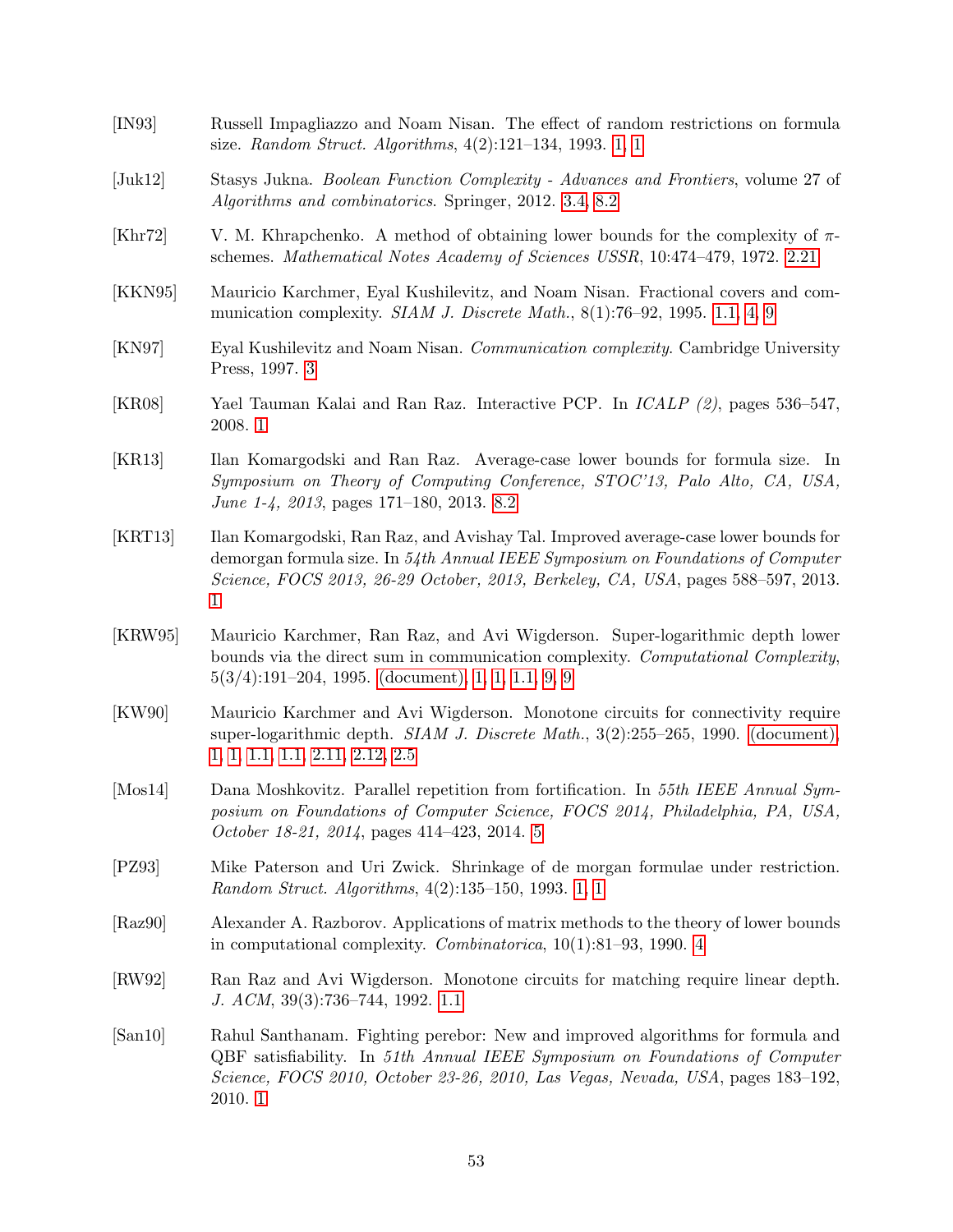[IN93] Russell Impagliazzo and Noam Nisan. The effect of random restrictions on formula size. *Random Struct. Algorithms*, 4(2):121–134, 1993. 1, 1

[Juk12] Stasys Jukna. *Boolean Function Complexity - Advances and Frontiers*, volume 27 of *Algorithms and combinatorics*. Springer, 2012. 3.4, 8.2

[Khr72] V. M. Khrapchenko. A method of obtaining lower bounds for the complexity of $\pi$-schemes. *Mathematical Notes Academy of Sciences USSR*, 10:474–479, 1972. 2.21

[KKN95] Mauricio Karchmer, Eyal Kushilevitz, and Noam Nisan. Fractional covers and communication complexity. *SIAM J. Discrete Math.*, 8(1):76–92, 1995. 1.1, 4, 9

[KN97] Eyal Kushilevitz and Noam Nisan. *Communication complexity*. Cambridge University Press, 1997. 3

[KR08] Yael Tauman Kalai and Ran Raz. Interactive PCP. In *ICALP (2)*, pages 536–547, 2008. 1

[KR13] Ilan Komargodski and Ran Raz. Average-case lower bounds for formula size. In *Symposium on Theory of Computing Conference, STOC'13, Palo Alto, CA, USA, June 1-4, 2013*, pages 171–180, 2013. 8.2

[KRT13] Ilan Komargodski, Ran Raz, and Avishay Tal. Improved average-case lower bounds for demorgan formula size. In *54th Annual IEEE Symposium on Foundations of Computer Science, FOCS 2013, 26-29 October, 2013, Berkeley, CA, USA*, pages 588–597, 2013. 1

[KRW95] Mauricio Karchmer, Ran Raz, and Avi Wigderson. Super-logarithmic depth lower bounds via the direct sum in communication complexity. *Computational Complexity*, 5(3/4):191–204, 1995. (document), 1, 1, 1.1, 9, 9

[KW90] Mauricio Karchmer and Avi Wigderson. Monotone circuits for connectivity require super-logarithmic depth. *SIAM J. Discrete Math.*, 3(2):255–265, 1990. (document), 1, 1, 1.1, 1.1, 2.11, 2.12, 2.5

[Mos14] Dana Moshkovitz. Parallel repetition from fortification. In *55th IEEE Annual Symposium on Foundations of Computer Science, FOCS 2014, Philadelphia, PA, USA, October 18-21, 2014*, pages 414–423, 2014. 5

[PZ93] Mike Paterson and Uri Zwick. Shrinkage of de morgan formulae under restriction. *Random Struct. Algorithms*, 4(2):135–150, 1993. 1, 1

[Raz90] Alexander A. Razborov. Applications of matrix methods to the theory of lower bounds in computational complexity. *Combinatorica*, 10(1):81–93, 1990. 4

[RW92] Ran Raz and Avi Wigderson. Monotone circuits for matching require linear depth. *J. ACM*, 39(3):736–744, 1992. 1.1

[San10] Rahul Santhanam. Fighting perebor: New and improved algorithms for formula and QBF satisfiability. In *51th Annual IEEE Symposium on Foundations of Computer Science, FOCS 2010, October 23-26, 2010, Las Vegas, Nevada, USA*, pages 183–192, 2010. 1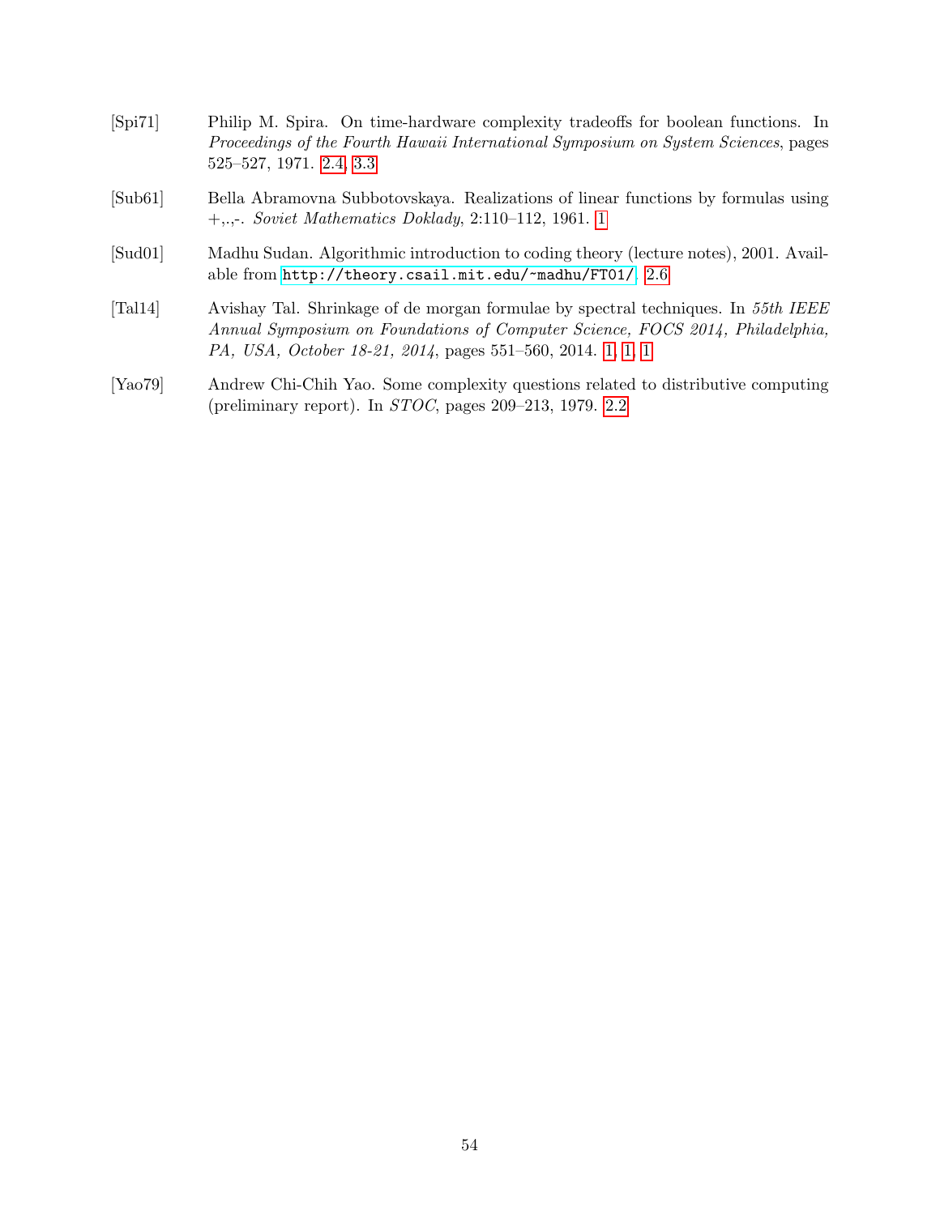[Spi71] Philip M. Spira. On time-hardware complexity tradeoffs for boolean functions. In *Proceedings of the Fourth Hawaii International Symposium on System Sciences*, pages 525–527, 1971. 2.4, 3.3

[Sub61] Bella Abramovna Subbotovskaya. Realizations of linear functions by formulas using +,.,-. *Soviet Mathematics Doklady*, 2:110–112, 1961. 1

[Sud01] Madhu Sudan. Algorithmic introduction to coding theory (lecture notes), 2001. Available from `http://theory.csail.mit.edu/~madhu/FT01/`. 2.6

[Tal14] Avishay Tal. Shrinkage of de morgan formulae by spectral techniques. In *55th IEEE Annual Symposium on Foundations of Computer Science, FOCS 2014, Philadelphia, PA, USA, October 18-21, 2014*, pages 551–560, 2014. 1, 1, 1

[Yao79] Andrew Chi-Chih Yao. Some complexity questions related to distributive computing (preliminary report). In *STOC*, pages 209–213, 1979. 2.2